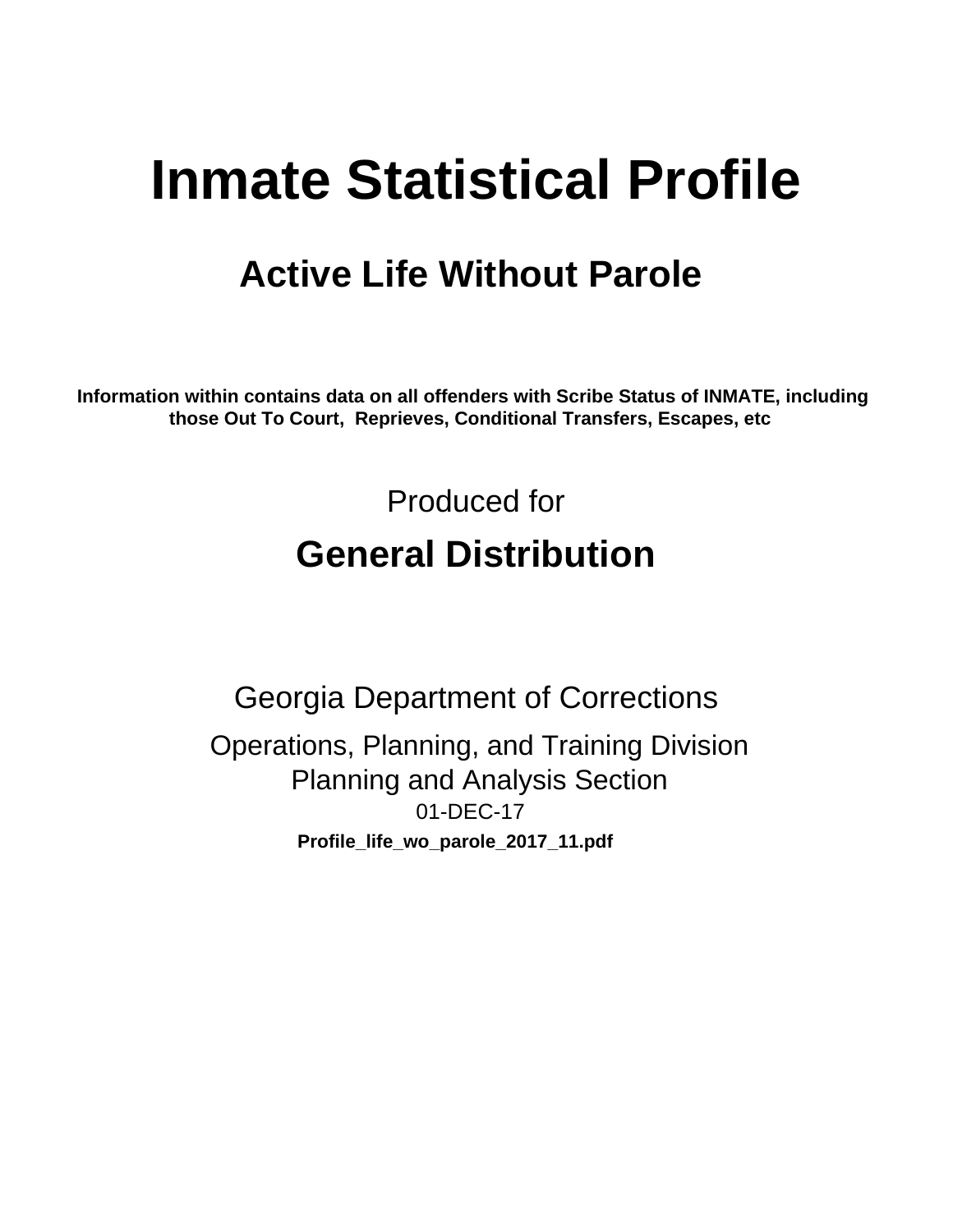# Inmate Statistical Profile

## Active Life Without Parole

**Information within contains data on all offenders with Scribe Status of INMATE, including those Out To Court, Reprieves, Conditional Transfers, Escapes, etc**

Produced for

## General Distribution

Georgia Department of Corrections

Operations, Planning, and Training Division
Planning and Analysis Section
01-DEC-17

**Profile_life_wo_parole_2017_11.pdf**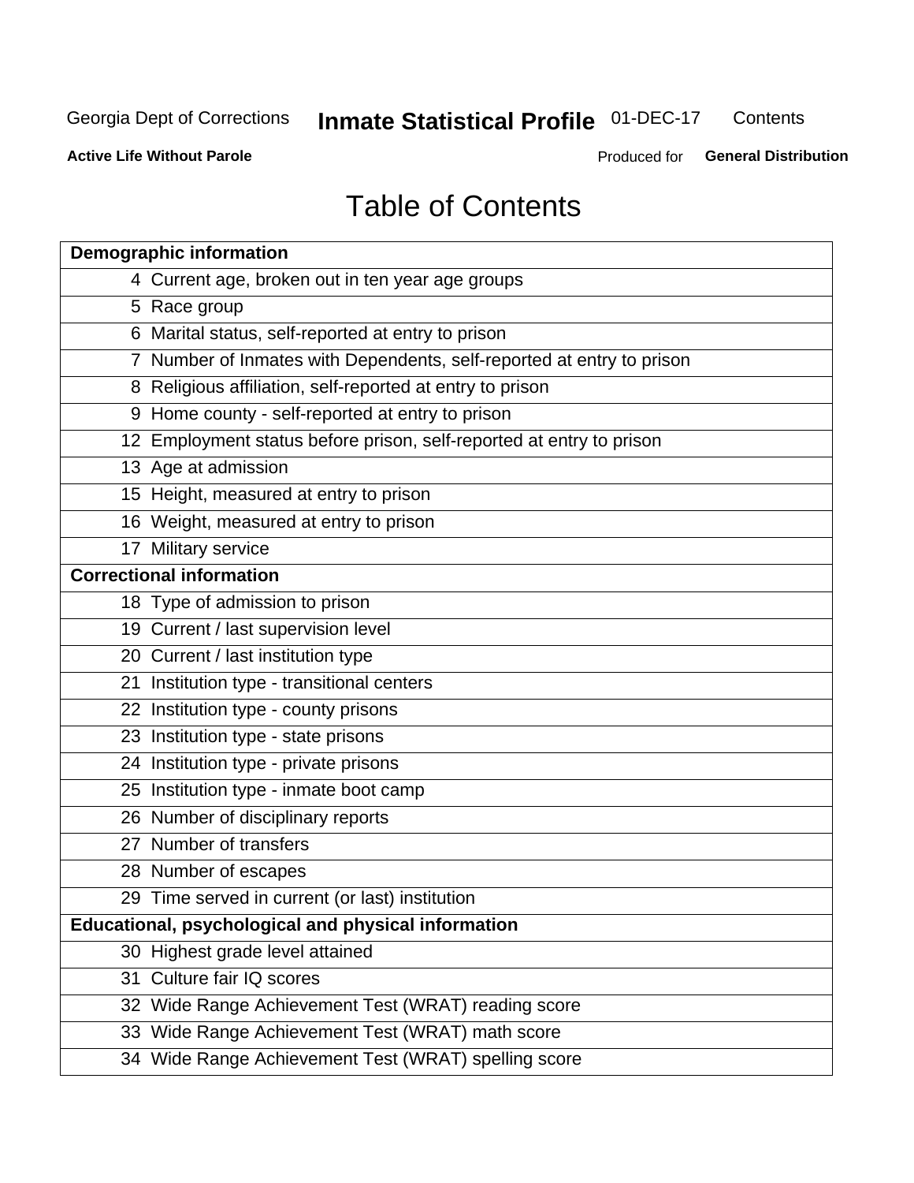# Table of Contents

| Page | Section |
|---|---|
| **Demographic information** | |
| 4 | Current age, broken out in ten year age groups |
| 5 | Race group |
| 6 | Marital status, self-reported at entry to prison |
| 7 | Number of Inmates with Dependents, self-reported at entry to prison |
| 8 | Religious affiliation, self-reported at entry to prison |
| 9 | Home county - self-reported at entry to prison |
| 12 | Employment status before prison, self-reported at entry to prison |
| 13 | Age at admission |
| 15 | Height, measured at entry to prison |
| 16 | Weight, measured at entry to prison |
| 17 | Military service |
| **Correctional information** | |
| 18 | Type of admission to prison |
| 19 | Current / last supervision level |
| 20 | Current / last institution type |
| 21 | Institution type - transitional centers |
| 22 | Institution type - county prisons |
| 23 | Institution type - state prisons |
| 24 | Institution type - private prisons |
| 25 | Institution type - inmate boot camp |
| 26 | Number of disciplinary reports |
| 27 | Number of transfers |
| 28 | Number of escapes |
| 29 | Time served in current (or last) institution |
| **Educational, psychological and physical information** | |
| 30 | Highest grade level attained |
| 31 | Culture fair IQ scores |
| 32 | Wide Range Achievement Test (WRAT) reading score |
| 33 | Wide Range Achievement Test (WRAT) math score |
| 34 | Wide Range Achievement Test (WRAT) spelling score |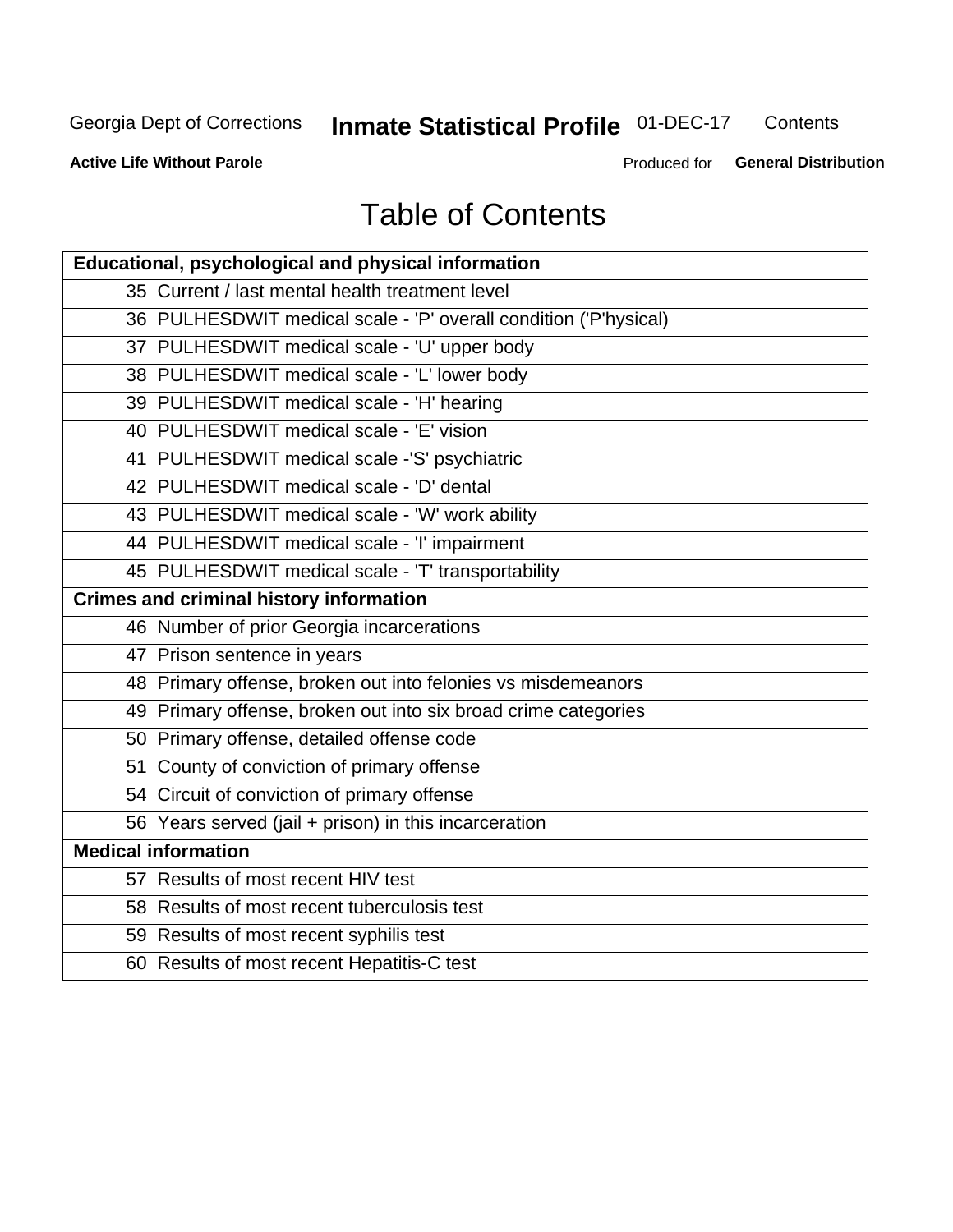# Table of Contents

| Educational, psychological and physical information |
|---|
| 35 Current / last mental health treatment level |
| 36 PULHESDWIT medical scale - 'P' overall condition ('P'hysical) |
| 37 PULHESDWIT medical scale - 'U' upper body |
| 38 PULHESDWIT medical scale - 'L' lower body |
| 39 PULHESDWIT medical scale - 'H' hearing |
| 40 PULHESDWIT medical scale - 'E' vision |
| 41 PULHESDWIT medical scale -'S' psychiatric |
| 42 PULHESDWIT medical scale - 'D' dental |
| 43 PULHESDWIT medical scale - 'W' work ability |
| 44 PULHESDWIT medical scale - 'I' impairment |
| 45 PULHESDWIT medical scale - 'T' transportability |
| **Crimes and criminal history information** |
| 46 Number of prior Georgia incarcerations |
| 47 Prison sentence in years |
| 48 Primary offense, broken out into felonies vs misdemeanors |
| 49 Primary offense, broken out into six broad crime categories |
| 50 Primary offense, detailed offense code |
| 51 County of conviction of primary offense |
| 54 Circuit of conviction of primary offense |
| 56 Years served (jail + prison) in this incarceration |
| **Medical information** |
| 57 Results of most recent HIV test |
| 58 Results of most recent tuberculosis test |
| 59 Results of most recent syphilis test |
| 60 Results of most recent Hepatitis-C test |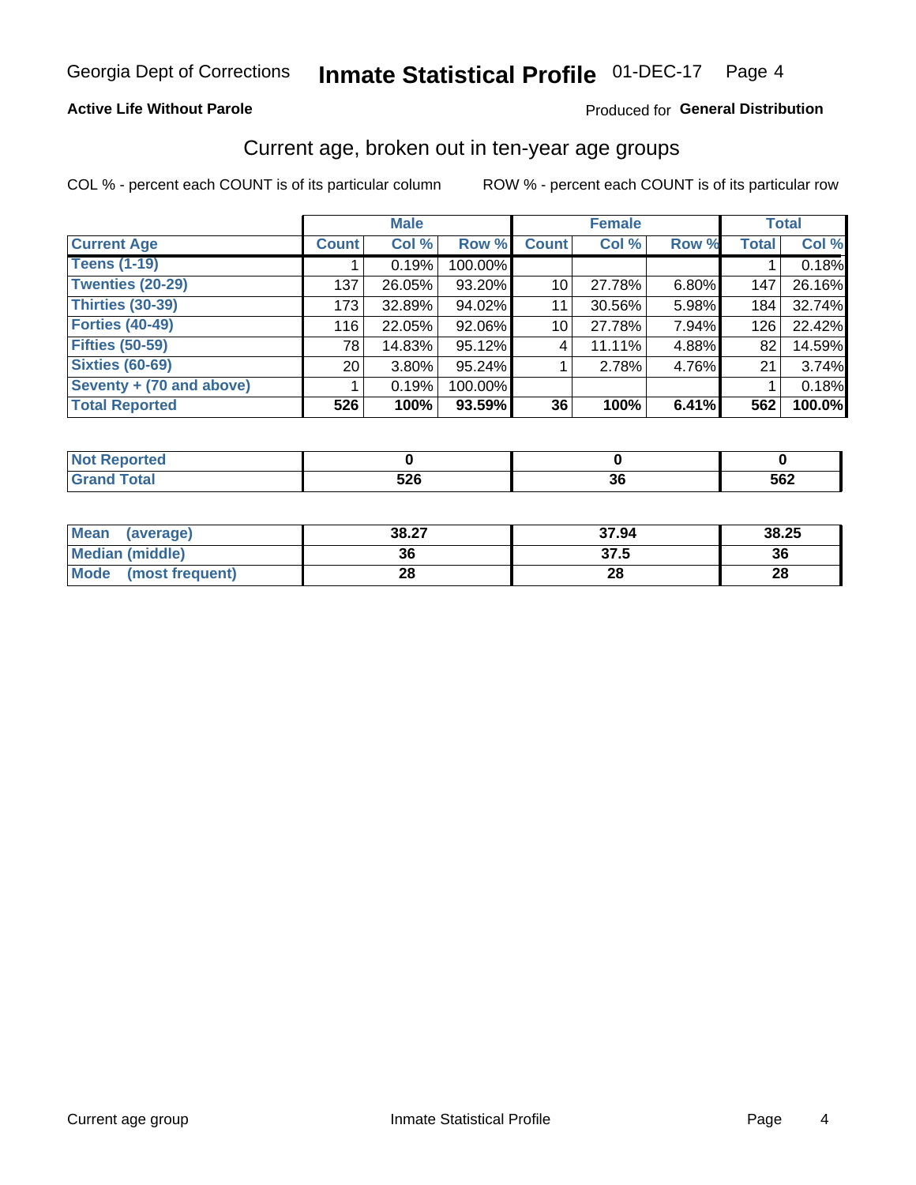Georgia Dept of Corrections **Inmate Statistical Profile** 01-DEC-17

**Active Life Without Parole**

Produced for **General Distribution**

## Current age, broken out in ten-year age groups

COL % - percent each COUNT is of its particular column ROW % - percent each COUNT is of its particular row

| | Male | | | Female | | | Total | |
|---|---|---|---|---|---|---|---|---|
| **Current Age** | **Count** | **Col %** | **Row %** | **Count** | **Col %** | **Row %** | **Total** | **Col %** |
| **Teens (1-19)** | 1 | 0.19% | 100.00% | | | | 1 | 0.18% |
| **Twenties (20-29)** | 137 | 26.05% | 93.20% | 10 | 27.78% | 6.80% | 147 | 26.16% |
| **Thirties (30-39)** | 173 | 32.89% | 94.02% | 11 | 30.56% | 5.98% | 184 | 32.74% |
| **Forties (40-49)** | 116 | 22.05% | 92.06% | 10 | 27.78% | 7.94% | 126 | 22.42% |
| **Fifties (50-59)** | 78 | 14.83% | 95.12% | 4 | 11.11% | 4.88% | 82 | 14.59% |
| **Sixties (60-69)** | 20 | 3.80% | 95.24% | 1 | 2.78% | 4.76% | 21 | 3.74% |
| **Seventy + (70 and above)** | 1 | 0.19% | 100.00% | | | | 1 | 0.18% |
| **Total Reported** | **526** | **100%** | **93.59%** | **36** | **100%** | **6.41%** | **562** | **100.0%** |

| | Male | Female | Total |
|---|---|---|---|
| **Not Reported** | **0** | **0** | **0** |
| **Grand Total** | **526** | **36** | **562** |

| | Male | Female | Total |
|---|---|---|---|
| **Mean (average)** | **38.27** | **37.94** | **38.25** |
| **Median (middle)** | **36** | **37.5** | **36** |
| **Mode (most frequent)** | **28** | **28** | **28** |

Current age group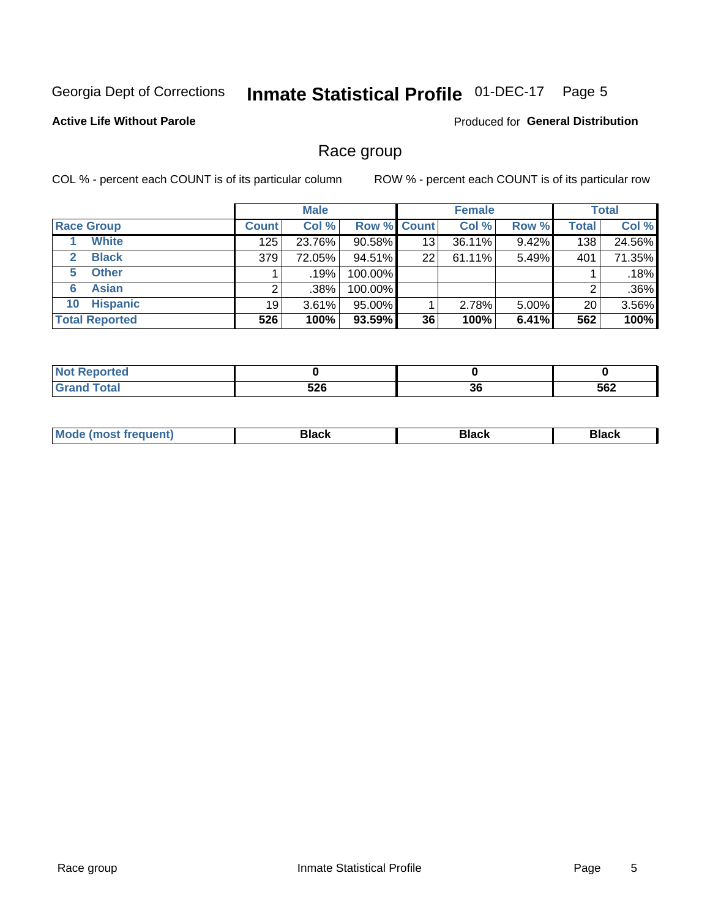Georgia Dept of Corrections **Inmate Statistical Profile** 01-DEC-17

**Active Life Without Parole**

Produced for **General Distribution**

## Race group

COL % - percent each COUNT is of its particular column

ROW % - percent each COUNT is of its particular row

| | Male | | | Female | | | Total | |
|---|---|---|---|---|---|---|---|---|
| **Race Group** | **Count** | **Col %** | **Row %** | **Count** | **Col %** | **Row %** | **Total** | **Col %** |
| 1 White | 125 | 23.76% | 90.58% | 13 | 36.11% | 9.42% | 138 | 24.56% |
| 2 Black | 379 | 72.05% | 94.51% | 22 | 61.11% | 5.49% | 401 | 71.35% |
| 5 Other | 1 | .19% | 100.00% | | | | 1 | .18% |
| 6 Asian | 2 | .38% | 100.00% | | | | 2 | .36% |
| 10 Hispanic | 19 | 3.61% | 95.00% | 1 | 2.78% | 5.00% | 20 | 3.56% |
| **Total Reported** | **526** | **100%** | **93.59%** | **36** | **100%** | **6.41%** | **562** | **100%** |

| | Male | Female | Total |
|---|---|---|---|
| **Not Reported** | **0** | **0** | **0** |
| **Grand Total** | **526** | **36** | **562** |

| | Male | Female | Total |
|---|---|---|---|
| **Mode (most frequent)** | **Black** | **Black** | **Black** |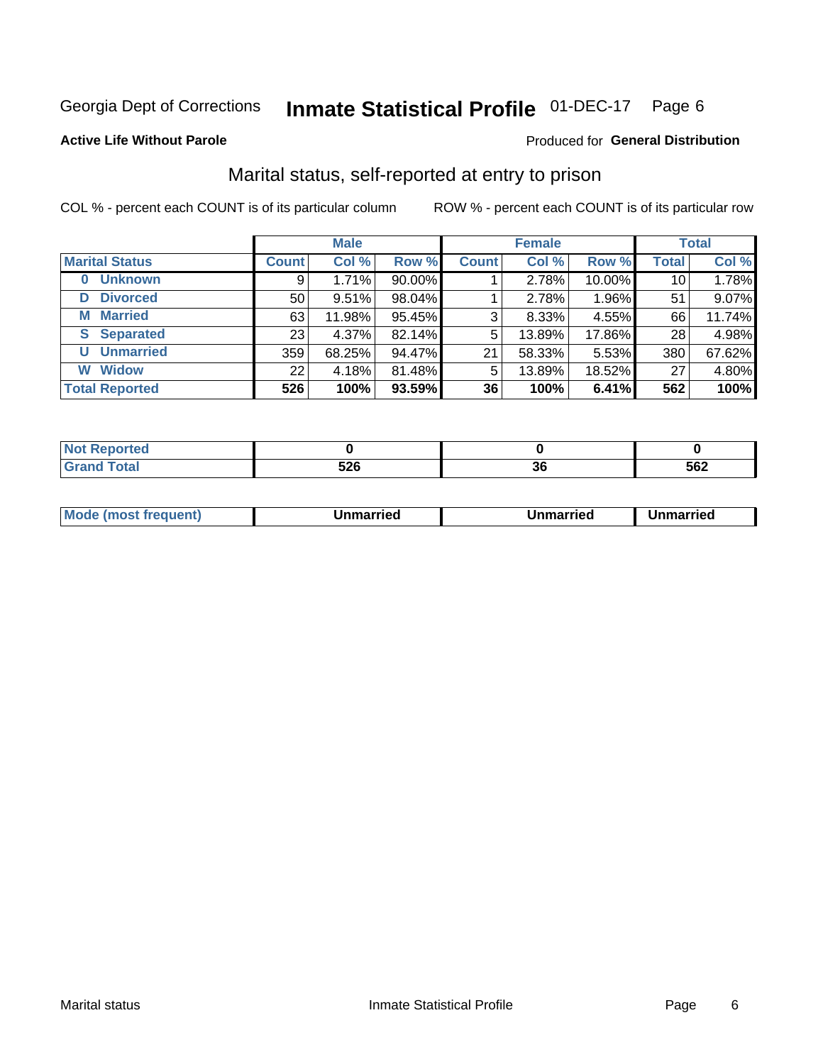Georgia Dept of Corrections **Inmate Statistical Profile** 01-DEC-17

**Active Life Without Parole**

Produced for **General Distribution**

## Marital status, self-reported at entry to prison

COL % - percent each COUNT is of its particular column

ROW % - percent each COUNT is of its particular row

| | Male | | | Female | | | Total | |
|---|---|---|---|---|---|---|---|---|
| **Marital Status** | **Count** | **Col %** | **Row %** | **Count** | **Col %** | **Row %** | **Total** | **Col %** |
| **0 Unknown** | 9 | 1.71% | 90.00% | 1 | 2.78% | 10.00% | 10 | 1.78% |
| **D Divorced** | 50 | 9.51% | 98.04% | 1 | 2.78% | 1.96% | 51 | 9.07% |
| **M Married** | 63 | 11.98% | 95.45% | 3 | 8.33% | 4.55% | 66 | 11.74% |
| **S Separated** | 23 | 4.37% | 82.14% | 5 | 13.89% | 17.86% | 28 | 4.98% |
| **U Unmarried** | 359 | 68.25% | 94.47% | 21 | 58.33% | 5.53% | 380 | 67.62% |
| **W Widow** | 22 | 4.18% | 81.48% | 5 | 13.89% | 18.52% | 27 | 4.80% |
| **Total Reported** | **526** | **100%** | **93.59%** | **36** | **100%** | **6.41%** | **562** | **100%** |

| | Male | Female | Total |
|---|---|---|---|
| **Not Reported** | **0** | **0** | **0** |
| **Grand Total** | **526** | **36** | **562** |

| | Male | Female | Total |
|---|---|---|---|
| **Mode (most frequent)** | **Unmarried** | **Unmarried** | **Unmarried** |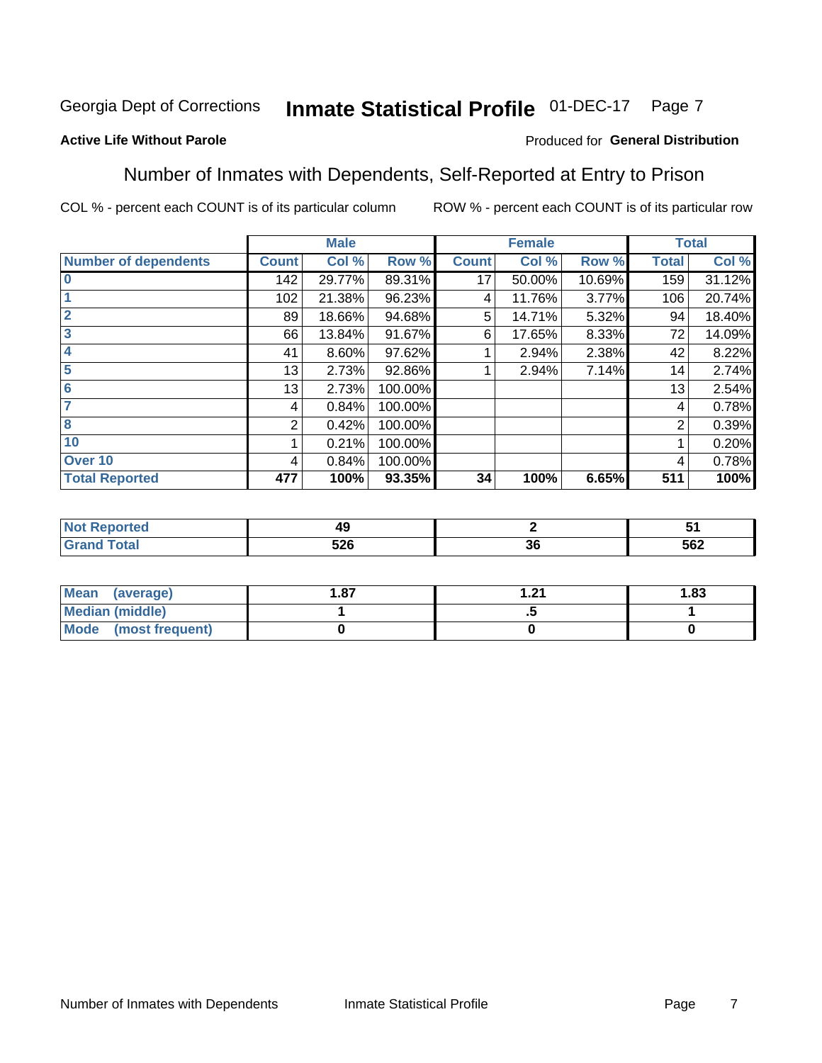Georgia Dept of Corrections **Inmate Statistical Profile** 01-DEC-17 Page 7

**Active Life Without Parole**

Produced for **General Distribution**

## Number of Inmates with Dependents, Self-Reported at Entry to Prison

COL % - percent each COUNT is of its particular column

ROW % - percent each COUNT is of its particular row

| | Male | | | Female | | | Total | |
|---|---|---|---|---|---|---|---|---|
| **Number of dependents** | **Count** | **Col %** | **Row %** | **Count** | **Col %** | **Row %** | **Total** | **Col %** |
| **0** | 142 | 29.77% | 89.31% | 17 | 50.00% | 10.69% | 159 | 31.12% |
| **1** | 102 | 21.38% | 96.23% | 4 | 11.76% | 3.77% | 106 | 20.74% |
| **2** | 89 | 18.66% | 94.68% | 5 | 14.71% | 5.32% | 94 | 18.40% |
| **3** | 66 | 13.84% | 91.67% | 6 | 17.65% | 8.33% | 72 | 14.09% |
| **4** | 41 | 8.60% | 97.62% | 1 | 2.94% | 2.38% | 42 | 8.22% |
| **5** | 13 | 2.73% | 92.86% | 1 | 2.94% | 7.14% | 14 | 2.74% |
| **6** | 13 | 2.73% | 100.00% | | | | 13 | 2.54% |
| **7** | 4 | 0.84% | 100.00% | | | | 4 | 0.78% |
| **8** | 2 | 0.42% | 100.00% | | | | 2 | 0.39% |
| **10** | 1 | 0.21% | 100.00% | | | | 1 | 0.20% |
| **Over 10** | 4 | 0.84% | 100.00% | | | | 4 | 0.78% |
| **Total Reported** | **477** | **100%** | **93.35%** | **34** | **100%** | **6.65%** | **511** | **100%** |

| | Male | Female | Total |
|---|---|---|---|
| **Not Reported** | **49** | **2** | **51** |
| **Grand Total** | **526** | **36** | **562** |

| | Male | Female | Total |
|---|---|---|---|
| **Mean (average)** | **1.87** | **1.21** | **1.83** |
| **Median (middle)** | **1** | **.5** | **1** |
| **Mode (most frequent)** | **0** | **0** | **0** |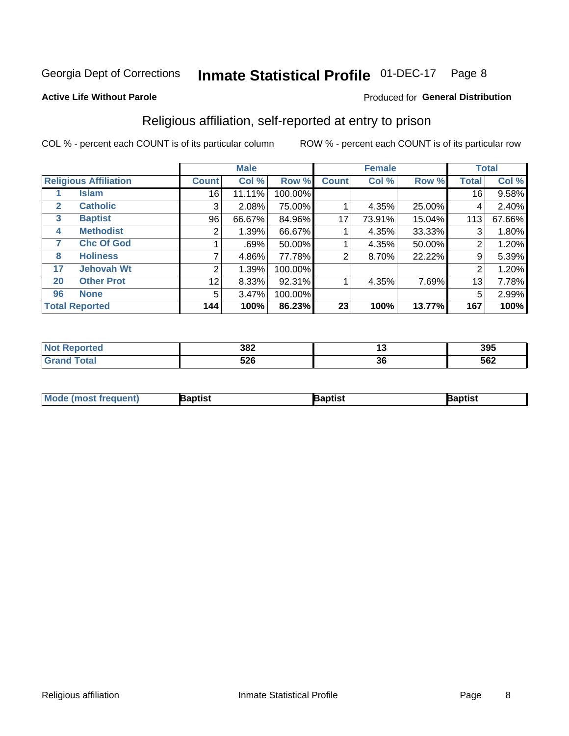Georgia Dept of Corrections **Inmate Statistical Profile** 01-DEC-17 Page 8

**Active Life Without Parole**

Produced for **General Distribution**

## Religious affiliation, self-reported at entry to prison

COL % - percent each COUNT is of its particular column ROW % - percent each COUNT is of its particular row

| | | Male | | | Female | | | Total | |
|---|---|---|---|---|---|---|---|---|---|
| **Religious Affiliation** | | **Count** | **Col %** | **Row %** | **Count** | **Col %** | **Row %** | **Total** | **Col %** |
| 1 | Islam | 16 | 11.11% | 100.00% | | | | 16 | 9.58% |
| 2 | Catholic | 3 | 2.08% | 75.00% | 1 | 4.35% | 25.00% | 4 | 2.40% |
| 3 | Baptist | 96 | 66.67% | 84.96% | 17 | 73.91% | 15.04% | 113 | 67.66% |
| 4 | Methodist | 2 | 1.39% | 66.67% | 1 | 4.35% | 33.33% | 3 | 1.80% |
| 7 | Chc Of God | 1 | .69% | 50.00% | 1 | 4.35% | 50.00% | 2 | 1.20% |
| 8 | Holiness | 7 | 4.86% | 77.78% | 2 | 8.70% | 22.22% | 9 | 5.39% |
| 17 | Jehovah Wt | 2 | 1.39% | 100.00% | | | | 2 | 1.20% |
| 20 | Other Prot | 12 | 8.33% | 92.31% | 1 | 4.35% | 7.69% | 13 | 7.78% |
| 96 | None | 5 | 3.47% | 100.00% | | | | 5 | 2.99% |
| **Total Reported** | | **144** | **100%** | **86.23%** | **23** | **100%** | **13.77%** | **167** | **100%** |

| | Male | Female | Total |
|---|---|---|---|
| **Not Reported** | **382** | **13** | **395** |
| **Grand Total** | **526** | **36** | **562** |

| | Male | Female | Total |
|---|---|---|---|
| **Mode (most frequent)** | **Baptist** | **Baptist** | **Baptist** |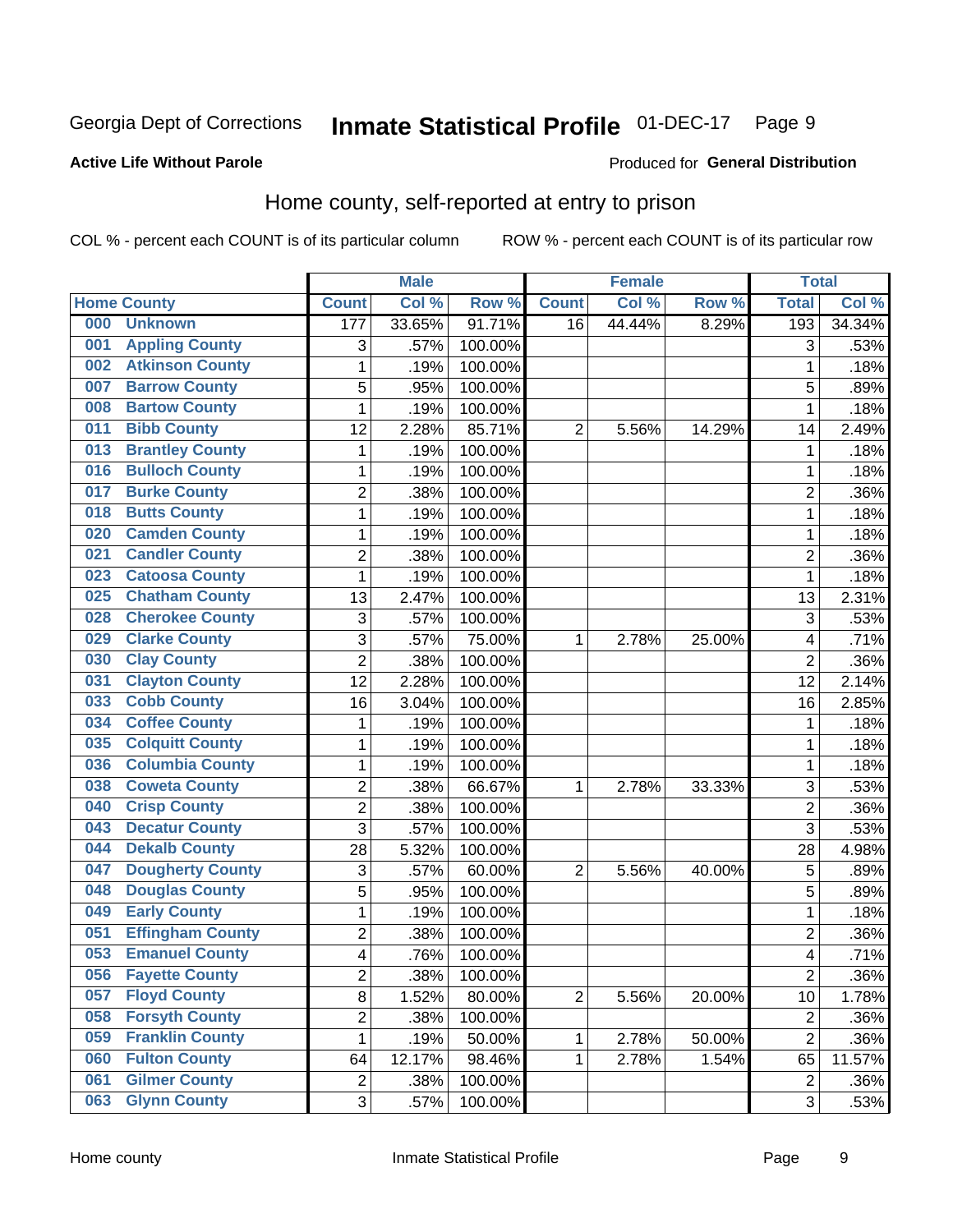Georgia Dept of Corrections **Inmate Statistical Profile** 01-DEC-17

**Active Life Without Parole**

Produced for **General Distribution**

## Home county, self-reported at entry to prison

COL % - percent each COUNT is of its particular column ROW % - percent each COUNT is of its particular row

| Home County | | Male | | | Female | | | Total | |
|---|---|---|---|---|---|---|---|---|---|
| | | Count | Col % | Row % | Count | Col % | Row % | Total | Col % |
| 000 | Unknown | 177 | 33.65% | 91.71% | 16 | 44.44% | 8.29% | 193 | 34.34% |
| 001 | Appling County | 3 | .57% | 100.00% | | | | 3 | .53% |
| 002 | Atkinson County | 1 | .19% | 100.00% | | | | 1 | .18% |
| 007 | Barrow County | 5 | .95% | 100.00% | | | | 5 | .89% |
| 008 | Bartow County | 1 | .19% | 100.00% | | | | 1 | .18% |
| 011 | Bibb County | 12 | 2.28% | 85.71% | 2 | 5.56% | 14.29% | 14 | 2.49% |
| 013 | Brantley County | 1 | .19% | 100.00% | | | | 1 | .18% |
| 016 | Bulloch County | 1 | .19% | 100.00% | | | | 1 | .18% |
| 017 | Burke County | 2 | .38% | 100.00% | | | | 2 | .36% |
| 018 | Butts County | 1 | .19% | 100.00% | | | | 1 | .18% |
| 020 | Camden County | 1 | .19% | 100.00% | | | | 1 | .18% |
| 021 | Candler County | 2 | .38% | 100.00% | | | | 2 | .36% |
| 023 | Catoosa County | 1 | .19% | 100.00% | | | | 1 | .18% |
| 025 | Chatham County | 13 | 2.47% | 100.00% | | | | 13 | 2.31% |
| 028 | Cherokee County | 3 | .57% | 100.00% | | | | 3 | .53% |
| 029 | Clarke County | 3 | .57% | 75.00% | 1 | 2.78% | 25.00% | 4 | .71% |
| 030 | Clay County | 2 | .38% | 100.00% | | | | 2 | .36% |
| 031 | Clayton County | 12 | 2.28% | 100.00% | | | | 12 | 2.14% |
| 033 | Cobb County | 16 | 3.04% | 100.00% | | | | 16 | 2.85% |
| 034 | Coffee County | 1 | .19% | 100.00% | | | | 1 | .18% |
| 035 | Colquitt County | 1 | .19% | 100.00% | | | | 1 | .18% |
| 036 | Columbia County | 1 | .19% | 100.00% | | | | 1 | .18% |
| 038 | Coweta County | 2 | .38% | 66.67% | 1 | 2.78% | 33.33% | 3 | .53% |
| 040 | Crisp County | 2 | .38% | 100.00% | | | | 2 | .36% |
| 043 | Decatur County | 3 | .57% | 100.00% | | | | 3 | .53% |
| 044 | Dekalb County | 28 | 5.32% | 100.00% | | | | 28 | 4.98% |
| 047 | Dougherty County | 3 | .57% | 60.00% | 2 | 5.56% | 40.00% | 5 | .89% |
| 048 | Douglas County | 5 | .95% | 100.00% | | | | 5 | .89% |
| 049 | Early County | 1 | .19% | 100.00% | | | | 1 | .18% |
| 051 | Effingham County | 2 | .38% | 100.00% | | | | 2 | .36% |
| 053 | Emanuel County | 4 | .76% | 100.00% | | | | 4 | .71% |
| 056 | Fayette County | 2 | .38% | 100.00% | | | | 2 | .36% |
| 057 | Floyd County | 8 | 1.52% | 80.00% | 2 | 5.56% | 20.00% | 10 | 1.78% |
| 058 | Forsyth County | 2 | .38% | 100.00% | | | | 2 | .36% |
| 059 | Franklin County | 1 | .19% | 50.00% | 1 | 2.78% | 50.00% | 2 | .36% |
| 060 | Fulton County | 64 | 12.17% | 98.46% | 1 | 2.78% | 1.54% | 65 | 11.57% |
| 061 | Gilmer County | 2 | .38% | 100.00% | | | | 2 | .36% |
| 063 | Glynn County | 3 | .57% | 100.00% | | | | 3 | .53% |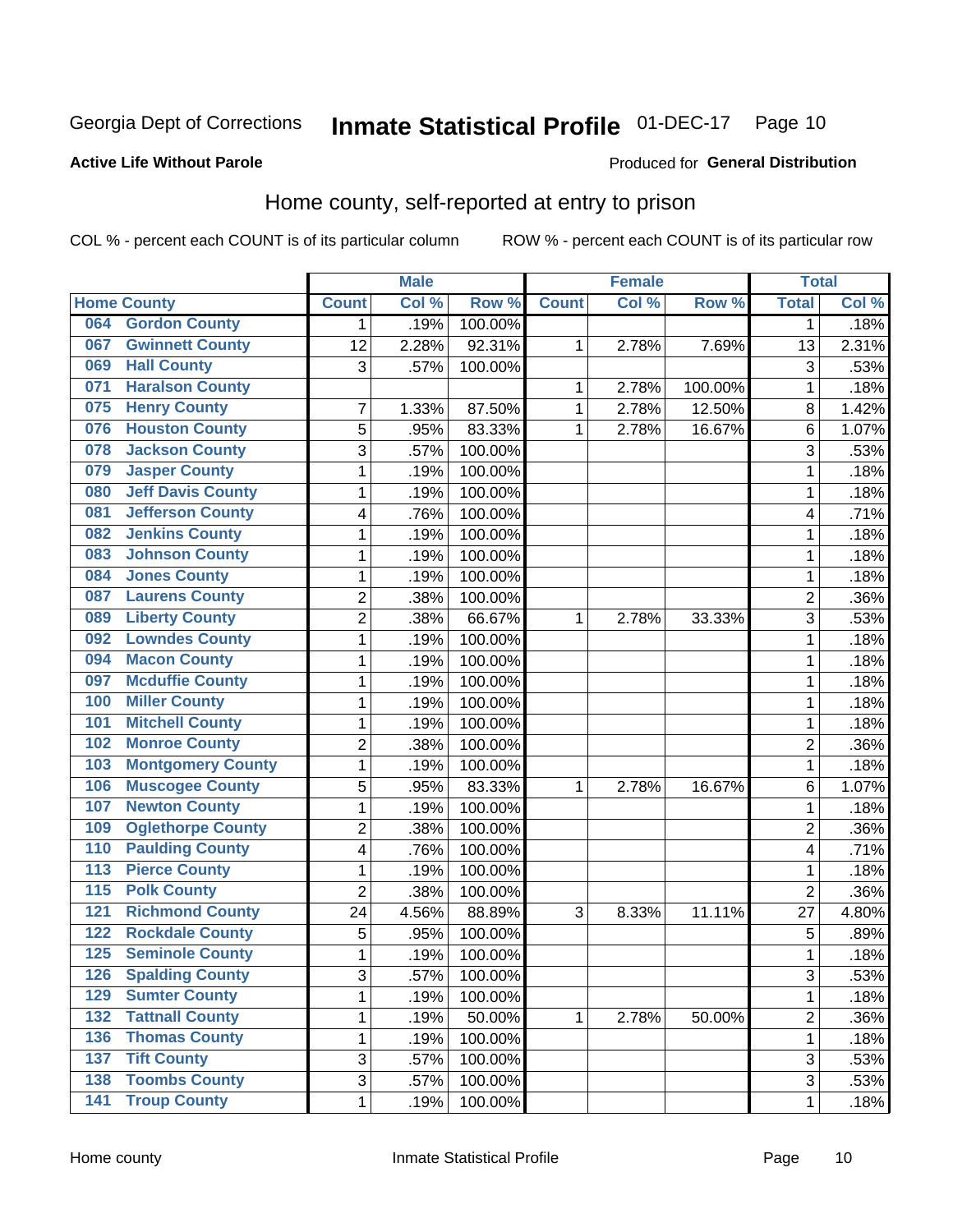Georgia Dept of Corrections **Inmate Statistical Profile** 01-DEC-17

**Active Life Without Parole**

Produced for **General Distribution**

## Home county, self-reported at entry to prison

COL % - percent each COUNT is of its particular column ROW % - percent each COUNT is of its particular row

| Home County | | Male | | | Female | | | Total | |
|---|---|---|---|---|---|---|---|---|---|
| | | Count | Col % | Row % | Count | Col % | Row % | Total | Col % |
| 064 | Gordon County | 1 | .19% | 100.00% | | | | 1 | .18% |
| 067 | Gwinnett County | 12 | 2.28% | 92.31% | 1 | 2.78% | 7.69% | 13 | 2.31% |
| 069 | Hall County | 3 | .57% | 100.00% | | | | 3 | .53% |
| 071 | Haralson County | | | | 1 | 2.78% | 100.00% | 1 | .18% |
| 075 | Henry County | 7 | 1.33% | 87.50% | 1 | 2.78% | 12.50% | 8 | 1.42% |
| 076 | Houston County | 5 | .95% | 83.33% | 1 | 2.78% | 16.67% | 6 | 1.07% |
| 078 | Jackson County | 3 | .57% | 100.00% | | | | 3 | .53% |
| 079 | Jasper County | 1 | .19% | 100.00% | | | | 1 | .18% |
| 080 | Jeff Davis County | 1 | .19% | 100.00% | | | | 1 | .18% |
| 081 | Jefferson County | 4 | .76% | 100.00% | | | | 4 | .71% |
| 082 | Jenkins County | 1 | .19% | 100.00% | | | | 1 | .18% |
| 083 | Johnson County | 1 | .19% | 100.00% | | | | 1 | .18% |
| 084 | Jones County | 1 | .19% | 100.00% | | | | 1 | .18% |
| 087 | Laurens County | 2 | .38% | 100.00% | | | | 2 | .36% |
| 089 | Liberty County | 2 | .38% | 66.67% | 1 | 2.78% | 33.33% | 3 | .53% |
| 092 | Lowndes County | 1 | .19% | 100.00% | | | | 1 | .18% |
| 094 | Macon County | 1 | .19% | 100.00% | | | | 1 | .18% |
| 097 | Mcduffie County | 1 | .19% | 100.00% | | | | 1 | .18% |
| 100 | Miller County | 1 | .19% | 100.00% | | | | 1 | .18% |
| 101 | Mitchell County | 1 | .19% | 100.00% | | | | 1 | .18% |
| 102 | Monroe County | 2 | .38% | 100.00% | | | | 2 | .36% |
| 103 | Montgomery County | 1 | .19% | 100.00% | | | | 1 | .18% |
| 106 | Muscogee County | 5 | .95% | 83.33% | 1 | 2.78% | 16.67% | 6 | 1.07% |
| 107 | Newton County | 1 | .19% | 100.00% | | | | 1 | .18% |
| 109 | Oglethorpe County | 2 | .38% | 100.00% | | | | 2 | .36% |
| 110 | Paulding County | 4 | .76% | 100.00% | | | | 4 | .71% |
| 113 | Pierce County | 1 | .19% | 100.00% | | | | 1 | .18% |
| 115 | Polk County | 2 | .38% | 100.00% | | | | 2 | .36% |
| 121 | Richmond County | 24 | 4.56% | 88.89% | 3 | 8.33% | 11.11% | 27 | 4.80% |
| 122 | Rockdale County | 5 | .95% | 100.00% | | | | 5 | .89% |
| 125 | Seminole County | 1 | .19% | 100.00% | | | | 1 | .18% |
| 126 | Spalding County | 3 | .57% | 100.00% | | | | 3 | .53% |
| 129 | Sumter County | 1 | .19% | 100.00% | | | | 1 | .18% |
| 132 | Tattnall County | 1 | .19% | 50.00% | 1 | 2.78% | 50.00% | 2 | .36% |
| 136 | Thomas County | 1 | .19% | 100.00% | | | | 1 | .18% |
| 137 | Tift County | 3 | .57% | 100.00% | | | | 3 | .53% |
| 138 | Toombs County | 3 | .57% | 100.00% | | | | 3 | .53% |
| 141 | Troup County | 1 | .19% | 100.00% | | | | 1 | .18% |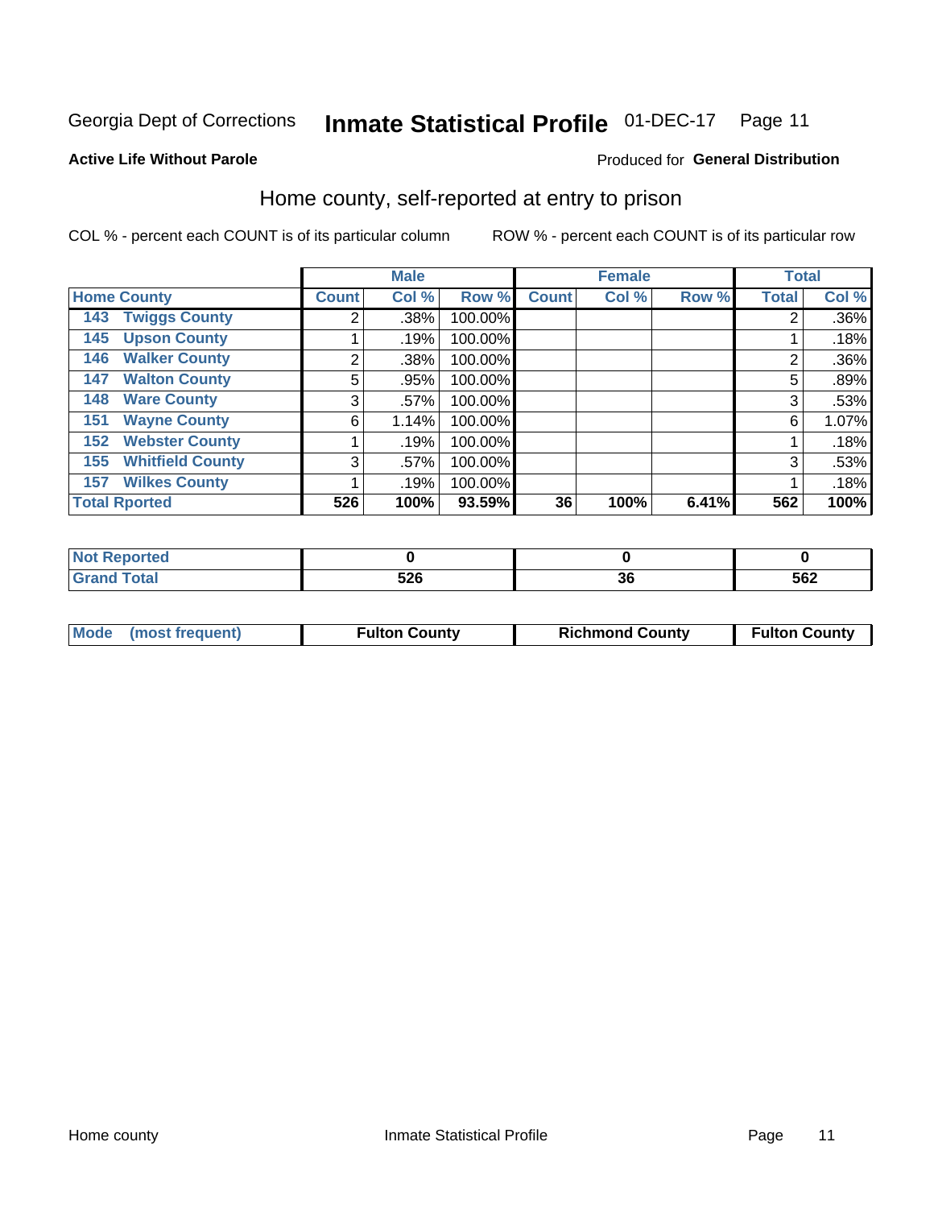Georgia Dept of Corrections **Inmate Statistical Profile** 01-DEC-17

**Active Life Without Parole**

Produced for **General Distribution**

## Home county, self-reported at entry to prison

COL % - percent each COUNT is of its particular column

ROW % - percent each COUNT is of its particular row

| Home County | Male | | | Female | | | Total | |
|---|---|---|---|---|---|---|---|---|
| | Count | Col % | Row % | Count | Col % | Row % | Total | Col % |
| 143 Twiggs County | 2 | .38% | 100.00% | | | | 2 | .36% |
| 145 Upson County | 1 | .19% | 100.00% | | | | 1 | .18% |
| 146 Walker County | 2 | .38% | 100.00% | | | | 2 | .36% |
| 147 Walton County | 5 | .95% | 100.00% | | | | 5 | .89% |
| 148 Ware County | 3 | .57% | 100.00% | | | | 3 | .53% |
| 151 Wayne County | 6 | 1.14% | 100.00% | | | | 6 | 1.07% |
| 152 Webster County | 1 | .19% | 100.00% | | | | 1 | .18% |
| 155 Whitfield County | 3 | .57% | 100.00% | | | | 3 | .53% |
| 157 Wilkes County | 1 | .19% | 100.00% | | | | 1 | .18% |
| **Total Rported** | **526** | **100%** | **93.59%** | **36** | **100%** | **6.41%** | **562** | **100%** |

| | Male | Female | Total |
|---|---|---|---|
| Not Reported | 0 | 0 | 0 |
| Grand Total | 526 | 36 | 562 |

| | Male | Female | Total |
|---|---|---|---|
| Mode (most frequent) | Fulton County | Richmond County | Fulton County |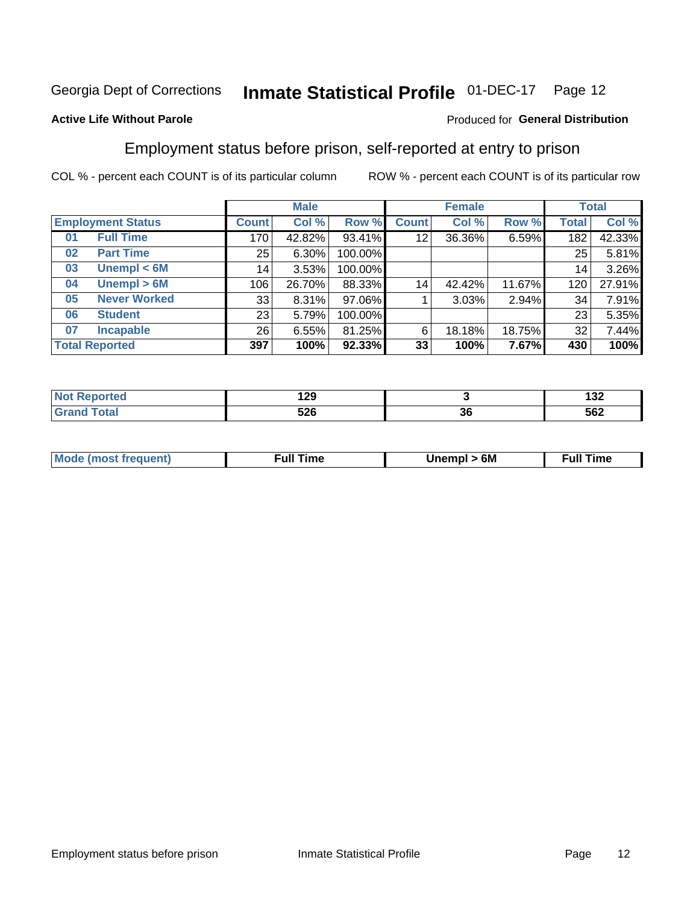Georgia Dept of Corrections **Inmate Statistical Profile** 01-DEC-17

**Active Life Without Parole**

Produced for **General Distribution**

## Employment status before prison, self-reported at entry to prison

COL % - percent each COUNT is of its particular column ROW % - percent each COUNT is of its particular row

| | | Male | | | Female | | | Total | |
|---|---|---|---|---|---|---|---|---|---|
| **Employment Status** | | **Count** | **Col %** | **Row %** | **Count** | **Col %** | **Row %** | **Total** | **Col %** |
| 01 | Full Time | 170 | 42.82% | 93.41% | 12 | 36.36% | 6.59% | 182 | 42.33% |
| 02 | Part Time | 25 | 6.30% | 100.00% | | | | 25 | 5.81% |
| 03 | Unempl < 6M | 14 | 3.53% | 100.00% | | | | 14 | 3.26% |
| 04 | Unempl > 6M | 106 | 26.70% | 88.33% | 14 | 42.42% | 11.67% | 120 | 27.91% |
| 05 | Never Worked | 33 | 8.31% | 97.06% | 1 | 3.03% | 2.94% | 34 | 7.91% |
| 06 | Student | 23 | 5.79% | 100.00% | | | | 23 | 5.35% |
| 07 | Incapable | 26 | 6.55% | 81.25% | 6 | 18.18% | 18.75% | 32 | 7.44% |
| **Total Reported** | | **397** | **100%** | **92.33%** | **33** | **100%** | **7.67%** | **430** | **100%** |

| | Male | Female | Total |
|---|---|---|---|
| Not Reported | 129 | 3 | 132 |
| Grand Total | 526 | 36 | 562 |

| | Male | Female | Total |
|---|---|---|---|
| Mode (most frequent) | Full Time | Unempl > 6M | Full Time |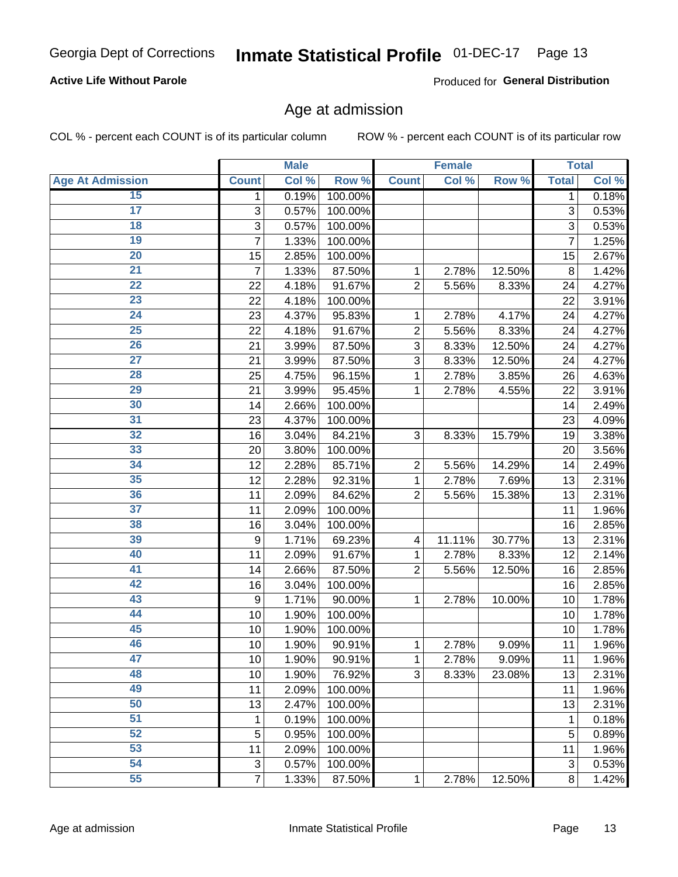Georgia Dept of Corrections **Inmate Statistical Profile** 01-DEC-17

**Active Life Without Parole**

Produced for **General Distribution**

## Age at admission

COL % - percent each COUNT is of its particular column    ROW % - percent each COUNT is of its particular row

| | Male | | | Female | | | Total | |
|---|---|---|---|---|---|---|---|---|
| **Age At Admission** | **Count** | **Col %** | **Row %** | **Count** | **Col %** | **Row %** | **Total** | **Col %** |
| 15 | 1 | 0.19% | 100.00% | | | | 1 | 0.18% |
| 17 | 3 | 0.57% | 100.00% | | | | 3 | 0.53% |
| 18 | 3 | 0.57% | 100.00% | | | | 3 | 0.53% |
| 19 | 7 | 1.33% | 100.00% | | | | 7 | 1.25% |
| 20 | 15 | 2.85% | 100.00% | | | | 15 | 2.67% |
| 21 | 7 | 1.33% | 87.50% | 1 | 2.78% | 12.50% | 8 | 1.42% |
| 22 | 22 | 4.18% | 91.67% | 2 | 5.56% | 8.33% | 24 | 4.27% |
| 23 | 22 | 4.18% | 100.00% | | | | 22 | 3.91% |
| 24 | 23 | 4.37% | 95.83% | 1 | 2.78% | 4.17% | 24 | 4.27% |
| 25 | 22 | 4.18% | 91.67% | 2 | 5.56% | 8.33% | 24 | 4.27% |
| 26 | 21 | 3.99% | 87.50% | 3 | 8.33% | 12.50% | 24 | 4.27% |
| 27 | 21 | 3.99% | 87.50% | 3 | 8.33% | 12.50% | 24 | 4.27% |
| 28 | 25 | 4.75% | 96.15% | 1 | 2.78% | 3.85% | 26 | 4.63% |
| 29 | 21 | 3.99% | 95.45% | 1 | 2.78% | 4.55% | 22 | 3.91% |
| 30 | 14 | 2.66% | 100.00% | | | | 14 | 2.49% |
| 31 | 23 | 4.37% | 100.00% | | | | 23 | 4.09% |
| 32 | 16 | 3.04% | 84.21% | 3 | 8.33% | 15.79% | 19 | 3.38% |
| 33 | 20 | 3.80% | 100.00% | | | | 20 | 3.56% |
| 34 | 12 | 2.28% | 85.71% | 2 | 5.56% | 14.29% | 14 | 2.49% |
| 35 | 12 | 2.28% | 92.31% | 1 | 2.78% | 7.69% | 13 | 2.31% |
| 36 | 11 | 2.09% | 84.62% | 2 | 5.56% | 15.38% | 13 | 2.31% |
| 37 | 11 | 2.09% | 100.00% | | | | 11 | 1.96% |
| 38 | 16 | 3.04% | 100.00% | | | | 16 | 2.85% |
| 39 | 9 | 1.71% | 69.23% | 4 | 11.11% | 30.77% | 13 | 2.31% |
| 40 | 11 | 2.09% | 91.67% | 1 | 2.78% | 8.33% | 12 | 2.14% |
| 41 | 14 | 2.66% | 87.50% | 2 | 5.56% | 12.50% | 16 | 2.85% |
| 42 | 16 | 3.04% | 100.00% | | | | 16 | 2.85% |
| 43 | 9 | 1.71% | 90.00% | 1 | 2.78% | 10.00% | 10 | 1.78% |
| 44 | 10 | 1.90% | 100.00% | | | | 10 | 1.78% |
| 45 | 10 | 1.90% | 100.00% | | | | 10 | 1.78% |
| 46 | 10 | 1.90% | 90.91% | 1 | 2.78% | 9.09% | 11 | 1.96% |
| 47 | 10 | 1.90% | 90.91% | 1 | 2.78% | 9.09% | 11 | 1.96% |
| 48 | 10 | 1.90% | 76.92% | 3 | 8.33% | 23.08% | 13 | 2.31% |
| 49 | 11 | 2.09% | 100.00% | | | | 11 | 1.96% |
| 50 | 13 | 2.47% | 100.00% | | | | 13 | 2.31% |
| 51 | 1 | 0.19% | 100.00% | | | | 1 | 0.18% |
| 52 | 5 | 0.95% | 100.00% | | | | 5 | 0.89% |
| 53 | 11 | 2.09% | 100.00% | | | | 11 | 1.96% |
| 54 | 3 | 0.57% | 100.00% | | | | 3 | 0.53% |
| 55 | 7 | 1.33% | 87.50% | 1 | 2.78% | 12.50% | 8 | 1.42% |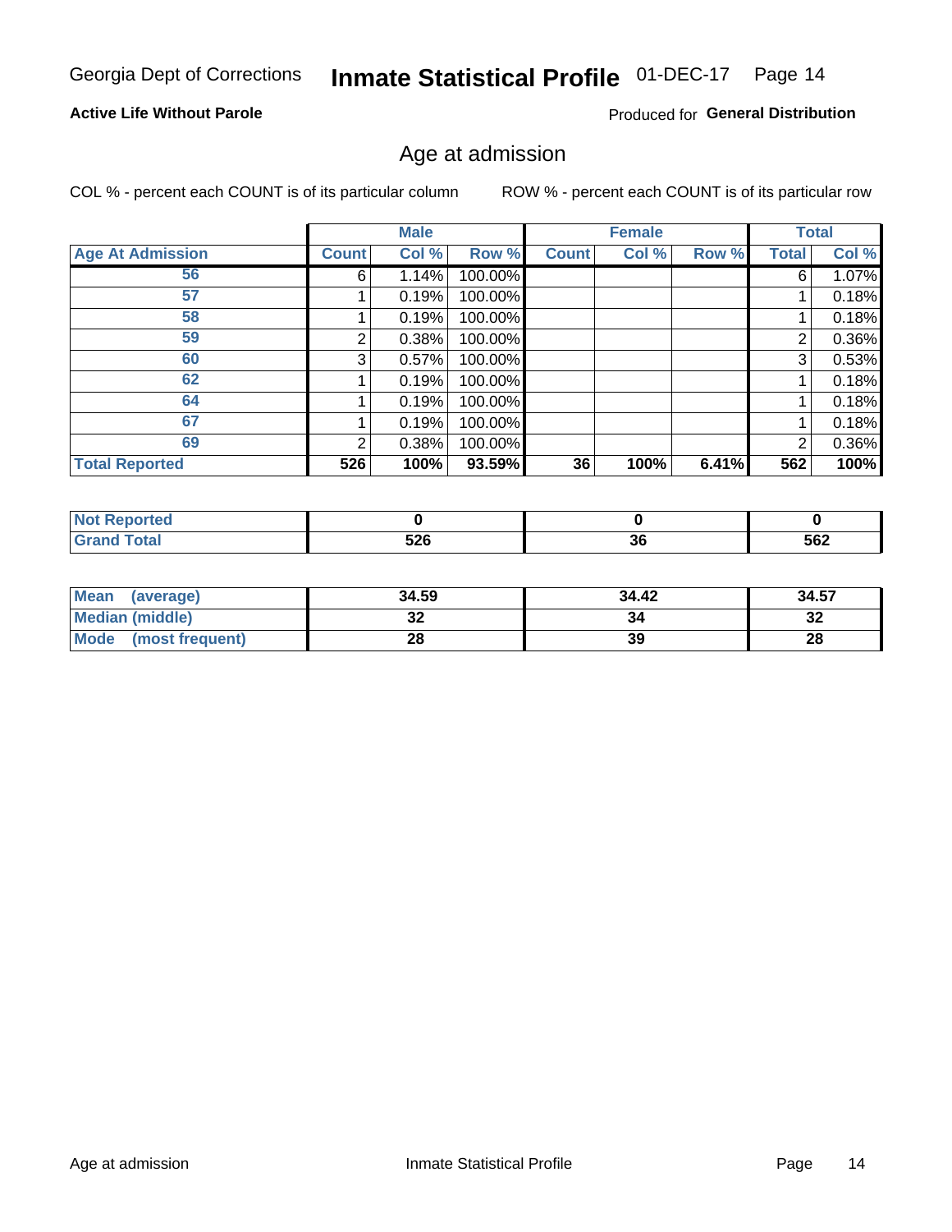Georgia Dept of Corrections **Inmate Statistical Profile** 01-DEC-17

**Active Life Without Parole**

Produced for **General Distribution**

## Age at admission

COL % - percent each COUNT is of its particular column     ROW % - percent each COUNT is of its particular row

| | Male | | | Female | | | Total | |
|---|---|---|---|---|---|---|---|---|
| **Age At Admission** | **Count** | **Col %** | **Row %** | **Count** | **Col %** | **Row %** | **Total** | **Col %** |
| 56 | 6 | 1.14% | 100.00% | | | | 6 | 1.07% |
| 57 | 1 | 0.19% | 100.00% | | | | 1 | 0.18% |
| 58 | 1 | 0.19% | 100.00% | | | | 1 | 0.18% |
| 59 | 2 | 0.38% | 100.00% | | | | 2 | 0.36% |
| 60 | 3 | 0.57% | 100.00% | | | | 3 | 0.53% |
| 62 | 1 | 0.19% | 100.00% | | | | 1 | 0.18% |
| 64 | 1 | 0.19% | 100.00% | | | | 1 | 0.18% |
| 67 | 1 | 0.19% | 100.00% | | | | 1 | 0.18% |
| 69 | 2 | 0.38% | 100.00% | | | | 2 | 0.36% |
| **Total Reported** | **526** | **100%** | **93.59%** | **36** | **100%** | **6.41%** | **562** | **100%** |

| | Male | Female | Total |
|---|---|---|---|
| **Not Reported** | **0** | **0** | **0** |
| **Grand Total** | **526** | **36** | **562** |

| | Male | Female | Total |
|---|---|---|---|
| **Mean (average)** | **34.59** | **34.42** | **34.57** |
| **Median (middle)** | **32** | **34** | **32** |
| **Mode (most frequent)** | **28** | **39** | **28** |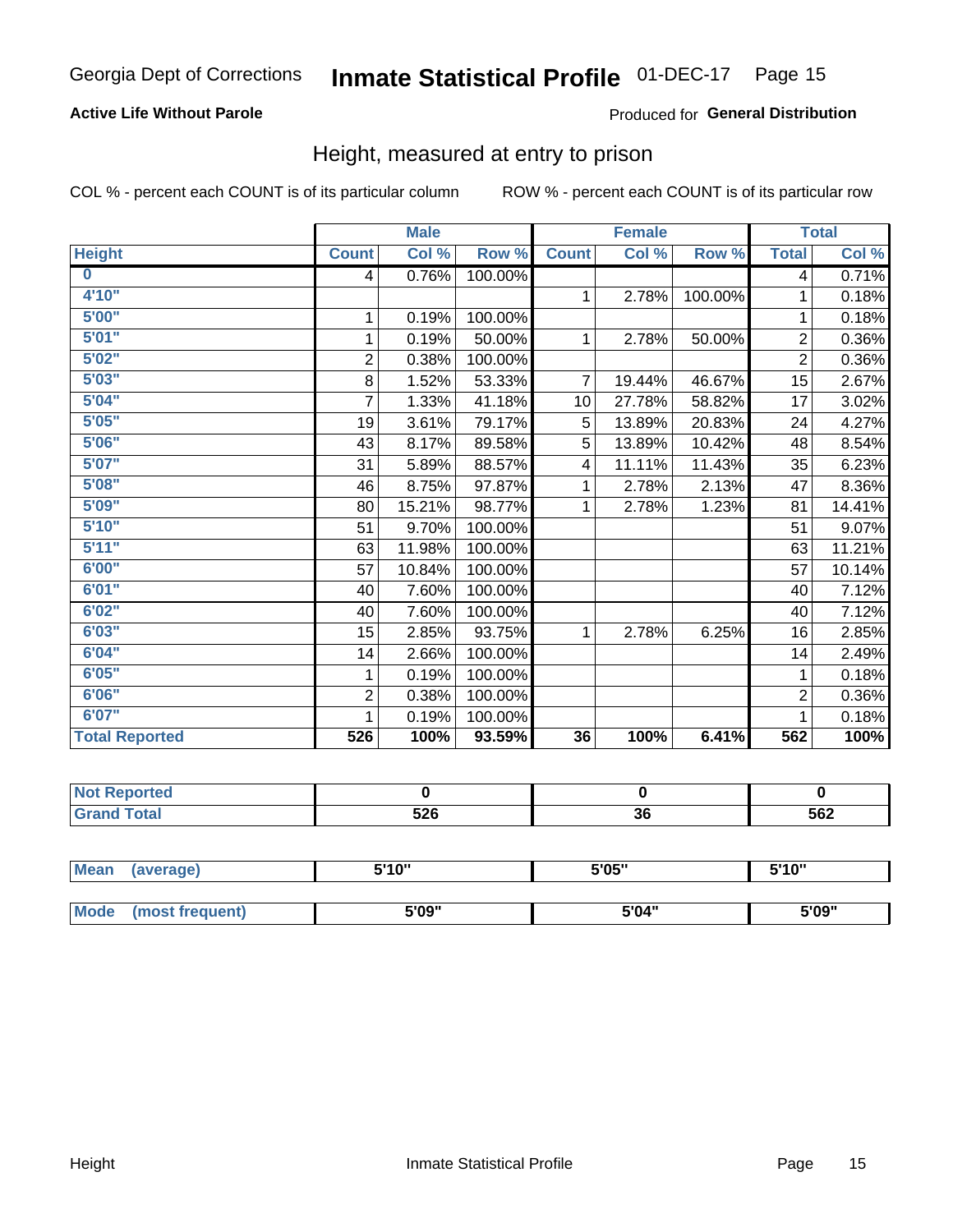Georgia Dept of Corrections **Inmate Statistical Profile** 01-DEC-17

**Active Life Without Parole**

Produced for **General Distribution**

## Height, measured at entry to prison

COL % - percent each COUNT is of its particular column

ROW % - percent each COUNT is of its particular row

| | Male | | | Female | | | Total | |
|---|---|---|---|---|---|---|---|---|
| **Height** | **Count** | **Col %** | **Row %** | **Count** | **Col %** | **Row %** | **Total** | **Col %** |
| **0** | 4 | 0.76% | 100.00% | | | | 4 | 0.71% |
| **4'10"** | | | | 1 | 2.78% | 100.00% | 1 | 0.18% |
| **5'00"** | 1 | 0.19% | 100.00% | | | | 1 | 0.18% |
| **5'01"** | 1 | 0.19% | 50.00% | 1 | 2.78% | 50.00% | 2 | 0.36% |
| **5'02"** | 2 | 0.38% | 100.00% | | | | 2 | 0.36% |
| **5'03"** | 8 | 1.52% | 53.33% | 7 | 19.44% | 46.67% | 15 | 2.67% |
| **5'04"** | 7 | 1.33% | 41.18% | 10 | 27.78% | 58.82% | 17 | 3.02% |
| **5'05"** | 19 | 3.61% | 79.17% | 5 | 13.89% | 20.83% | 24 | 4.27% |
| **5'06"** | 43 | 8.17% | 89.58% | 5 | 13.89% | 10.42% | 48 | 8.54% |
| **5'07"** | 31 | 5.89% | 88.57% | 4 | 11.11% | 11.43% | 35 | 6.23% |
| **5'08"** | 46 | 8.75% | 97.87% | 1 | 2.78% | 2.13% | 47 | 8.36% |
| **5'09"** | 80 | 15.21% | 98.77% | 1 | 2.78% | 1.23% | 81 | 14.41% |
| **5'10"** | 51 | 9.70% | 100.00% | | | | 51 | 9.07% |
| **5'11"** | 63 | 11.98% | 100.00% | | | | 63 | 11.21% |
| **6'00"** | 57 | 10.84% | 100.00% | | | | 57 | 10.14% |
| **6'01"** | 40 | 7.60% | 100.00% | | | | 40 | 7.12% |
| **6'02"** | 40 | 7.60% | 100.00% | | | | 40 | 7.12% |
| **6'03"** | 15 | 2.85% | 93.75% | 1 | 2.78% | 6.25% | 16 | 2.85% |
| **6'04"** | 14 | 2.66% | 100.00% | | | | 14 | 2.49% |
| **6'05"** | 1 | 0.19% | 100.00% | | | | 1 | 0.18% |
| **6'06"** | 2 | 0.38% | 100.00% | | | | 2 | 0.36% |
| **6'07"** | 1 | 0.19% | 100.00% | | | | 1 | 0.18% |
| **Total Reported** | **526** | **100%** | **93.59%** | **36** | **100%** | **6.41%** | **562** | **100%** |

| | Male | Female | Total |
|---|---|---|---|
| **Not Reported** | **0** | **0** | **0** |
| **Grand Total** | **526** | **36** | **562** |

| | Male | Female | Total |
|---|---|---|---|
| **Mean (average)** | **5'10"** | **5'05"** | **5'10"** |
| **Mode (most frequent)** | **5'09"** | **5'04"** | **5'09"** |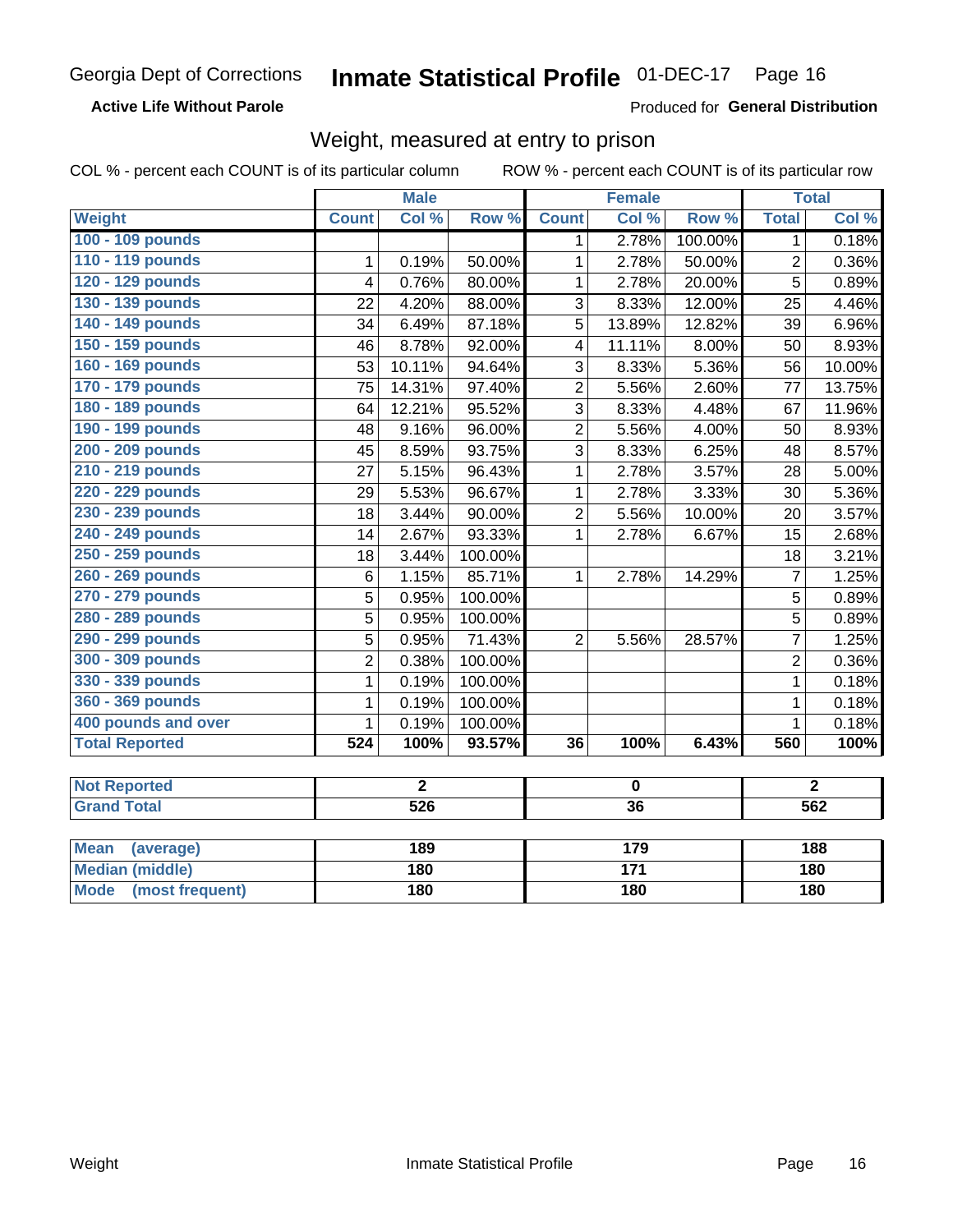Georgia Dept of Corrections **Inmate Statistical Profile** 01-DEC-17 Page 16

**Active Life Without Parole**

Produced for **General Distribution**

## Weight, measured at entry to prison

COL % - percent each COUNT is of its particular column ROW % - percent each COUNT is of its particular row

| | Male | | | Female | | | Total | |
|---|---|---|---|---|---|---|---|---|
| **Weight** | **Count** | **Col %** | **Row %** | **Count** | **Col %** | **Row %** | **Total** | **Col %** |
| **100 - 109 pounds** | | | | 1 | 2.78% | 100.00% | 1 | 0.18% |
| **110 - 119 pounds** | 1 | 0.19% | 50.00% | 1 | 2.78% | 50.00% | 2 | 0.36% |
| **120 - 129 pounds** | 4 | 0.76% | 80.00% | 1 | 2.78% | 20.00% | 5 | 0.89% |
| **130 - 139 pounds** | 22 | 4.20% | 88.00% | 3 | 8.33% | 12.00% | 25 | 4.46% |
| **140 - 149 pounds** | 34 | 6.49% | 87.18% | 5 | 13.89% | 12.82% | 39 | 6.96% |
| **150 - 159 pounds** | 46 | 8.78% | 92.00% | 4 | 11.11% | 8.00% | 50 | 8.93% |
| **160 - 169 pounds** | 53 | 10.11% | 94.64% | 3 | 8.33% | 5.36% | 56 | 10.00% |
| **170 - 179 pounds** | 75 | 14.31% | 97.40% | 2 | 5.56% | 2.60% | 77 | 13.75% |
| **180 - 189 pounds** | 64 | 12.21% | 95.52% | 3 | 8.33% | 4.48% | 67 | 11.96% |
| **190 - 199 pounds** | 48 | 9.16% | 96.00% | 2 | 5.56% | 4.00% | 50 | 8.93% |
| **200 - 209 pounds** | 45 | 8.59% | 93.75% | 3 | 8.33% | 6.25% | 48 | 8.57% |
| **210 - 219 pounds** | 27 | 5.15% | 96.43% | 1 | 2.78% | 3.57% | 28 | 5.00% |
| **220 - 229 pounds** | 29 | 5.53% | 96.67% | 1 | 2.78% | 3.33% | 30 | 5.36% |
| **230 - 239 pounds** | 18 | 3.44% | 90.00% | 2 | 5.56% | 10.00% | 20 | 3.57% |
| **240 - 249 pounds** | 14 | 2.67% | 93.33% | 1 | 2.78% | 6.67% | 15 | 2.68% |
| **250 - 259 pounds** | 18 | 3.44% | 100.00% | | | | 18 | 3.21% |
| **260 - 269 pounds** | 6 | 1.15% | 85.71% | 1 | 2.78% | 14.29% | 7 | 1.25% |
| **270 - 279 pounds** | 5 | 0.95% | 100.00% | | | | 5 | 0.89% |
| **280 - 289 pounds** | 5 | 0.95% | 100.00% | | | | 5 | 0.89% |
| **290 - 299 pounds** | 5 | 0.95% | 71.43% | 2 | 5.56% | 28.57% | 7 | 1.25% |
| **300 - 309 pounds** | 2 | 0.38% | 100.00% | | | | 2 | 0.36% |
| **330 - 339 pounds** | 1 | 0.19% | 100.00% | | | | 1 | 0.18% |
| **360 - 369 pounds** | 1 | 0.19% | 100.00% | | | | 1 | 0.18% |
| **400 pounds and over** | 1 | 0.19% | 100.00% | | | | 1 | 0.18% |
| **Total Reported** | **524** | **100%** | **93.57%** | **36** | **100%** | **6.43%** | **560** | **100%** |

| | Male | Female | Total |
|---|---|---|---|
| **Not Reported** | **2** | **0** | **2** |
| **Grand Total** | **526** | **36** | **562** |

| | Male | Female | Total |
|---|---|---|---|
| **Mean (average)** | **189** | **179** | **188** |
| **Median (middle)** | **180** | **171** | **180** |
| **Mode (most frequent)** | **180** | **180** | **180** |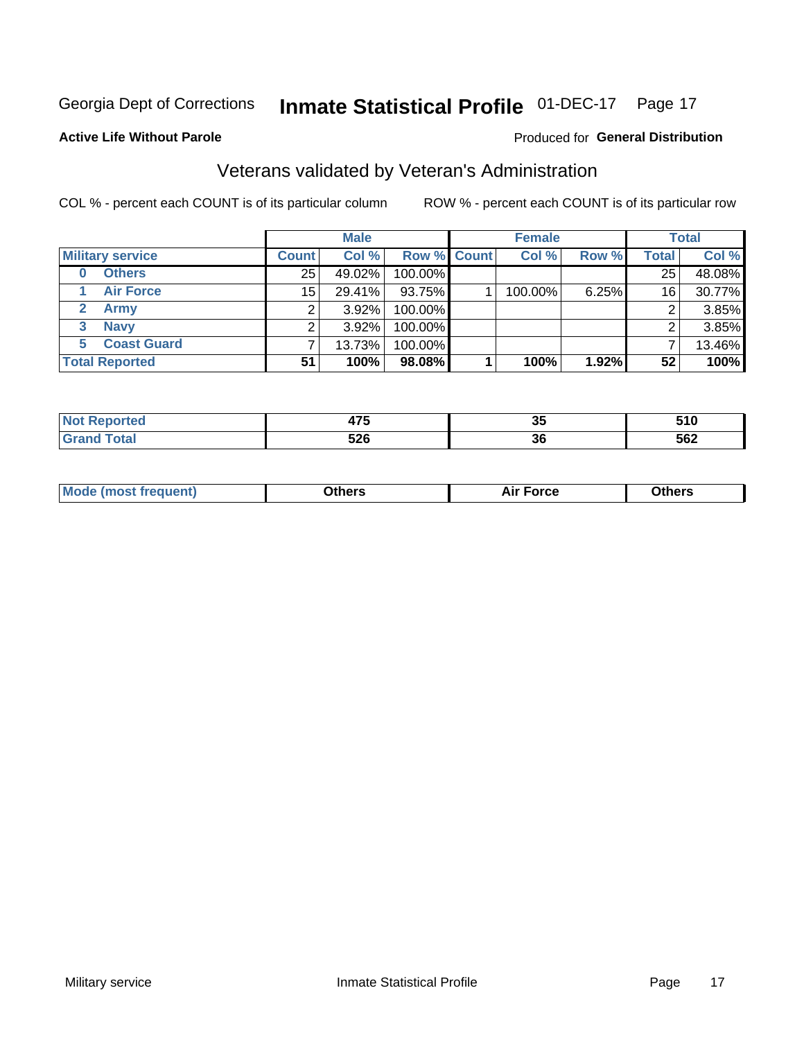Georgia Dept of Corrections **Inmate Statistical Profile** 01-DEC-17

**Active Life Without Parole**

Produced for **General Distribution**

## Veterans validated by Veteran's Administration

COL % - percent each COUNT is of its particular column

ROW % - percent each COUNT is of its particular row

| | Male | | | Female | | | Total | |
|---|---|---|---|---|---|---|---|---|
| **Military service** | **Count** | **Col %** | **Row %** | **Count** | **Col %** | **Row %** | **Total** | **Col %** |
| **0 Others** | 25 | 49.02% | 100.00% | | | | 25 | 48.08% |
| **1 Air Force** | 15 | 29.41% | 93.75% | 1 | 100.00% | 6.25% | 16 | 30.77% |
| **2 Army** | 2 | 3.92% | 100.00% | | | | 2 | 3.85% |
| **3 Navy** | 2 | 3.92% | 100.00% | | | | 2 | 3.85% |
| **5 Coast Guard** | 7 | 13.73% | 100.00% | | | | 7 | 13.46% |
| **Total Reported** | **51** | **100%** | **98.08%** | **1** | **100%** | **1.92%** | **52** | **100%** |

| | Male | Female | Total |
|---|---|---|---|
| **Not Reported** | **475** | **35** | **510** |
| **Grand Total** | **526** | **36** | **562** |

| | Male | Female | Total |
|---|---|---|---|
| **Mode (most frequent)** | **Others** | **Air Force** | **Others** |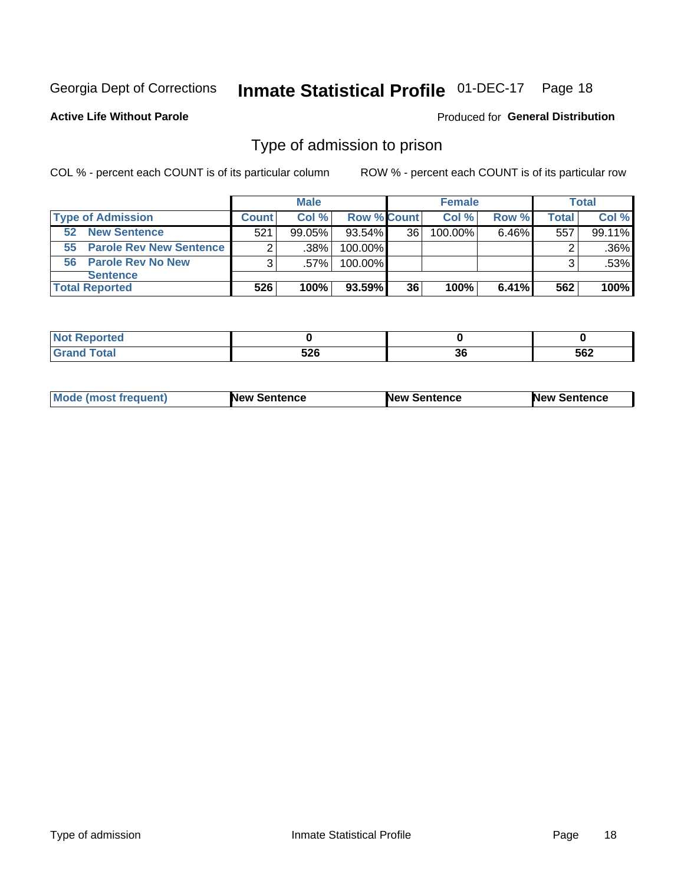Georgia Dept of Corrections **Inmate Statistical Profile** 01-DEC-17 Page 18

**Active Life Without Parole**

Produced for **General Distribution**

## Type of admission to prison

COL % - percent each COUNT is of its particular column

ROW % - percent each COUNT is of its particular row

| | Male | | | Female | | | Total | |
|---|---|---|---|---|---|---|---|---|
| **Type of Admission** | **Count** | **Col %** | **Row %** | **Count** | **Col %** | **Row %** | **Total** | **Col %** |
| **52 New Sentence** | 521 | 99.05% | 93.54% | 36 | 100.00% | 6.46% | 557 | 99.11% |
| **55 Parole Rev New Sentence** | 2 | .38% | 100.00% | | | | 2 | .36% |
| **56 Parole Rev No New Sentence** | 3 | .57% | 100.00% | | | | 3 | .53% |
| **Total Reported** | **526** | **100%** | **93.59%** | **36** | **100%** | **6.41%** | **562** | **100%** |

| | Male | Female | Total |
|---|---|---|---|
| **Not Reported** | **0** | **0** | **0** |
| **Grand Total** | **526** | **36** | **562** |

| | Male | Female | Total |
|---|---|---|---|
| **Mode (most frequent)** | **New Sentence** | **New Sentence** | **New Sentence** |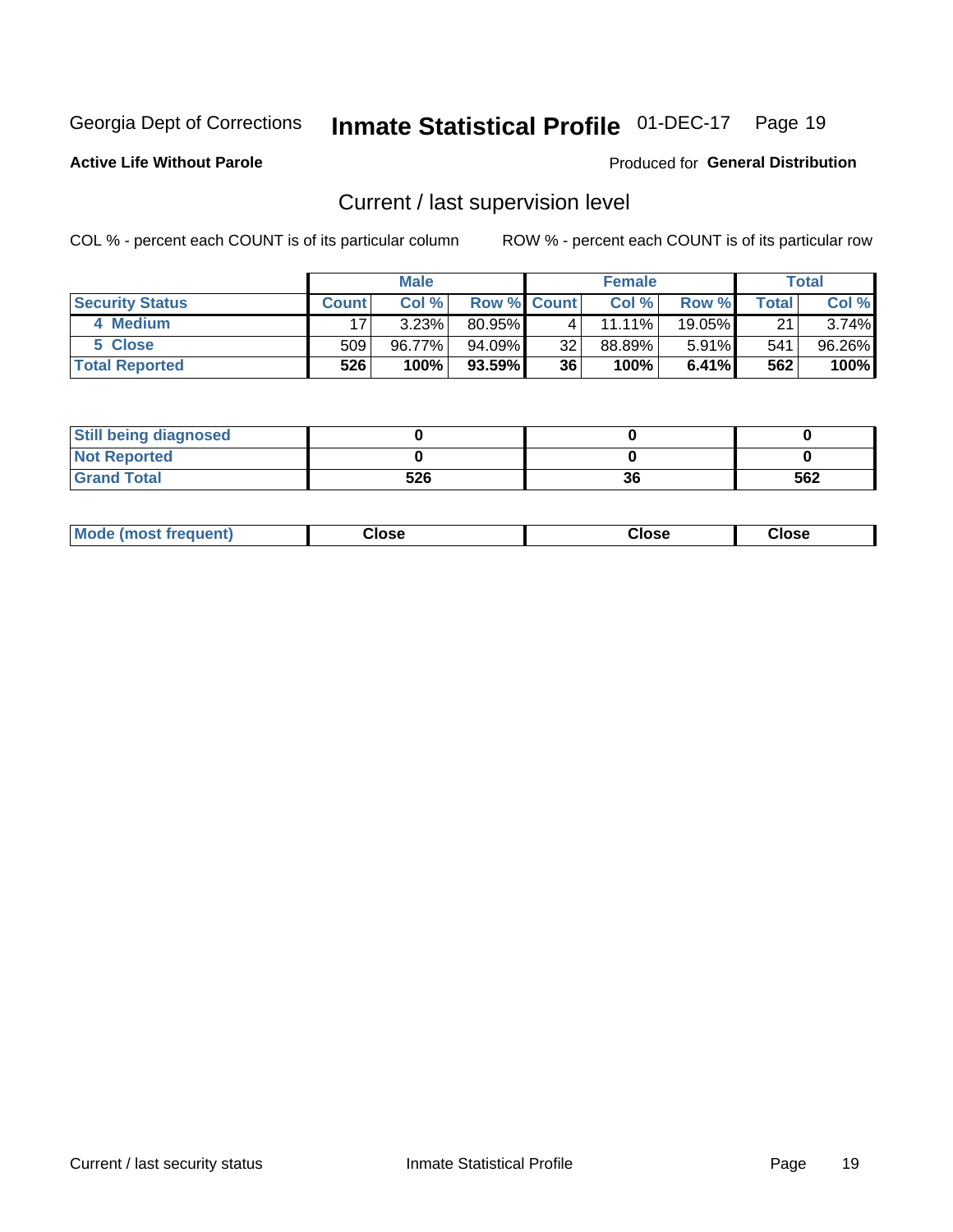Georgia Dept of Corrections **Inmate Statistical Profile** 01-DEC-17

**Active Life Without Parole**

Produced for **General Distribution**

## Current / last supervision level

COL % - percent each COUNT is of its particular column

ROW % - percent each COUNT is of its particular row

| | Male | | | Female | | | Total | |
|---|---|---|---|---|---|---|---|---|
| **Security Status** | **Count** | **Col %** | **Row %** | **Count** | **Col %** | **Row %** | **Total** | **Col %** |
| 4 Medium | 17 | 3.23% | 80.95% | 4 | 11.11% | 19.05% | 21 | 3.74% |
| 5 Close | 509 | 96.77% | 94.09% | 32 | 88.89% | 5.91% | 541 | 96.26% |
| **Total Reported** | **526** | **100%** | **93.59%** | **36** | **100%** | **6.41%** | **562** | **100%** |

| | Male | Female | Total |
|---|---|---|---|
| **Still being diagnosed** | **0** | **0** | **0** |
| **Not Reported** | **0** | **0** | **0** |
| **Grand Total** | **526** | **36** | **562** |

| | Male | Female | Total |
|---|---|---|---|
| **Mode (most frequent)** | **Close** | **Close** | **Close** |

Current / last security status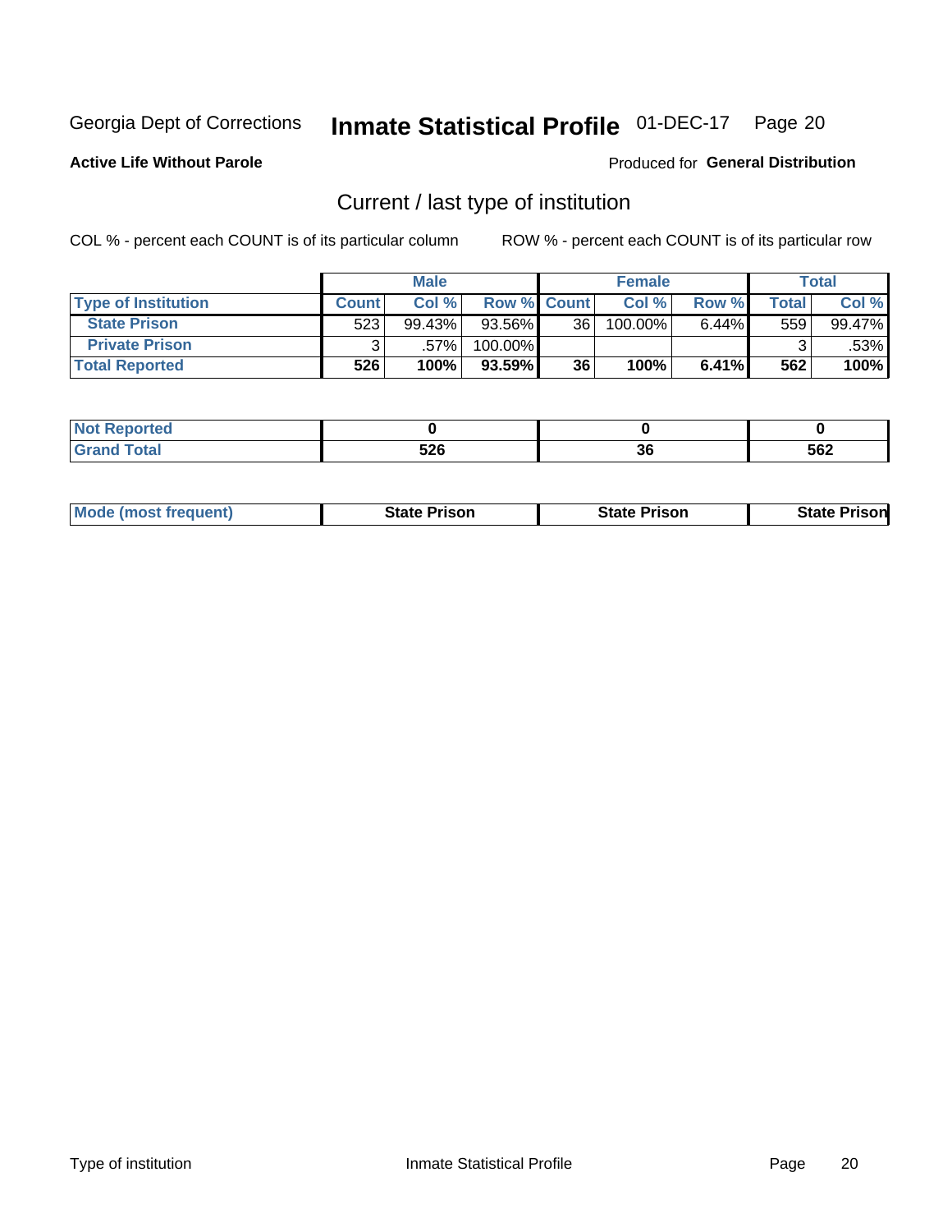Georgia Dept of Corrections **Inmate Statistical Profile** 01-DEC-17

**Active Life Without Parole**

Produced for **General Distribution**

## Current / last type of institution

COL % - percent each COUNT is of its particular column

ROW % - percent each COUNT is of its particular row

| | Male | | | Female | | | Total | |
|---|---|---|---|---|---|---|---|---|
| **Type of Institution** | **Count** | **Col %** | **Row %** | **Count** | **Col %** | **Row %** | **Total** | **Col %** |
| **State Prison** | 523 | 99.43% | 93.56% | 36 | 100.00% | 6.44% | 559 | 99.47% |
| **Private Prison** | 3 | .57% | 100.00% | | | | 3 | .53% |
| **Total Reported** | **526** | **100%** | **93.59%** | **36** | **100%** | **6.41%** | **562** | **100%** |

| | Male | Female | Total |
|---|---|---|---|
| **Not Reported** | **0** | **0** | **0** |
| **Grand Total** | **526** | **36** | **562** |

| | Male | Female | Total |
|---|---|---|---|
| **Mode (most frequent)** | **State Prison** | **State Prison** | **State Prison** |

Type of institution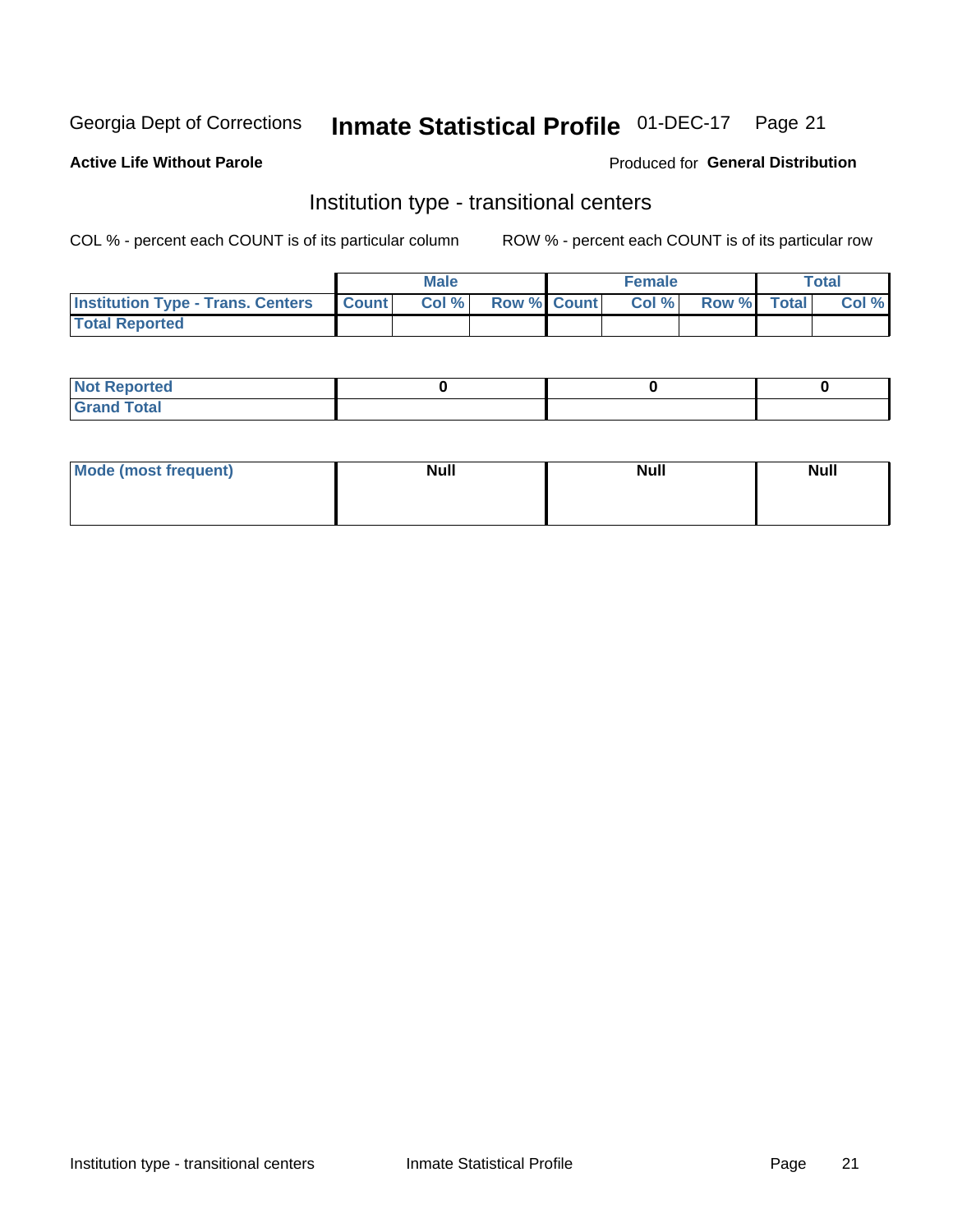Georgia Dept of Corrections **Inmate Statistical Profile** 01-DEC-17 Page 21

**Active Life Without Parole**

Produced for **General Distribution**

## Institution type - transitional centers

COL % - percent each COUNT is of its particular column

ROW % - percent each COUNT is of its particular row

| | Male | | | Female | | | Total | |
|---|---|---|---|---|---|---|---|---|
| **Institution Type - Trans. Centers** | **Count** | **Col %** | **Row %** | **Count** | **Col %** | **Row %** | **Total** | **Col %** |
| **Total Reported** | | | | | | | | |

| | Male | Female | Total |
|---|---|---|---|
| **Not Reported** | 0 | 0 | 0 |
| **Grand Total** | | | |

| | Male | Female | Total |
|---|---|---|---|
| **Mode (most frequent)** | Null | Null | Null |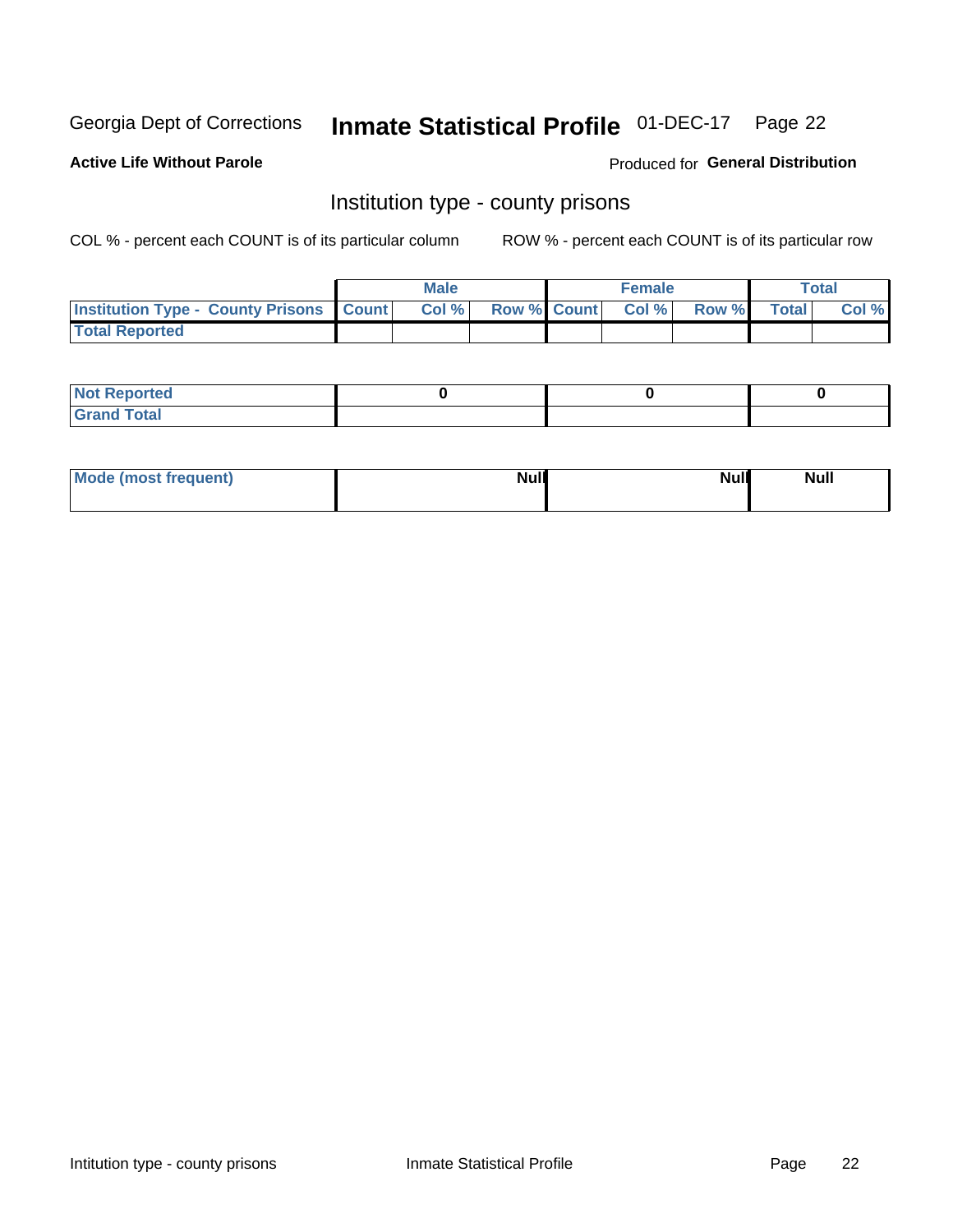Georgia Dept of Corrections **Inmate Statistical Profile** 01-DEC-17 Page 22

**Active Life Without Parole**

Produced for **General Distribution**

## Institution type - county prisons

COL % - percent each COUNT is of its particular column

ROW % - percent each COUNT is of its particular row

| | Male | | | Female | | | Total | |
|---|---|---|---|---|---|---|---|---|
| **Institution Type - County Prisons** | **Count** | **Col %** | **Row %** | **Count** | **Col %** | **Row %** | **Total** | **Col %** |
| **Total Reported** | | | | | | | | |

| | Male | Female | Total |
|---|---|---|---|
| **Not Reported** | **0** | **0** | **0** |
| **Grand Total** | | | |

| | Male | Female | Total |
|---|---|---|---|
| **Mode (most frequent)** | **Null** | **Null** | **Null** |

Intitution type - county prisons    Inmate Statistical Profile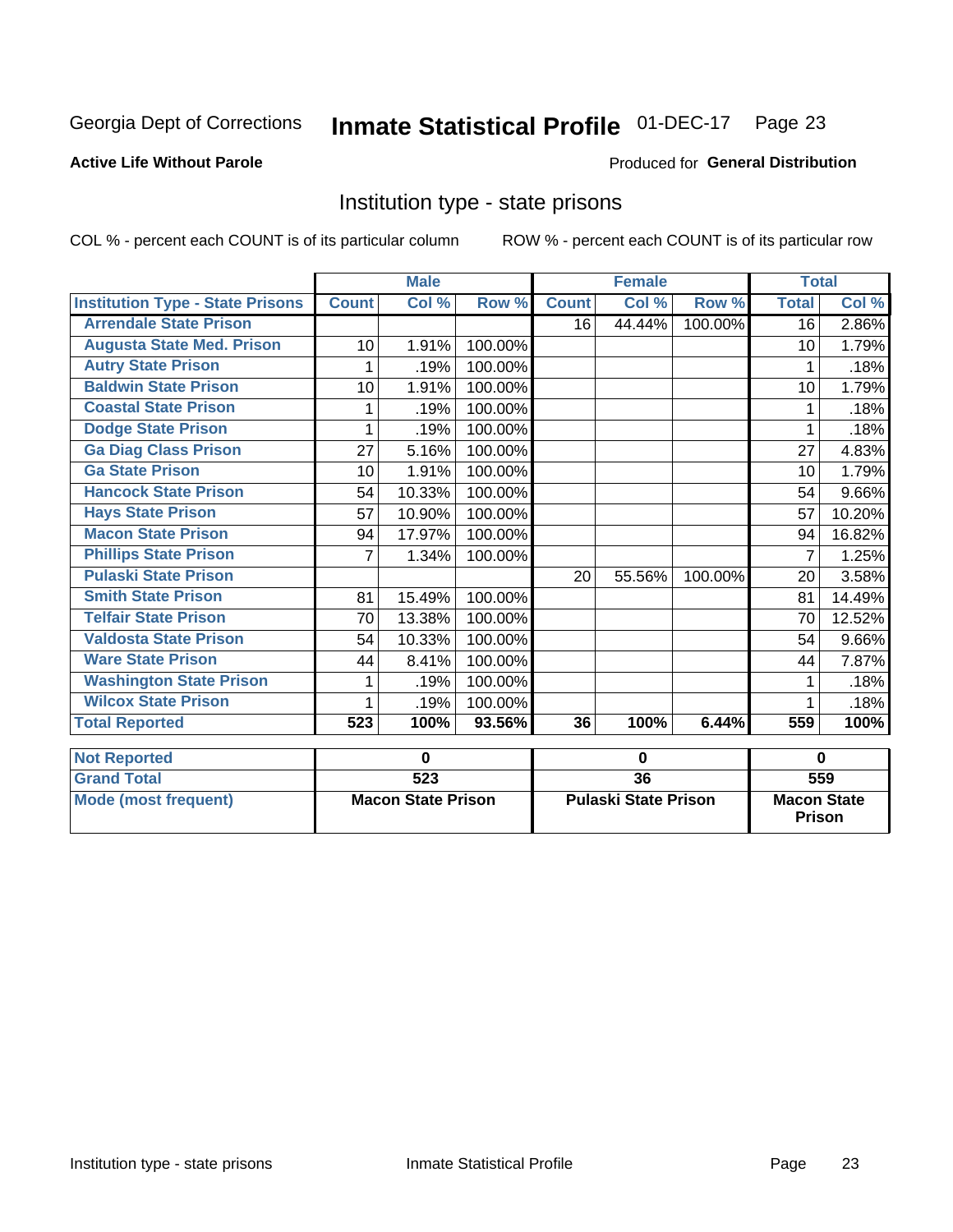Georgia Dept of Corrections **Inmate Statistical Profile** 01-DEC-17 Page 23

**Active Life Without Parole**

Produced for **General Distribution**

## Institution type - state prisons

COL % - percent each COUNT is of its particular column ROW % - percent each COUNT is of its particular row

| | Male | | | Female | | | Total | |
|---|---|---|---|---|---|---|---|---|
| **Institution Type - State Prisons** | **Count** | **Col %** | **Row %** | **Count** | **Col %** | **Row %** | **Total** | **Col %** |
| **Arrendale State Prison** | | | | 16 | 44.44% | 100.00% | 16 | 2.86% |
| **Augusta State Med. Prison** | 10 | 1.91% | 100.00% | | | | 10 | 1.79% |
| **Autry State Prison** | 1 | .19% | 100.00% | | | | 1 | .18% |
| **Baldwin State Prison** | 10 | 1.91% | 100.00% | | | | 10 | 1.79% |
| **Coastal State Prison** | 1 | .19% | 100.00% | | | | 1 | .18% |
| **Dodge State Prison** | 1 | .19% | 100.00% | | | | 1 | .18% |
| **Ga Diag Class Prison** | 27 | 5.16% | 100.00% | | | | 27 | 4.83% |
| **Ga State Prison** | 10 | 1.91% | 100.00% | | | | 10 | 1.79% |
| **Hancock State Prison** | 54 | 10.33% | 100.00% | | | | 54 | 9.66% |
| **Hays State Prison** | 57 | 10.90% | 100.00% | | | | 57 | 10.20% |
| **Macon State Prison** | 94 | 17.97% | 100.00% | | | | 94 | 16.82% |
| **Phillips State Prison** | 7 | 1.34% | 100.00% | | | | 7 | 1.25% |
| **Pulaski State Prison** | | | | 20 | 55.56% | 100.00% | 20 | 3.58% |
| **Smith State Prison** | 81 | 15.49% | 100.00% | | | | 81 | 14.49% |
| **Telfair State Prison** | 70 | 13.38% | 100.00% | | | | 70 | 12.52% |
| **Valdosta State Prison** | 54 | 10.33% | 100.00% | | | | 54 | 9.66% |
| **Ware State Prison** | 44 | 8.41% | 100.00% | | | | 44 | 7.87% |
| **Washington State Prison** | 1 | .19% | 100.00% | | | | 1 | .18% |
| **Wilcox State Prison** | 1 | .19% | 100.00% | | | | 1 | .18% |
| **Total Reported** | **523** | **100%** | **93.56%** | **36** | **100%** | **6.44%** | **559** | **100%** |
| **Not Reported** | **0** | | | **0** | | | **0** | |
| **Grand Total** | **523** | | | **36** | | | **559** | |
| **Mode (most frequent)** | **Macon State Prison** | | | **Pulaski State Prison** | | | **Macon State Prison** | |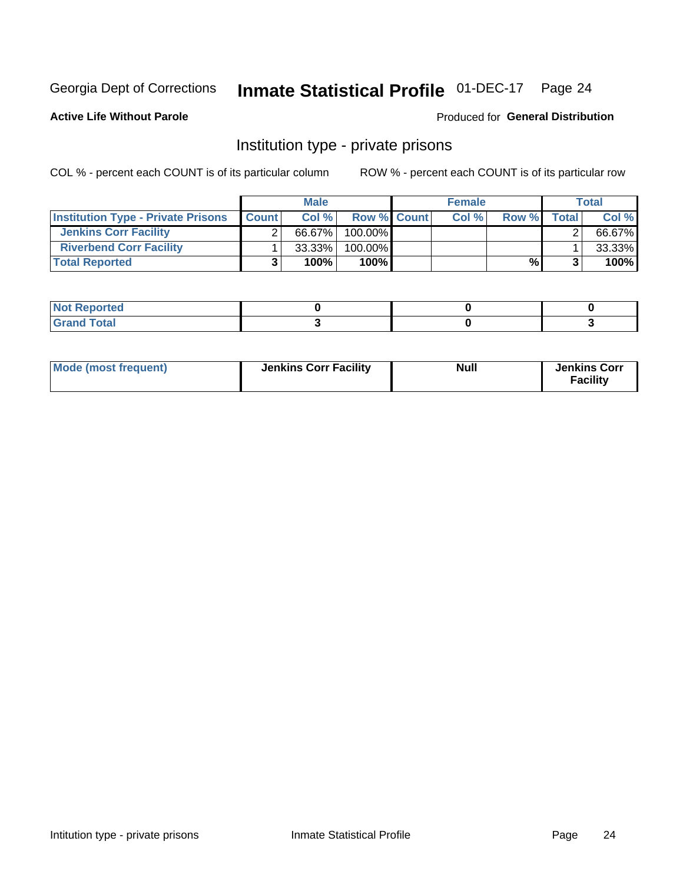Georgia Dept of Corrections **Inmate Statistical Profile** 01-DEC-17

**Active Life Without Parole**

Produced for **General Distribution**

## Institution type - private prisons

COL % - percent each COUNT is of its particular column

ROW % - percent each COUNT is of its particular row

| | Male | | | Female | | | Total | |
|---|---|---|---|---|---|---|---|---|
| **Institution Type - Private Prisons** | **Count** | **Col %** | **Row %** | **Count** | **Col %** | **Row %** | **Total** | **Col %** |
| **Jenkins Corr Facility** | 2 | 66.67% | 100.00% | | | | 2 | 66.67% |
| **Riverbend Corr Facility** | 1 | 33.33% | 100.00% | | | | 1 | 33.33% |
| **Total Reported** | **3** | **100%** | **100%** | | | **%** | **3** | **100%** |

| | Male | Female | Total |
|---|---|---|---|
| **Not Reported** | **0** | **0** | **0** |
| **Grand Total** | **3** | **0** | **3** |

| | Male | Female | Total |
|---|---|---|---|
| **Mode (most frequent)** | **Jenkins Corr Facility** | **Null** | **Jenkins Corr Facility** |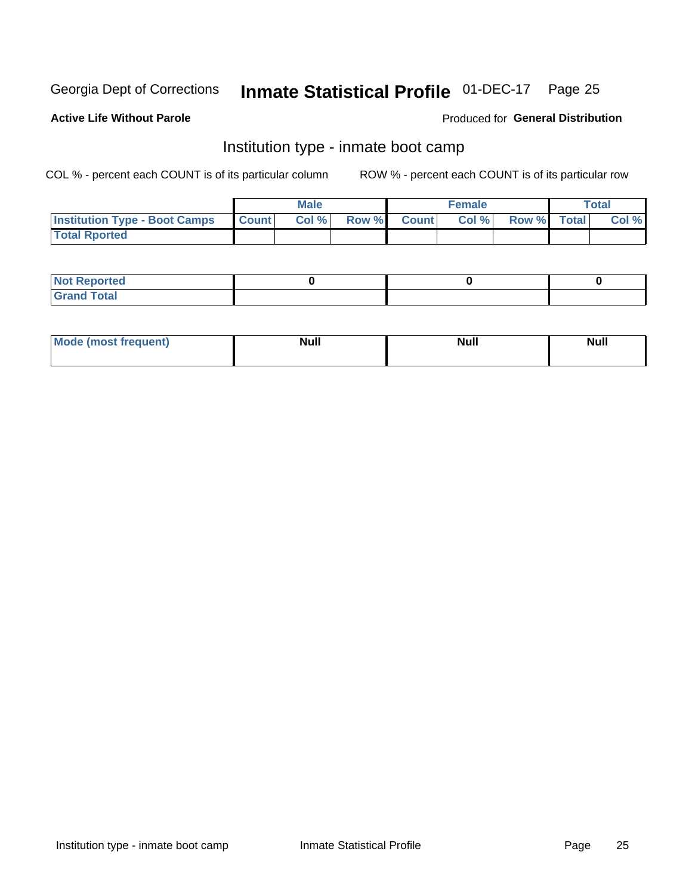Georgia Dept of Corrections **Inmate Statistical Profile** 01-DEC-17

**Active Life Without Parole**

Produced for **General Distribution**

## Institution type - inmate boot camp

COL % - percent each COUNT is of its particular column

ROW % - percent each COUNT is of its particular row

| | Male | | | Female | | | Total | |
|---|---|---|---|---|---|---|---|---|
| **Institution Type - Boot Camps** | **Count** | **Col %** | **Row %** | **Count** | **Col %** | **Row %** | **Total** | **Col %** |
| **Total Rported** | | | | | | | | |

| | Male | Female | Total |
|---|---|---|---|
| **Not Reported** | **0** | **0** | **0** |
| **Grand Total** | | | |

| | Male | Female | Total |
|---|---|---|---|
| **Mode (most frequent)** | **Null** | **Null** | **Null** |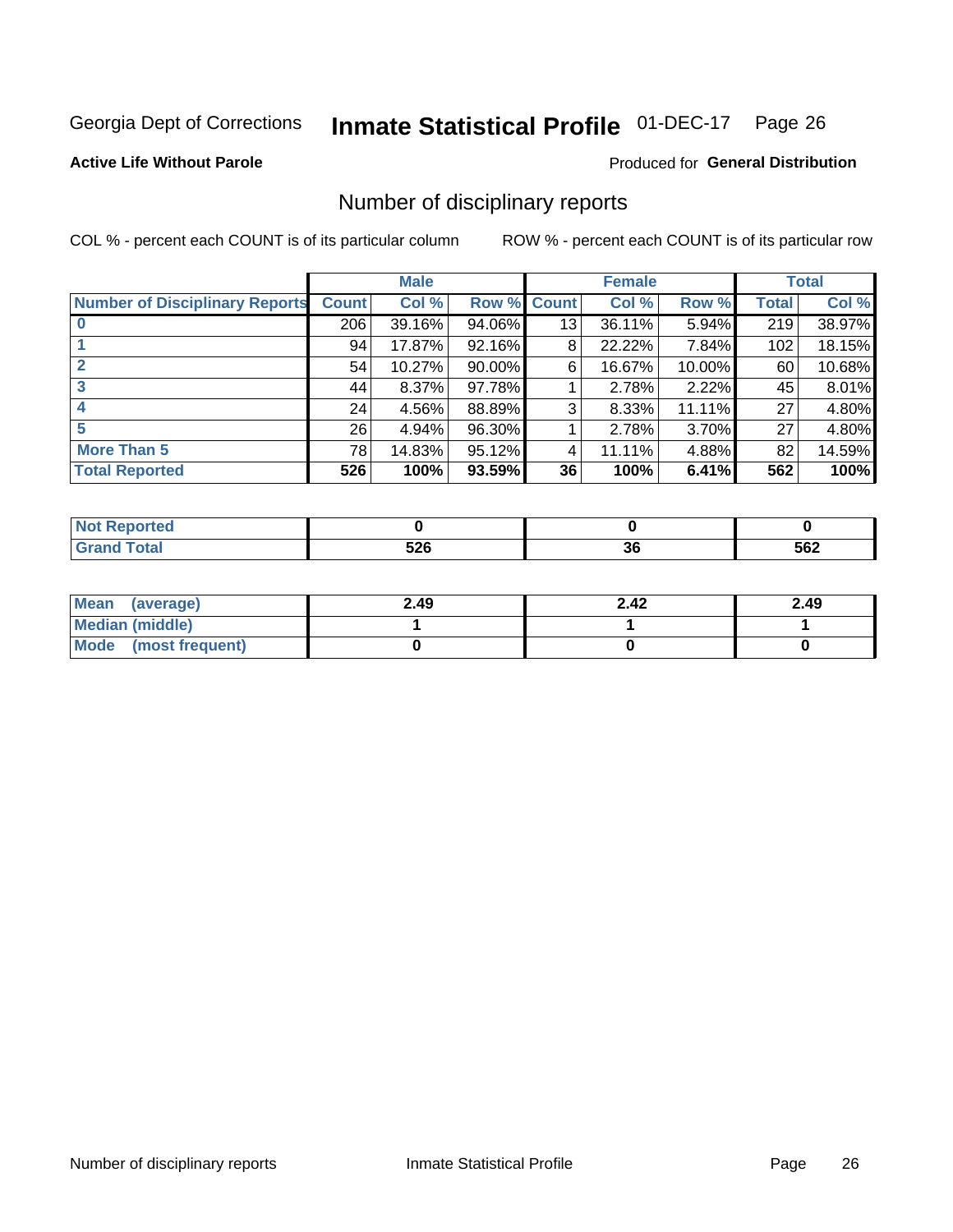Georgia Dept of Corrections **Inmate Statistical Profile** 01-DEC-17 Page 26

**Active Life Without Parole**

Produced for **General Distribution**

## Number of disciplinary reports

COL % - percent each COUNT is of its particular column

ROW % - percent each COUNT is of its particular row

| | Male | | | Female | | | Total | |
|---|---|---|---|---|---|---|---|---|
| Number of Disciplinary Reports | Count | Col % | Row % | Count | Col % | Row % | Total | Col % |
| 0 | 206 | 39.16% | 94.06% | 13 | 36.11% | 5.94% | 219 | 38.97% |
| 1 | 94 | 17.87% | 92.16% | 8 | 22.22% | 7.84% | 102 | 18.15% |
| 2 | 54 | 10.27% | 90.00% | 6 | 16.67% | 10.00% | 60 | 10.68% |
| 3 | 44 | 8.37% | 97.78% | 1 | 2.78% | 2.22% | 45 | 8.01% |
| 4 | 24 | 4.56% | 88.89% | 3 | 8.33% | 11.11% | 27 | 4.80% |
| 5 | 26 | 4.94% | 96.30% | 1 | 2.78% | 3.70% | 27 | 4.80% |
| More Than 5 | 78 | 14.83% | 95.12% | 4 | 11.11% | 4.88% | 82 | 14.59% |
| **Total Reported** | **526** | **100%** | **93.59%** | **36** | **100%** | **6.41%** | **562** | **100%** |

| | Male | Female | Total |
|---|---|---|---|
| Not Reported | 0 | 0 | 0 |
| Grand Total | 526 | 36 | 562 |

| | Male | Female | Total |
|---|---|---|---|
| Mean (average) | 2.49 | 2.42 | 2.49 |
| Median (middle) | 1 | 1 | 1 |
| Mode (most frequent) | 0 | 0 | 0 |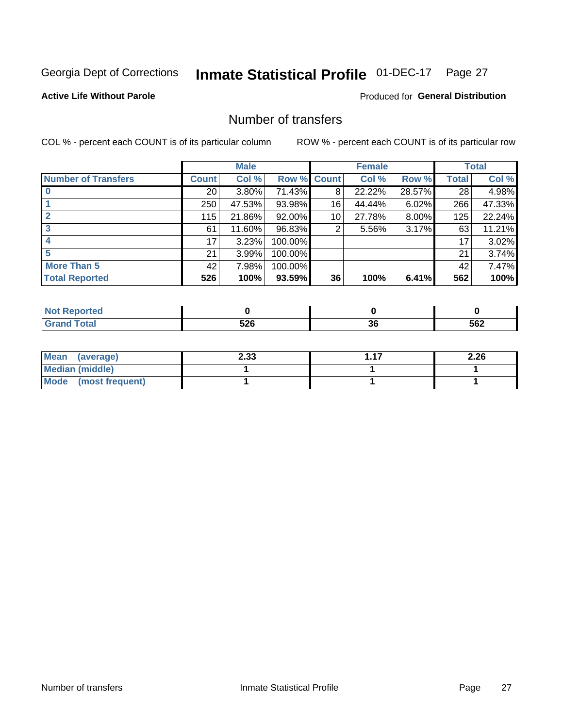Georgia Dept of Corrections **Inmate Statistical Profile** 01-DEC-17

**Active Life Without Parole**

Produced for **General Distribution**

## Number of transfers

COL % - percent each COUNT is of its particular column        ROW % - percent each COUNT is of its particular row

| | Male | | | Female | | | Total | |
|---|---|---|---|---|---|---|---|---|
| **Number of Transfers** | **Count** | **Col %** | **Row %** | **Count** | **Col %** | **Row %** | **Total** | **Col %** |
| **0** | 20 | 3.80% | 71.43% | 8 | 22.22% | 28.57% | 28 | 4.98% |
| **1** | 250 | 47.53% | 93.98% | 16 | 44.44% | 6.02% | 266 | 47.33% |
| **2** | 115 | 21.86% | 92.00% | 10 | 27.78% | 8.00% | 125 | 22.24% |
| **3** | 61 | 11.60% | 96.83% | 2 | 5.56% | 3.17% | 63 | 11.21% |
| **4** | 17 | 3.23% | 100.00% | | | | 17 | 3.02% |
| **5** | 21 | 3.99% | 100.00% | | | | 21 | 3.74% |
| **More Than 5** | 42 | 7.98% | 100.00% | | | | 42 | 7.47% |
| **Total Reported** | **526** | **100%** | **93.59%** | **36** | **100%** | **6.41%** | **562** | **100%** |

| | Male | Female | Total |
|---|---|---|---|
| **Not Reported** | **0** | **0** | **0** |
| **Grand Total** | **526** | **36** | **562** |

| | Male | Female | Total |
|---|---|---|---|
| **Mean (average)** | **2.33** | **1.17** | **2.26** |
| **Median (middle)** | **1** | **1** | **1** |
| **Mode (most frequent)** | **1** | **1** | **1** |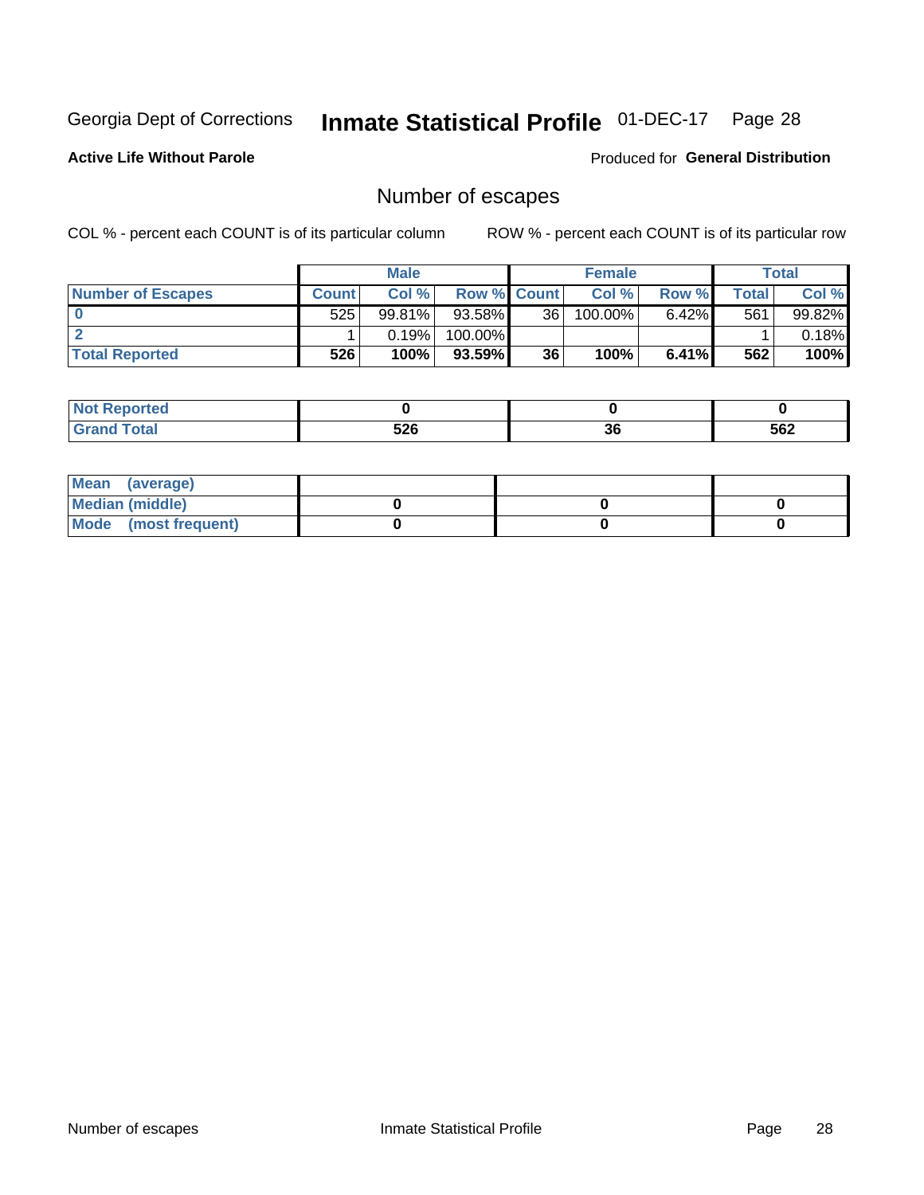Georgia Dept of Corrections **Inmate Statistical Profile** 01-DEC-17

**Active Life Without Parole**

Produced for **General Distribution**

## Number of escapes

COL % - percent each COUNT is of its particular column

ROW % - percent each COUNT is of its particular row

| | Male | | | Female | | | Total | |
|---|---|---|---|---|---|---|---|---|
| **Number of Escapes** | **Count** | **Col %** | **Row %** | **Count** | **Col %** | **Row %** | **Total** | **Col %** |
| **0** | 525 | 99.81% | 93.58% | 36 | 100.00% | 6.42% | 561 | 99.82% |
| **2** | 1 | 0.19% | 100.00% | | | | 1 | 0.18% |
| **Total Reported** | **526** | **100%** | **93.59%** | **36** | **100%** | **6.41%** | **562** | **100%** |

| | Male | Female | Total |
|---|---|---|---|
| **Not Reported** | **0** | **0** | **0** |
| **Grand Total** | **526** | **36** | **562** |

| | Male | Female | Total |
|---|---|---|---|
| **Mean (average)** | | | |
| **Median (middle)** | **0** | **0** | **0** |
| **Mode (most frequent)** | **0** | **0** | **0** |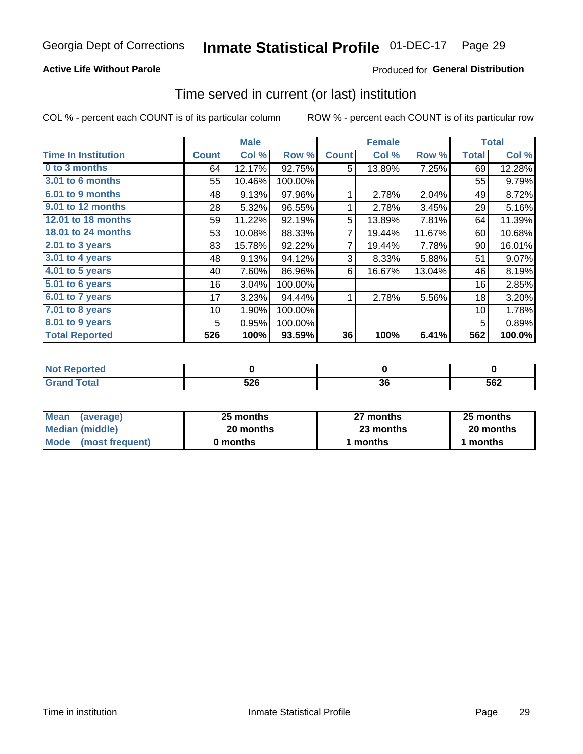# Inmate Statistical Profile

Georgia Dept of Corrections 01-DEC-17

**Active Life Without Parole** Produced for **General Distribution**

## Time served in current (or last) institution

COL % - percent each COUNT is of its particular column ROW % - percent each COUNT is of its particular row

| | Male | | | Female | | | Total | |
|---|---|---|---|---|---|---|---|---|
| **Time In Institution** | **Count** | **Col %** | **Row %** | **Count** | **Col %** | **Row %** | **Total** | **Col %** |
| **0 to 3 months** | 64 | 12.17% | 92.75% | 5 | 13.89% | 7.25% | 69 | 12.28% |
| **3.01 to 6 months** | 55 | 10.46% | 100.00% | | | | 55 | 9.79% |
| **6.01 to 9 months** | 48 | 9.13% | 97.96% | 1 | 2.78% | 2.04% | 49 | 8.72% |
| **9.01 to 12 months** | 28 | 5.32% | 96.55% | 1 | 2.78% | 3.45% | 29 | 5.16% |
| **12.01 to 18 months** | 59 | 11.22% | 92.19% | 5 | 13.89% | 7.81% | 64 | 11.39% |
| **18.01 to 24 months** | 53 | 10.08% | 88.33% | 7 | 19.44% | 11.67% | 60 | 10.68% |
| **2.01 to 3 years** | 83 | 15.78% | 92.22% | 7 | 19.44% | 7.78% | 90 | 16.01% |
| **3.01 to 4 years** | 48 | 9.13% | 94.12% | 3 | 8.33% | 5.88% | 51 | 9.07% |
| **4.01 to 5 years** | 40 | 7.60% | 86.96% | 6 | 16.67% | 13.04% | 46 | 8.19% |
| **5.01 to 6 years** | 16 | 3.04% | 100.00% | | | | 16 | 2.85% |
| **6.01 to 7 years** | 17 | 3.23% | 94.44% | 1 | 2.78% | 5.56% | 18 | 3.20% |
| **7.01 to 8 years** | 10 | 1.90% | 100.00% | | | | 10 | 1.78% |
| **8.01 to 9 years** | 5 | 0.95% | 100.00% | | | | 5 | 0.89% |
| **Total Reported** | **526** | **100%** | **93.59%** | **36** | **100%** | **6.41%** | **562** | **100.0%** |

| | Male | Female | Total |
|---|---|---|---|
| **Not Reported** | **0** | **0** | **0** |
| **Grand Total** | **526** | **36** | **562** |

| | Male | Female | Total |
|---|---|---|---|
| **Mean (average)** | **25 months** | **27 months** | **25 months** |
| **Median (middle)** | **20 months** | **23 months** | **20 months** |
| **Mode (most frequent)** | **0 months** | **1 months** | **1 months** |

Time in institution Inmate Statistical Profile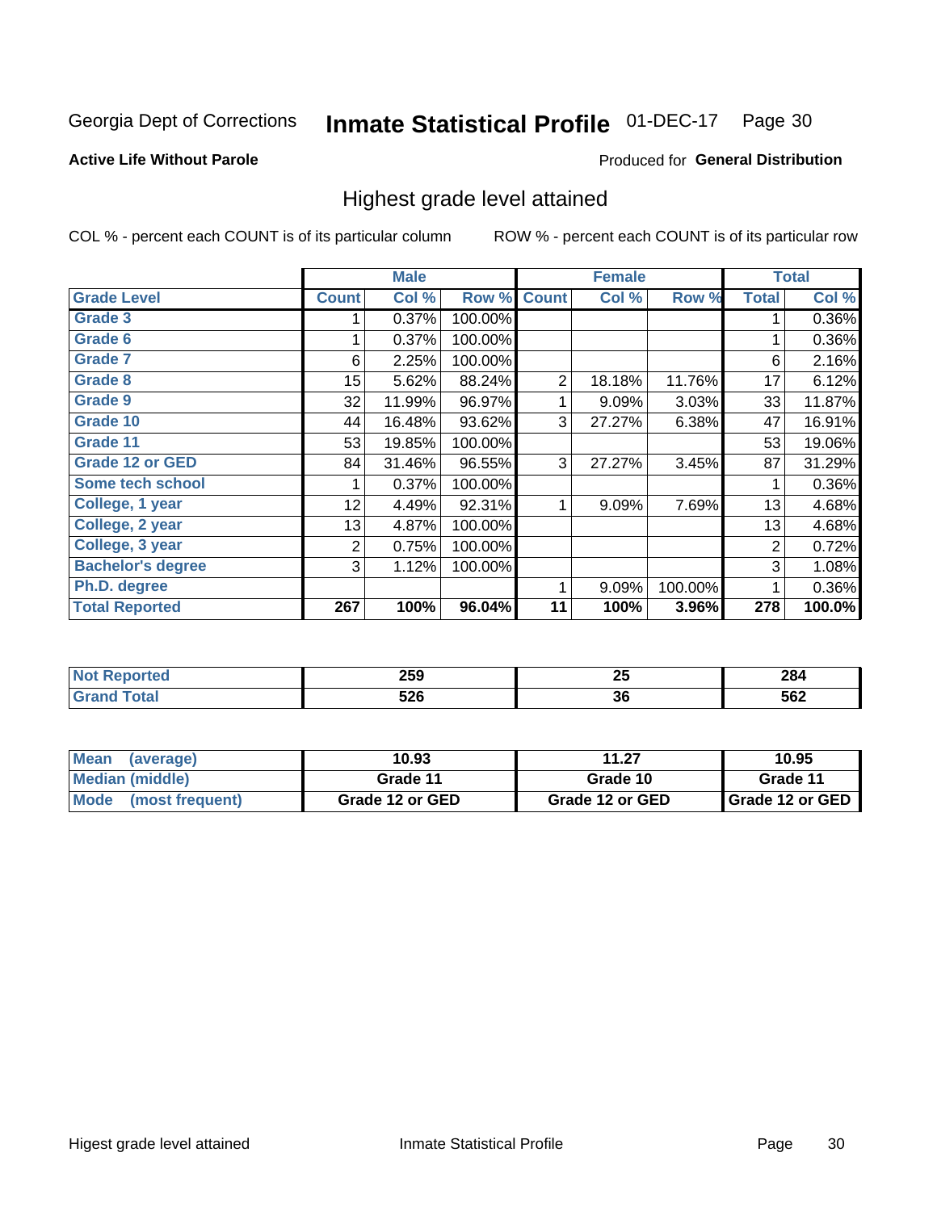Georgia Dept of Corrections **Inmate Statistical Profile** 01-DEC-17

**Active Life Without Parole**

Produced for **General Distribution**

## Highest grade level attained

COL % - percent each COUNT is of its particular column

ROW % - percent each COUNT is of its particular row

| | Male | | | Female | | | Total | |
|---|---|---|---|---|---|---|---|---|
| **Grade Level** | **Count** | **Col %** | **Row %** | **Count** | **Col %** | **Row %** | **Total** | **Col %** |
| **Grade 3** | 1 | 0.37% | 100.00% | | | | 1 | 0.36% |
| **Grade 6** | 1 | 0.37% | 100.00% | | | | 1 | 0.36% |
| **Grade 7** | 6 | 2.25% | 100.00% | | | | 6 | 2.16% |
| **Grade 8** | 15 | 5.62% | 88.24% | 2 | 18.18% | 11.76% | 17 | 6.12% |
| **Grade 9** | 32 | 11.99% | 96.97% | 1 | 9.09% | 3.03% | 33 | 11.87% |
| **Grade 10** | 44 | 16.48% | 93.62% | 3 | 27.27% | 6.38% | 47 | 16.91% |
| **Grade 11** | 53 | 19.85% | 100.00% | | | | 53 | 19.06% |
| **Grade 12 or GED** | 84 | 31.46% | 96.55% | 3 | 27.27% | 3.45% | 87 | 31.29% |
| **Some tech school** | 1 | 0.37% | 100.00% | | | | 1 | 0.36% |
| **College, 1 year** | 12 | 4.49% | 92.31% | 1 | 9.09% | 7.69% | 13 | 4.68% |
| **College, 2 year** | 13 | 4.87% | 100.00% | | | | 13 | 4.68% |
| **College, 3 year** | 2 | 0.75% | 100.00% | | | | 2 | 0.72% |
| **Bachelor's degree** | 3 | 1.12% | 100.00% | | | | 3 | 1.08% |
| **Ph.D. degree** | | | | 1 | 9.09% | 100.00% | 1 | 0.36% |
| **Total Reported** | **267** | **100%** | **96.04%** | **11** | **100%** | **3.96%** | **278** | **100.0%** |

| | Male | Female | Total |
|---|---|---|---|
| **Not Reported** | **259** | **25** | **284** |
| **Grand Total** | **526** | **36** | **562** |

| | Male | Female | Total |
|---|---|---|---|
| **Mean (average)** | **10.93** | **11.27** | **10.95** |
| **Median (middle)** | **Grade 11** | **Grade 10** | **Grade 11** |
| **Mode (most frequent)** | **Grade 12 or GED** | **Grade 12 or GED** | **Grade 12 or GED** |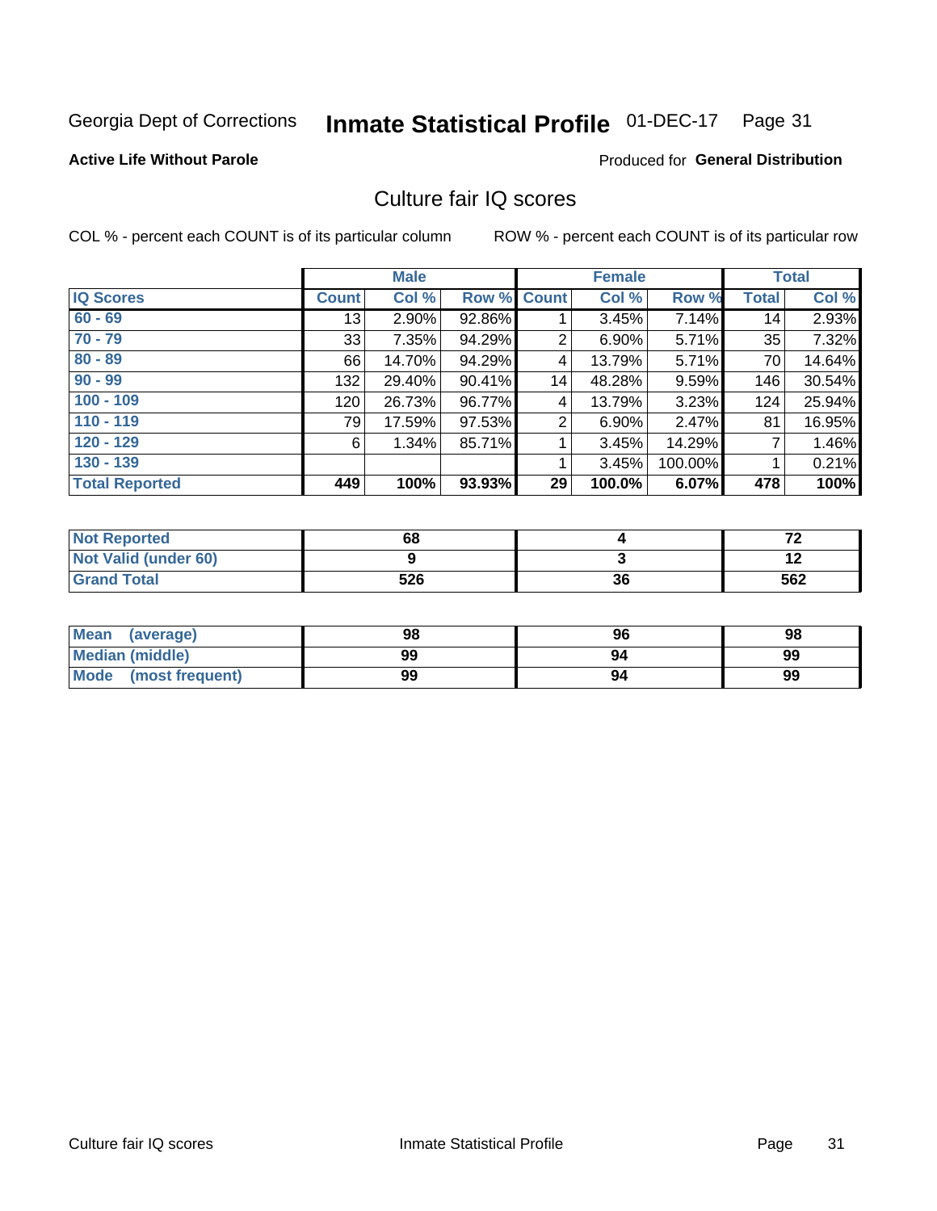Georgia Dept of Corrections **Inmate Statistical Profile** 01-DEC-17 Page 31

**Active Life Without Parole**

Produced for **General Distribution**

## Culture fair IQ scores

COL % - percent each COUNT is of its particular column

ROW % - percent each COUNT is of its particular row

| | Male | | | Female | | | Total | |
|---|---|---|---|---|---|---|---|---|
| **IQ Scores** | **Count** | **Col %** | **Row %** | **Count** | **Col %** | **Row %** | **Total** | **Col %** |
| 60 - 69 | 13 | 2.90% | 92.86% | 1 | 3.45% | 7.14% | 14 | 2.93% |
| 70 - 79 | 33 | 7.35% | 94.29% | 2 | 6.90% | 5.71% | 35 | 7.32% |
| 80 - 89 | 66 | 14.70% | 94.29% | 4 | 13.79% | 5.71% | 70 | 14.64% |
| 90 - 99 | 132 | 29.40% | 90.41% | 14 | 48.28% | 9.59% | 146 | 30.54% |
| 100 - 109 | 120 | 26.73% | 96.77% | 4 | 13.79% | 3.23% | 124 | 25.94% |
| 110 - 119 | 79 | 17.59% | 97.53% | 2 | 6.90% | 2.47% | 81 | 16.95% |
| 120 - 129 | 6 | 1.34% | 85.71% | 1 | 3.45% | 14.29% | 7 | 1.46% |
| 130 - 139 | | | | 1 | 3.45% | 100.00% | 1 | 0.21% |
| **Total Reported** | **449** | **100%** | **93.93%** | **29** | **100.0%** | **6.07%** | **478** | **100%** |

| | Male | Female | Total |
|---|---|---|---|
| Not Reported | 68 | 4 | 72 |
| Not Valid (under 60) | 9 | 3 | 12 |
| Grand Total | 526 | 36 | 562 |

| | Male | Female | Total |
|---|---|---|---|
| Mean (average) | 98 | 96 | 98 |
| Median (middle) | 99 | 94 | 99 |
| Mode (most frequent) | 99 | 94 | 99 |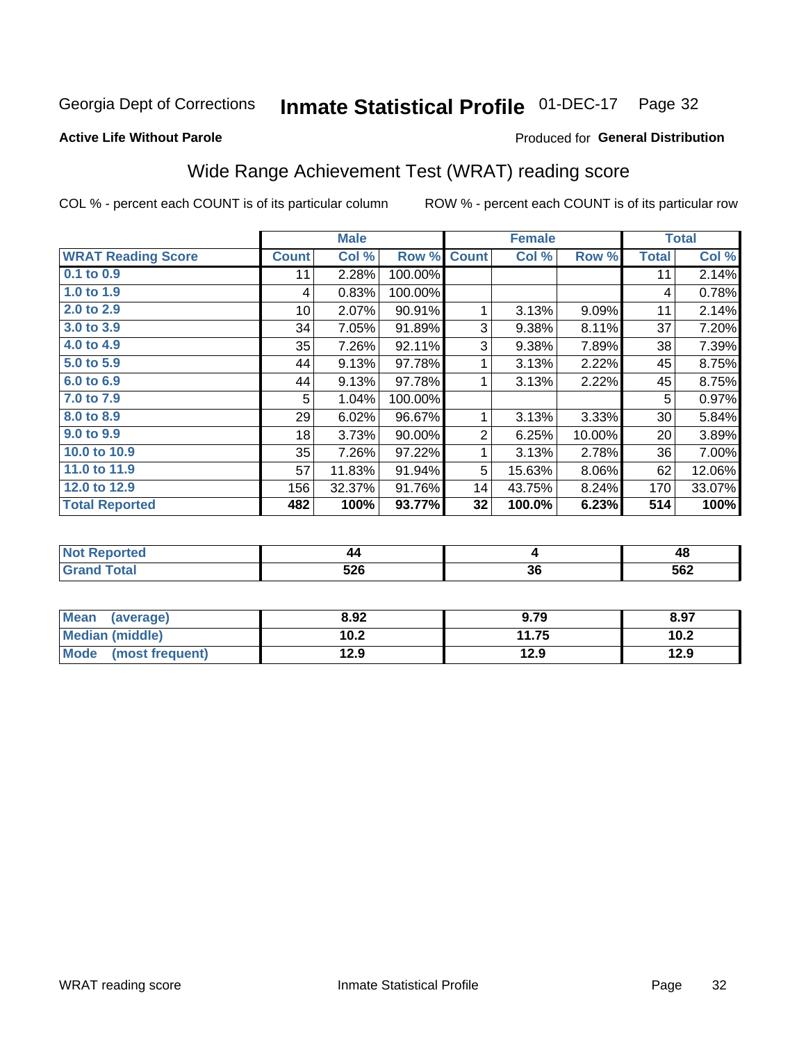Georgia Dept of Corrections **Inmate Statistical Profile** 01-DEC-17 Page 32

**Active Life Without Parole**

Produced for **General Distribution**

## Wide Range Achievement Test (WRAT) reading score

COL % - percent each COUNT is of its particular column ROW % - percent each COUNT is of its particular row

| | Male | | | Female | | | Total | |
|---|---|---|---|---|---|---|---|---|
| **WRAT Reading Score** | **Count** | **Col %** | **Row %** | **Count** | **Col %** | **Row %** | **Total** | **Col %** |
| 0.1 to 0.9 | 11 | 2.28% | 100.00% | | | | 11 | 2.14% |
| 1.0 to 1.9 | 4 | 0.83% | 100.00% | | | | 4 | 0.78% |
| 2.0 to 2.9 | 10 | 2.07% | 90.91% | 1 | 3.13% | 9.09% | 11 | 2.14% |
| 3.0 to 3.9 | 34 | 7.05% | 91.89% | 3 | 9.38% | 8.11% | 37 | 7.20% |
| 4.0 to 4.9 | 35 | 7.26% | 92.11% | 3 | 9.38% | 7.89% | 38 | 7.39% |
| 5.0 to 5.9 | 44 | 9.13% | 97.78% | 1 | 3.13% | 2.22% | 45 | 8.75% |
| 6.0 to 6.9 | 44 | 9.13% | 97.78% | 1 | 3.13% | 2.22% | 45 | 8.75% |
| 7.0 to 7.9 | 5 | 1.04% | 100.00% | | | | 5 | 0.97% |
| 8.0 to 8.9 | 29 | 6.02% | 96.67% | 1 | 3.13% | 3.33% | 30 | 5.84% |
| 9.0 to 9.9 | 18 | 3.73% | 90.00% | 2 | 6.25% | 10.00% | 20 | 3.89% |
| 10.0 to 10.9 | 35 | 7.26% | 97.22% | 1 | 3.13% | 2.78% | 36 | 7.00% |
| 11.0 to 11.9 | 57 | 11.83% | 91.94% | 5 | 15.63% | 8.06% | 62 | 12.06% |
| 12.0 to 12.9 | 156 | 32.37% | 91.76% | 14 | 43.75% | 8.24% | 170 | 33.07% |
| **Total Reported** | **482** | **100%** | **93.77%** | **32** | **100.0%** | **6.23%** | **514** | **100%** |

| | Male | Female | Total |
|---|---|---|---|
| **Not Reported** | **44** | **4** | **48** |
| **Grand Total** | **526** | **36** | **562** |

| | Male | Female | Total |
|---|---|---|---|
| **Mean (average)** | **8.92** | **9.79** | **8.97** |
| **Median (middle)** | **10.2** | **11.75** | **10.2** |
| **Mode (most frequent)** | **12.9** | **12.9** | **12.9** |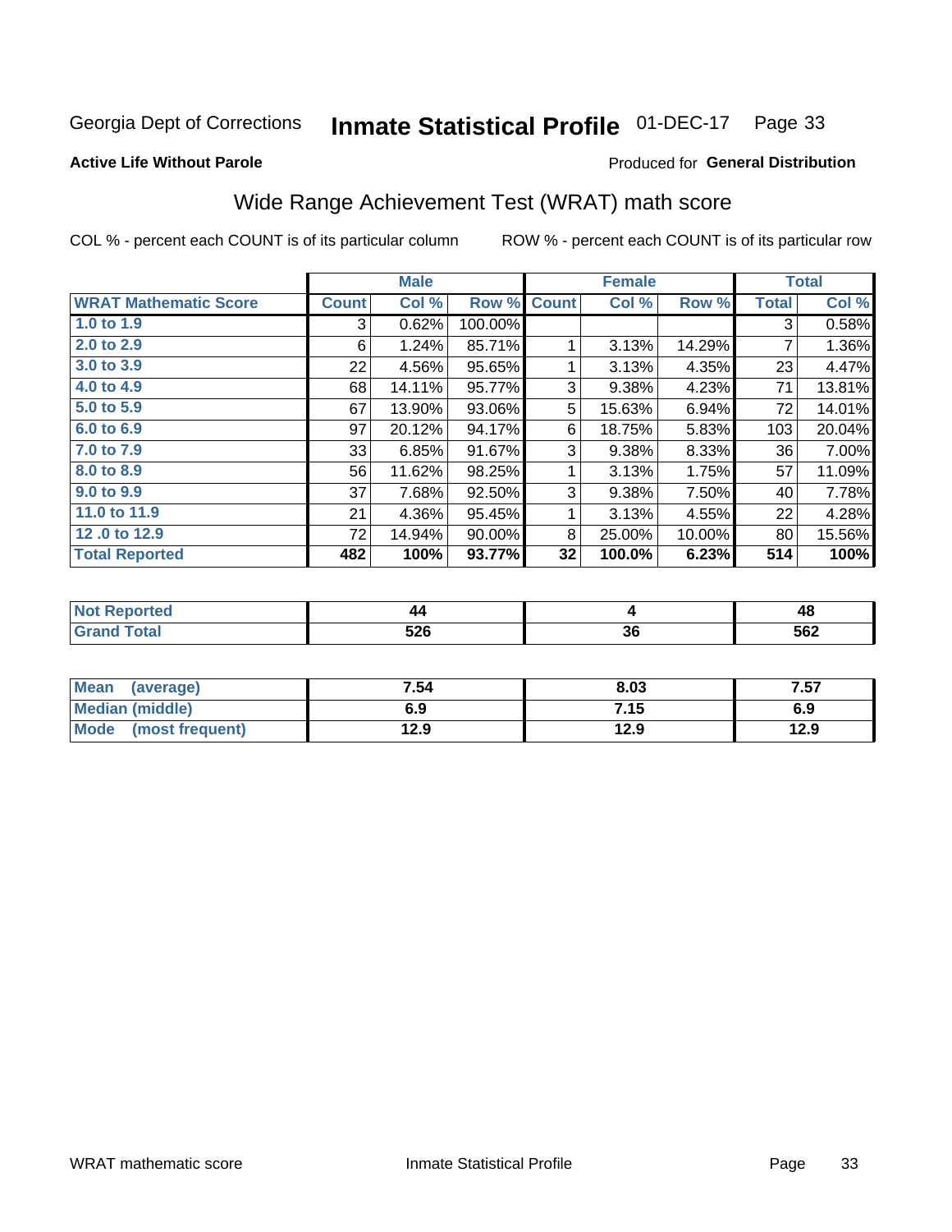Georgia Dept of Corrections **Inmate Statistical Profile** 01-DEC-17

**Active Life Without Parole**

Produced for **General Distribution**

## Wide Range Achievement Test (WRAT) math score

COL % - percent each COUNT is of its particular column ROW % - percent each COUNT is of its particular row

| | Male | | | Female | | | Total | |
|---|---|---|---|---|---|---|---|---|
| **WRAT Mathematic Score** | **Count** | **Col %** | **Row %** | **Count** | **Col %** | **Row %** | **Total** | **Col %** |
| **1.0 to 1.9** | 3 | 0.62% | 100.00% | | | | 3 | 0.58% |
| **2.0 to 2.9** | 6 | 1.24% | 85.71% | 1 | 3.13% | 14.29% | 7 | 1.36% |
| **3.0 to 3.9** | 22 | 4.56% | 95.65% | 1 | 3.13% | 4.35% | 23 | 4.47% |
| **4.0 to 4.9** | 68 | 14.11% | 95.77% | 3 | 9.38% | 4.23% | 71 | 13.81% |
| **5.0 to 5.9** | 67 | 13.90% | 93.06% | 5 | 15.63% | 6.94% | 72 | 14.01% |
| **6.0 to 6.9** | 97 | 20.12% | 94.17% | 6 | 18.75% | 5.83% | 103 | 20.04% |
| **7.0 to 7.9** | 33 | 6.85% | 91.67% | 3 | 9.38% | 8.33% | 36 | 7.00% |
| **8.0 to 8.9** | 56 | 11.62% | 98.25% | 1 | 3.13% | 1.75% | 57 | 11.09% |
| **9.0 to 9.9** | 37 | 7.68% | 92.50% | 3 | 9.38% | 7.50% | 40 | 7.78% |
| **11.0 to 11.9** | 21 | 4.36% | 95.45% | 1 | 3.13% | 4.55% | 22 | 4.28% |
| **12 .0 to 12.9** | 72 | 14.94% | 90.00% | 8 | 25.00% | 10.00% | 80 | 15.56% |
| **Total Reported** | **482** | **100%** | **93.77%** | **32** | **100.0%** | **6.23%** | **514** | **100%** |

| | Male | Female | Total |
|---|---|---|---|
| **Not Reported** | **44** | **4** | **48** |
| **Grand Total** | **526** | **36** | **562** |

| | Male | Female | Total |
|---|---|---|---|
| **Mean (average)** | **7.54** | **8.03** | **7.57** |
| **Median (middle)** | **6.9** | **7.15** | **6.9** |
| **Mode (most frequent)** | **12.9** | **12.9** | **12.9** |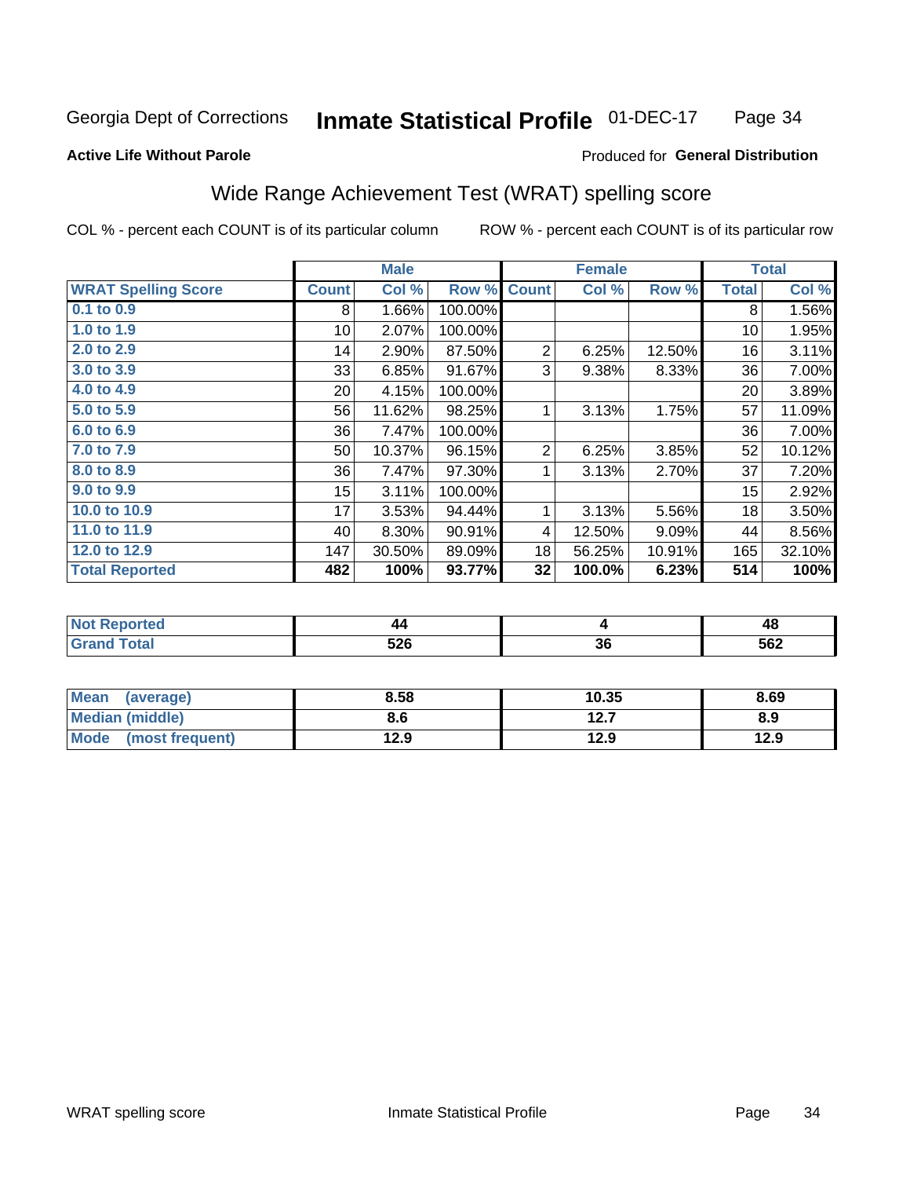Georgia Dept of Corrections **Inmate Statistical Profile** 01-DEC-17

**Active Life Without Parole**

Produced for **General Distribution**

## Wide Range Achievement Test (WRAT) spelling score

COL % - percent each COUNT is of its particular column ROW % - percent each COUNT is of its particular row

| | Male | | | Female | | | Total | |
|---|---|---|---|---|---|---|---|---|
| **WRAT Spelling Score** | **Count** | **Col %** | **Row %** | **Count** | **Col %** | **Row %** | **Total** | **Col %** |
| 0.1 to 0.9 | 8 | 1.66% | 100.00% | | | | 8 | 1.56% |
| 1.0 to 1.9 | 10 | 2.07% | 100.00% | | | | 10 | 1.95% |
| 2.0 to 2.9 | 14 | 2.90% | 87.50% | 2 | 6.25% | 12.50% | 16 | 3.11% |
| 3.0 to 3.9 | 33 | 6.85% | 91.67% | 3 | 9.38% | 8.33% | 36 | 7.00% |
| 4.0 to 4.9 | 20 | 4.15% | 100.00% | | | | 20 | 3.89% |
| 5.0 to 5.9 | 56 | 11.62% | 98.25% | 1 | 3.13% | 1.75% | 57 | 11.09% |
| 6.0 to 6.9 | 36 | 7.47% | 100.00% | | | | 36 | 7.00% |
| 7.0 to 7.9 | 50 | 10.37% | 96.15% | 2 | 6.25% | 3.85% | 52 | 10.12% |
| 8.0 to 8.9 | 36 | 7.47% | 97.30% | 1 | 3.13% | 2.70% | 37 | 7.20% |
| 9.0 to 9.9 | 15 | 3.11% | 100.00% | | | | 15 | 2.92% |
| 10.0 to 10.9 | 17 | 3.53% | 94.44% | 1 | 3.13% | 5.56% | 18 | 3.50% |
| 11.0 to 11.9 | 40 | 8.30% | 90.91% | 4 | 12.50% | 9.09% | 44 | 8.56% |
| 12.0 to 12.9 | 147 | 30.50% | 89.09% | 18 | 56.25% | 10.91% | 165 | 32.10% |
| **Total Reported** | **482** | **100%** | **93.77%** | **32** | **100.0%** | **6.23%** | **514** | **100%** |

| | Male | Female | Total |
|---|---|---|---|
| **Not Reported** | **44** | **4** | **48** |
| **Grand Total** | **526** | **36** | **562** |

| | Male | Female | Total |
|---|---|---|---|
| **Mean (average)** | **8.58** | **10.35** | **8.69** |
| **Median (middle)** | **8.6** | **12.7** | **8.9** |
| **Mode (most frequent)** | **12.9** | **12.9** | **12.9** |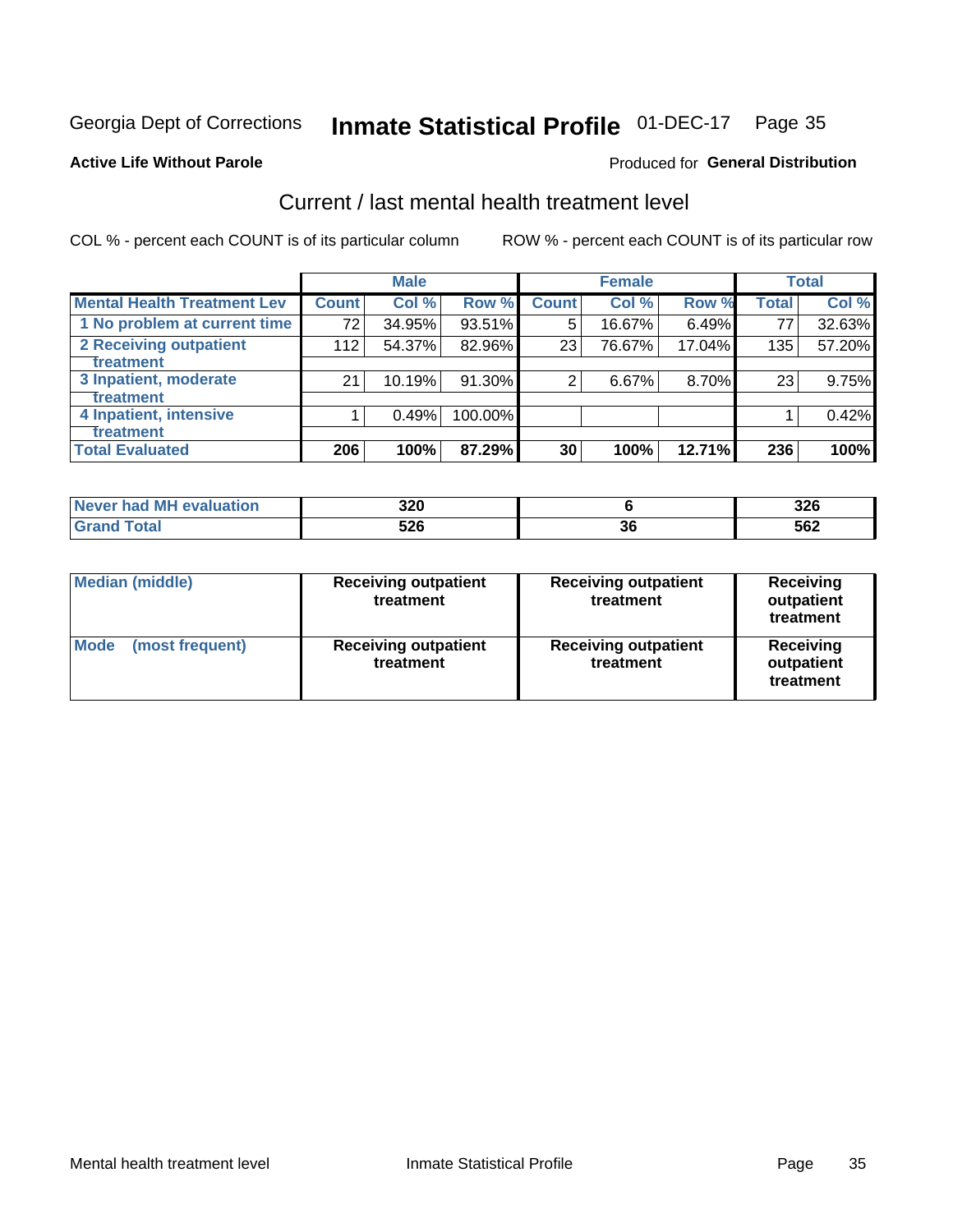Georgia Dept of Corrections **Inmate Statistical Profile** 01-DEC-17

**Active Life Without Parole**

Produced for **General Distribution**

## Current / last mental health treatment level

COL % - percent each COUNT is of its particular column

ROW % - percent each COUNT is of its particular row

| | Male | | | Female | | | Total | |
|---|---|---|---|---|---|---|---|---|
| **Mental Health Treatment Lev** | **Count** | **Col %** | **Row %** | **Count** | **Col %** | **Row %** | **Total** | **Col %** |
| 1 No problem at current time | 72 | 34.95% | 93.51% | 5 | 16.67% | 6.49% | 77 | 32.63% |
| 2 Receiving outpatient treatment | 112 | 54.37% | 82.96% | 23 | 76.67% | 17.04% | 135 | 57.20% |
| 3 Inpatient, moderate treatment | 21 | 10.19% | 91.30% | 2 | 6.67% | 8.70% | 23 | 9.75% |
| 4 Inpatient, intensive treatment | 1 | 0.49% | 100.00% | | | | 1 | 0.42% |
| **Total Evaluated** | **206** | **100%** | **87.29%** | **30** | **100%** | **12.71%** | **236** | **100%** |

| | Male | Female | Total |
|---|---|---|---|
| Never had MH evaluation | 320 | 6 | 326 |
| Grand Total | 526 | 36 | 562 |

| | Male | Female | Total |
|---|---|---|---|
| Median (middle) | Receiving outpatient treatment | Receiving outpatient treatment | Receiving outpatient treatment |
| Mode (most frequent) | Receiving outpatient treatment | Receiving outpatient treatment | Receiving outpatient treatment |

Mental health treatment level · Inmate Statistical Profile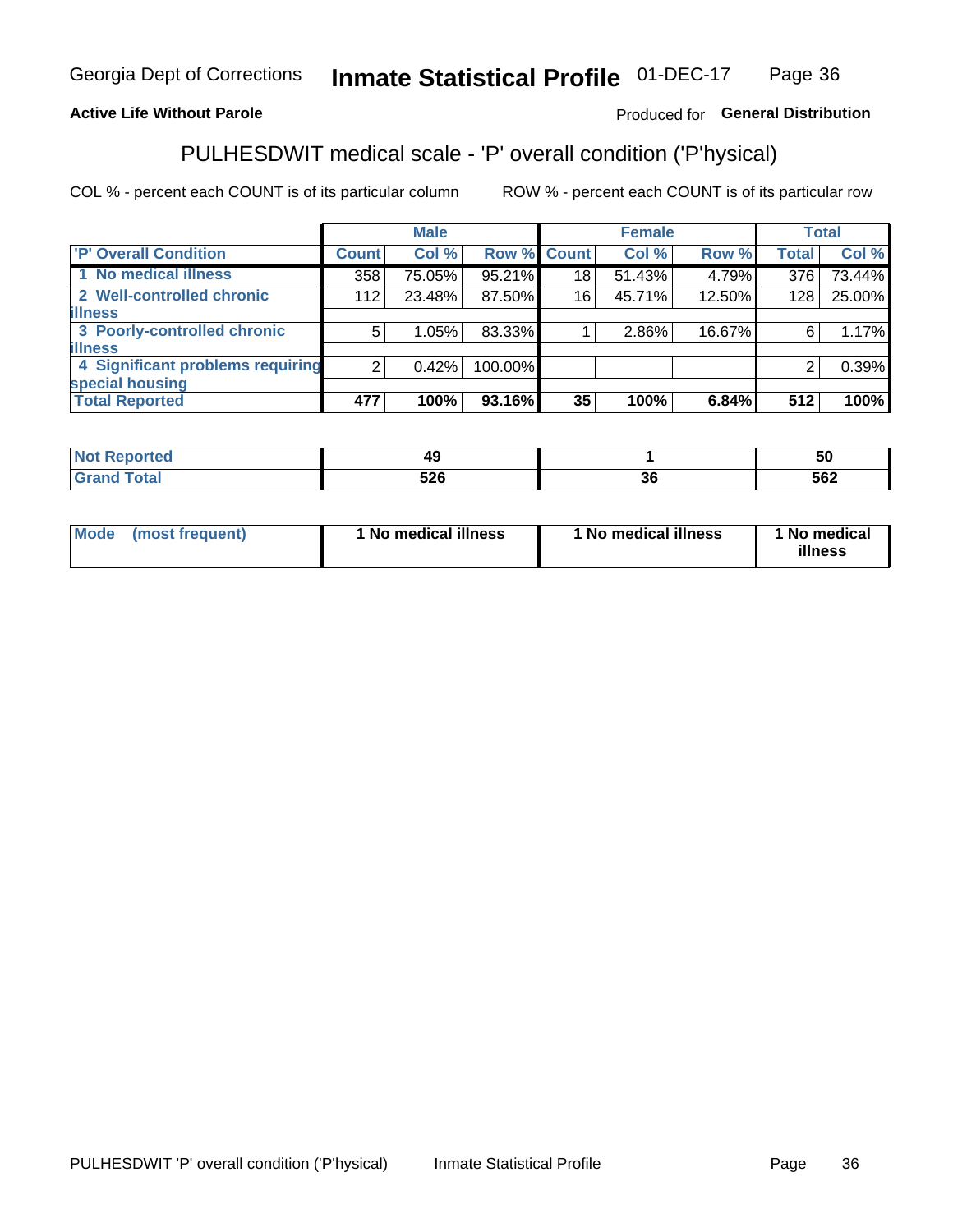Georgia Dept of Corrections **Inmate Statistical Profile** 01-DEC-17

**Active Life Without Parole**

Produced for **General Distribution**

## PULHESDWIT medical scale - 'P' overall condition ('P'hysical)

COL % - percent each COUNT is of its particular column

ROW % - percent each COUNT is of its particular row

| | Male | | | Female | | | Total | |
|---|---|---|---|---|---|---|---|---|
| **'P' Overall Condition** | **Count** | **Col %** | **Row %** | **Count** | **Col %** | **Row %** | **Total** | **Col %** |
| 1 No medical illness | 358 | 75.05% | 95.21% | 18 | 51.43% | 4.79% | 376 | 73.44% |
| 2 Well-controlled chronic illness | 112 | 23.48% | 87.50% | 16 | 45.71% | 12.50% | 128 | 25.00% |
| 3 Poorly-controlled chronic illness | 5 | 1.05% | 83.33% | 1 | 2.86% | 16.67% | 6 | 1.17% |
| 4 Significant problems requiring special housing | 2 | 0.42% | 100.00% | | | | 2 | 0.39% |
| **Total Reported** | **477** | **100%** | **93.16%** | **35** | **100%** | **6.84%** | **512** | **100%** |

| | Male | Female | Total |
|---|---|---|---|
| **Not Reported** | **49** | **1** | **50** |
| **Grand Total** | **526** | **36** | **562** |

| | Male | Female | Total |
|---|---|---|---|
| **Mode (most frequent)** | **1 No medical illness** | **1 No medical illness** | **1 No medical illness** |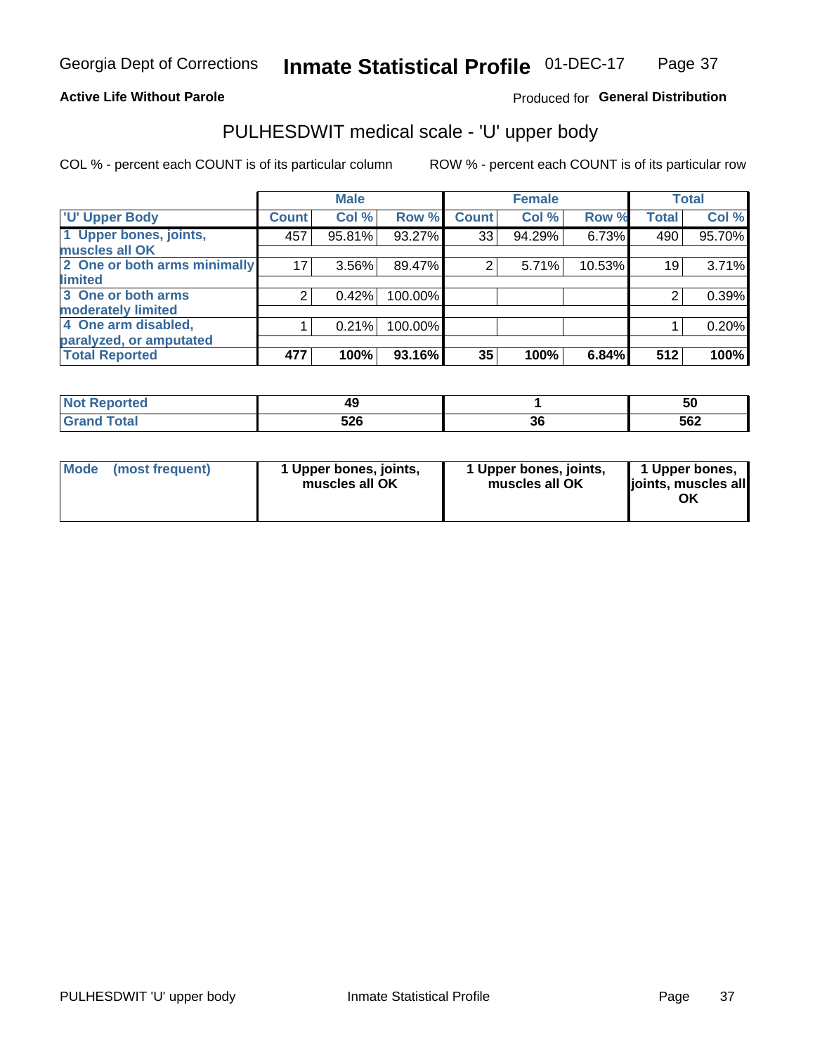Georgia Dept of Corrections **Inmate Statistical Profile** 01-DEC-17

**Active Life Without Parole**

Produced for **General Distribution**

# PULHESDWIT medical scale - 'U' upper body

COL % - percent each COUNT is of its particular column ROW % - percent each COUNT is of its particular row

| | Male | | | Female | | | Total | |
|---|---|---|---|---|---|---|---|---|
| 'U' Upper Body | Count | Col % | Row % | Count | Col % | Row % | Total | Col % |
| 1 Upper bones, joints, muscles all OK | 457 | 95.81% | 93.27% | 33 | 94.29% | 6.73% | 490 | 95.70% |
| 2 One or both arms minimally limited | 17 | 3.56% | 89.47% | 2 | 5.71% | 10.53% | 19 | 3.71% |
| 3 One or both arms moderately limited | 2 | 0.42% | 100.00% | | | | 2 | 0.39% |
| 4 One arm disabled, paralyzed, or amputated | 1 | 0.21% | 100.00% | | | | 1 | 0.20% |
| Total Reported | **477** | **100%** | **93.16%** | **35** | **100%** | **6.84%** | **512** | **100%** |

| | Male | Female | Total |
|---|---|---|---|
| Not Reported | 49 | 1 | 50 |
| Grand Total | 526 | 36 | 562 |

| | Male | Female | Total |
|---|---|---|---|
| Mode (most frequent) | 1 Upper bones, joints, muscles all OK | 1 Upper bones, joints, muscles all OK | 1 Upper bones, joints, muscles all OK |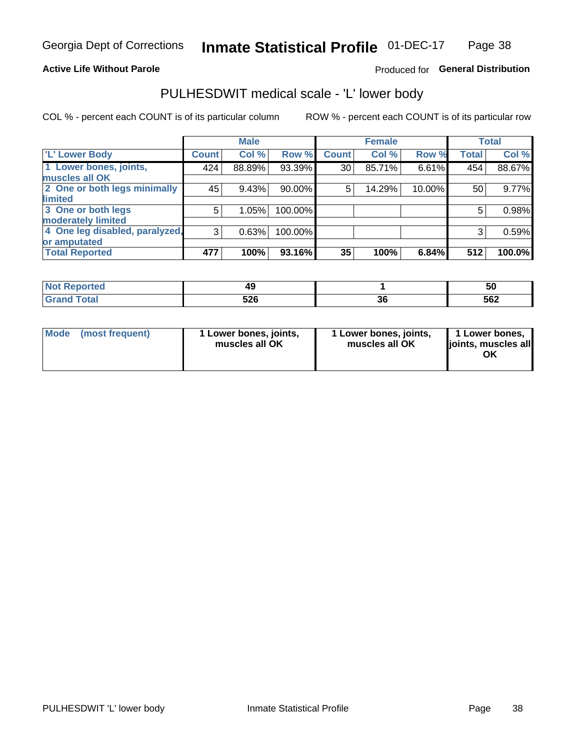**Active Life Without Parole**

Produced for **General Distribution**

## PULHESDWIT medical scale - 'L' lower body

COL % - percent each COUNT is of its particular column

ROW % - percent each COUNT is of its particular row

| | Male | | | Female | | | Total | |
|---|---|---|---|---|---|---|---|---|
| **'L' Lower Body** | **Count** | **Col %** | **Row %** | **Count** | **Col %** | **Row %** | **Total** | **Col %** |
| 1 Lower bones, joints, muscles all OK | 424 | 88.89% | 93.39% | 30 | 85.71% | 6.61% | 454 | 88.67% |
| 2 One or both legs minimally limited | 45 | 9.43% | 90.00% | 5 | 14.29% | 10.00% | 50 | 9.77% |
| 3 One or both legs moderately limited | 5 | 1.05% | 100.00% | | | | 5 | 0.98% |
| 4 One leg disabled, paralyzed, or amputated | 3 | 0.63% | 100.00% | | | | 3 | 0.59% |
| **Total Reported** | **477** | **100%** | **93.16%** | **35** | **100%** | **6.84%** | **512** | **100.0%** |

| | Male | Female | Total |
|---|---|---|---|
| **Not Reported** | **49** | **1** | **50** |
| **Grand Total** | **526** | **36** | **562** |

| | Male | Female | Total |
|---|---|---|---|
| **Mode (most frequent)** | **1 Lower bones, joints, muscles all OK** | **1 Lower bones, joints, muscles all OK** | **1 Lower bones, joints, muscles all OK** |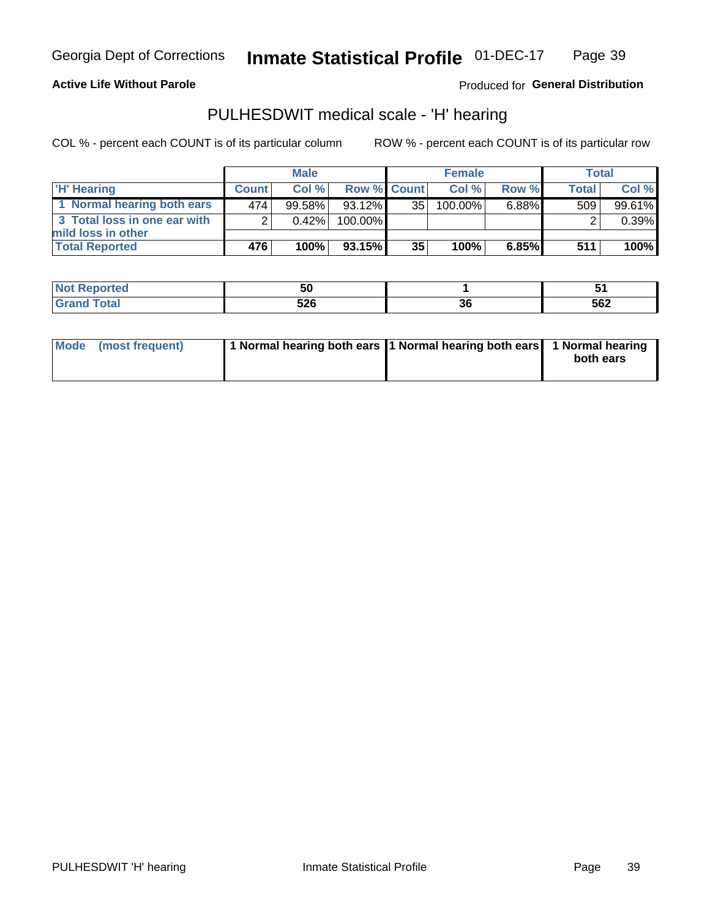Georgia Dept of Corrections **Inmate Statistical Profile** 01-DEC-17

**Active Life Without Parole**

Produced for **General Distribution**

## PULHESDWIT medical scale - 'H' hearing

COL % - percent each COUNT is of its particular column

ROW % - percent each COUNT is of its particular row

| | Male | | | Female | | | Total | |
|---|---|---|---|---|---|---|---|---|
| 'H' Hearing | Count | Col % | Row % | Count | Col % | Row % | Total | Col % |
| 1 Normal hearing both ears | 474 | 99.58% | 93.12% | 35 | 100.00% | 6.88% | 509 | 99.61% |
| 3 Total loss in one ear with mild loss in other | 2 | 0.42% | 100.00% | | | | 2 | 0.39% |
| **Total Reported** | **476** | **100%** | **93.15%** | **35** | **100%** | **6.85%** | **511** | **100%** |

| | Male | Female | Total |
|---|---|---|---|
| **Not Reported** | **50** | **1** | **51** |
| **Grand Total** | **526** | **36** | **562** |

| | Male | Female | Total |
|---|---|---|---|
| **Mode (most frequent)** | **1 Normal hearing both ears** | **1 Normal hearing both ears** | **1 Normal hearing both ears** |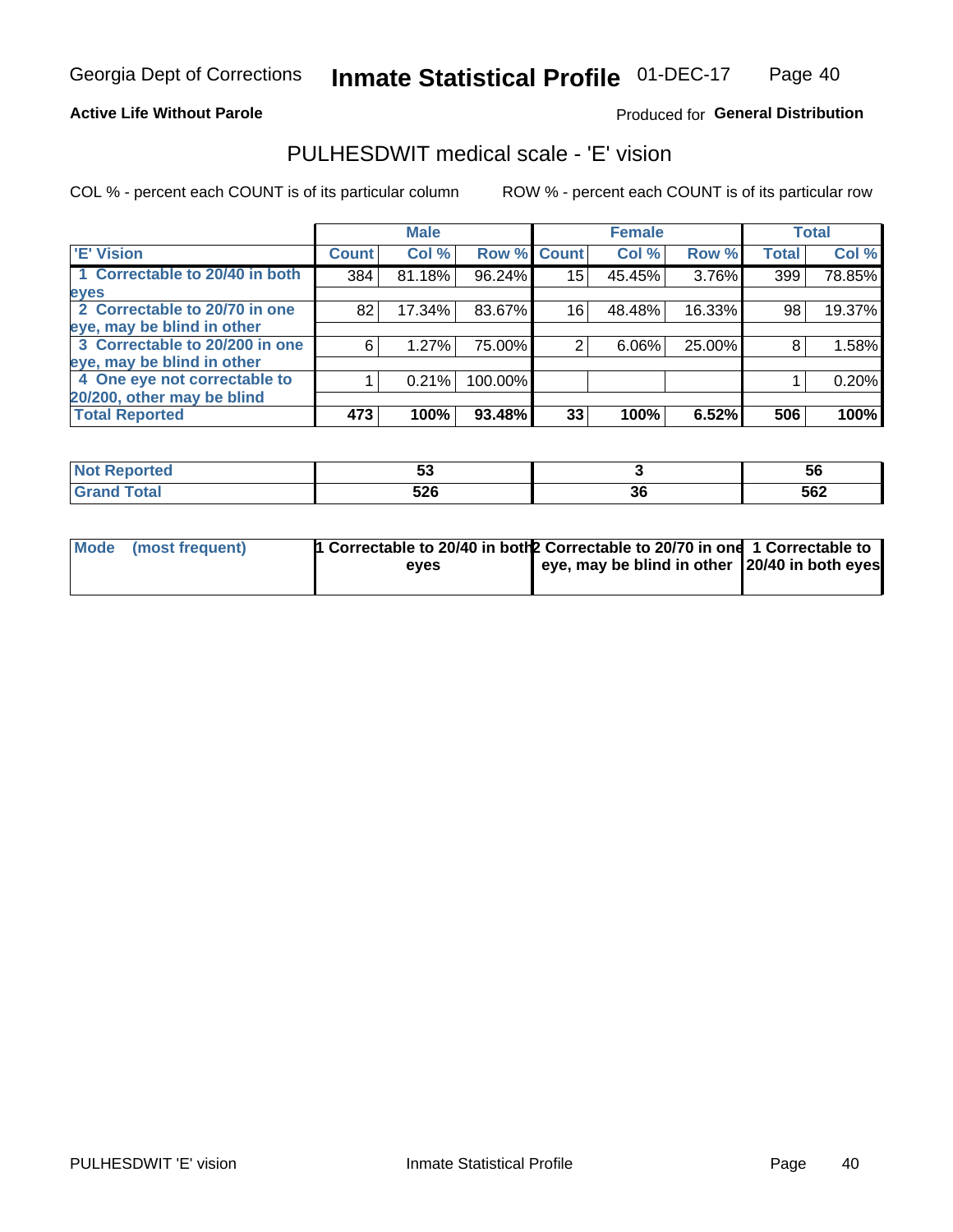Georgia Dept of Corrections **Inmate Statistical Profile** 01-DEC-17

**Active Life Without Parole**

Produced for **General Distribution**

## PULHESDWIT medical scale - 'E' vision

COL % - percent each COUNT is of its particular column

ROW % - percent each COUNT is of its particular row

| | Male | | | Female | | | Total | |
|---|---|---|---|---|---|---|---|---|
| 'E' Vision | Count | Col % | Row % | Count | Col % | Row % | Total | Col % |
| 1 Correctable to 20/40 in both eyes | 384 | 81.18% | 96.24% | 15 | 45.45% | 3.76% | 399 | 78.85% |
| 2 Correctable to 20/70 in one eye, may be blind in other | 82 | 17.34% | 83.67% | 16 | 48.48% | 16.33% | 98 | 19.37% |
| 3 Correctable to 20/200 in one eye, may be blind in other | 6 | 1.27% | 75.00% | 2 | 6.06% | 25.00% | 8 | 1.58% |
| 4 One eye not correctable to 20/200, other may be blind | 1 | 0.21% | 100.00% | | | | 1 | 0.20% |
| **Total Reported** | **473** | **100%** | **93.48%** | **33** | **100%** | **6.52%** | **506** | **100%** |

| | Male | Female | Total |
|---|---|---|---|
| Not Reported | 53 | 3 | 56 |
| Grand Total | 526 | 36 | 562 |

| | Male | Female | Total |
|---|---|---|---|
| Mode (most frequent) | 1 Correctable to 20/40 in both eyes | 2 Correctable to 20/70 in one eye, may be blind in other | 1 Correctable to 20/40 in both eyes |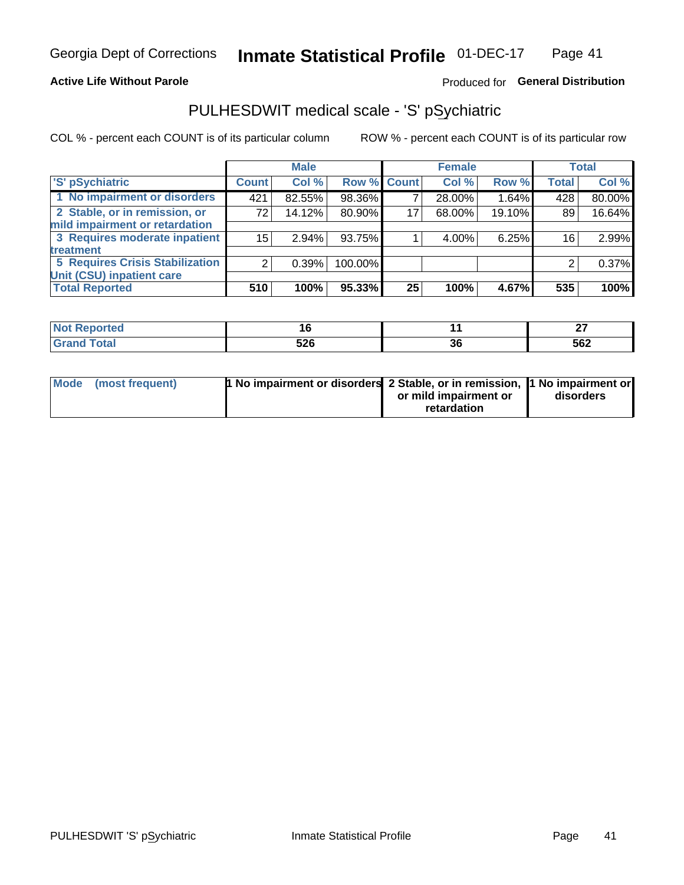Georgia Dept of Corrections **Inmate Statistical Profile** 01-DEC-17

**Active Life Without Parole**

Produced for **General Distribution**

## PULHESDWIT medical scale - 'S' pSychiatric

COL % - percent each COUNT is of its particular column

ROW % - percent each COUNT is of its particular row

| | Male | | | Female | | | Total | |
|---|---|---|---|---|---|---|---|---|
| 'S' pSychiatric | Count | Col % | Row % | Count | Col % | Row % | Total | Col % |
| 1 No impairment or disorders | 421 | 82.55% | 98.36% | 7 | 28.00% | 1.64% | 428 | 80.00% |
| 2 Stable, or in remission, or mild impairment or retardation | 72 | 14.12% | 80.90% | 17 | 68.00% | 19.10% | 89 | 16.64% |
| 3 Requires moderate inpatient treatment | 15 | 2.94% | 93.75% | 1 | 4.00% | 6.25% | 16 | 2.99% |
| 5 Requires Crisis Stabilization Unit (CSU) inpatient care | 2 | 0.39% | 100.00% | | | | 2 | 0.37% |
| **Total Reported** | **510** | **100%** | **95.33%** | **25** | **100%** | **4.67%** | **535** | **100%** |

| | Male | Female | Total |
|---|---|---|---|
| **Not Reported** | **16** | **11** | **27** |
| **Grand Total** | **526** | **36** | **562** |

| | Male | Female | Total |
|---|---|---|---|
| Mode (most frequent) | 1 No impairment or disorders | 2 Stable, or in remission, or mild impairment or retardation | 1 No impairment or disorders |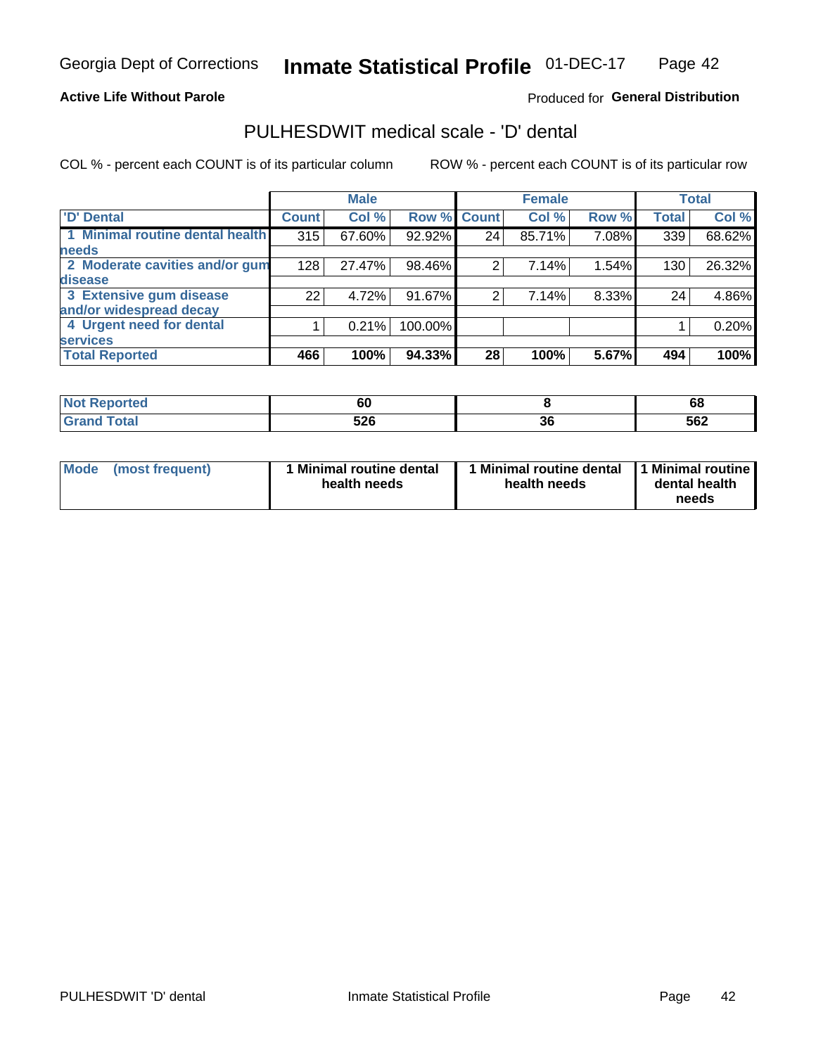Georgia Dept of Corrections **Inmate Statistical Profile** 01-DEC-17

**Active Life Without Parole**

Produced for **General Distribution**

## PULHESDWIT medical scale - 'D' dental

COL % - percent each COUNT is of its particular column ROW % - percent each COUNT is of its particular row

| | Male | | | Female | | | Total | |
|---|---|---|---|---|---|---|---|---|
| 'D' Dental | Count | Col % | Row % | Count | Col % | Row % | Total | Col % |
| 1 Minimal routine dental health needs | 315 | 67.60% | 92.92% | 24 | 85.71% | 7.08% | 339 | 68.62% |
| 2 Moderate cavities and/or gum disease | 128 | 27.47% | 98.46% | 2 | 7.14% | 1.54% | 130 | 26.32% |
| 3 Extensive gum disease and/or widespread decay | 22 | 4.72% | 91.67% | 2 | 7.14% | 8.33% | 24 | 4.86% |
| 4 Urgent need for dental services | 1 | 0.21% | 100.00% | | | | 1 | 0.20% |
| **Total Reported** | **466** | **100%** | **94.33%** | **28** | **100%** | **5.67%** | **494** | **100%** |

| | Male | Female | Total |
|---|---|---|---|
| Not Reported | 60 | 8 | 68 |
| Grand Total | 526 | 36 | 562 |

| | Male | Female | Total |
|---|---|---|---|
| Mode (most frequent) | 1 Minimal routine dental health needs | 1 Minimal routine dental health needs | 1 Minimal routine dental health needs |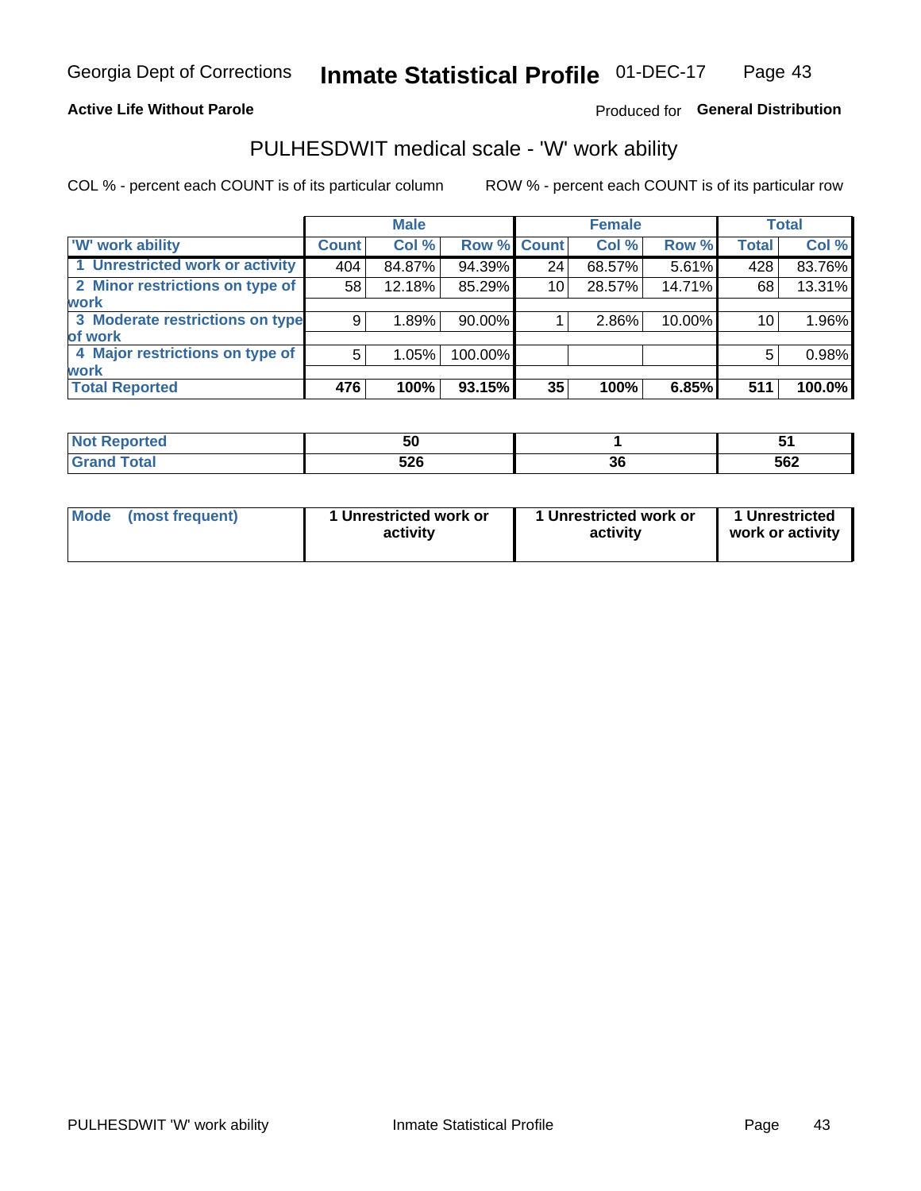Georgia Dept of Corrections **Inmate Statistical Profile** 01-DEC-17

**Active Life Without Parole**

Produced for **General Distribution**

## PULHESDWIT medical scale - 'W' work ability

COL % - percent each COUNT is of its particular column ROW % - percent each COUNT is of its particular row

| | Male | | | Female | | | Total | |
|---|---|---|---|---|---|---|---|---|
| 'W' work ability | Count | Col % | Row % | Count | Col % | Row % | Total | Col % |
| 1 Unrestricted work or activity | 404 | 84.87% | 94.39% | 24 | 68.57% | 5.61% | 428 | 83.76% |
| 2 Minor restrictions on type of work | 58 | 12.18% | 85.29% | 10 | 28.57% | 14.71% | 68 | 13.31% |
| 3 Moderate restrictions on type of work | 9 | 1.89% | 90.00% | 1 | 2.86% | 10.00% | 10 | 1.96% |
| 4 Major restrictions on type of work | 5 | 1.05% | 100.00% | | | | 5 | 0.98% |
| **Total Reported** | **476** | **100%** | **93.15%** | **35** | **100%** | **6.85%** | **511** | **100.0%** |

| | Male | Female | Total |
|---|---|---|---|
| **Not Reported** | **50** | **1** | **51** |
| **Grand Total** | **526** | **36** | **562** |

| | Male | Female | Total |
|---|---|---|---|
| Mode (most frequent) | 1 Unrestricted work or activity | 1 Unrestricted work or activity | 1 Unrestricted work or activity |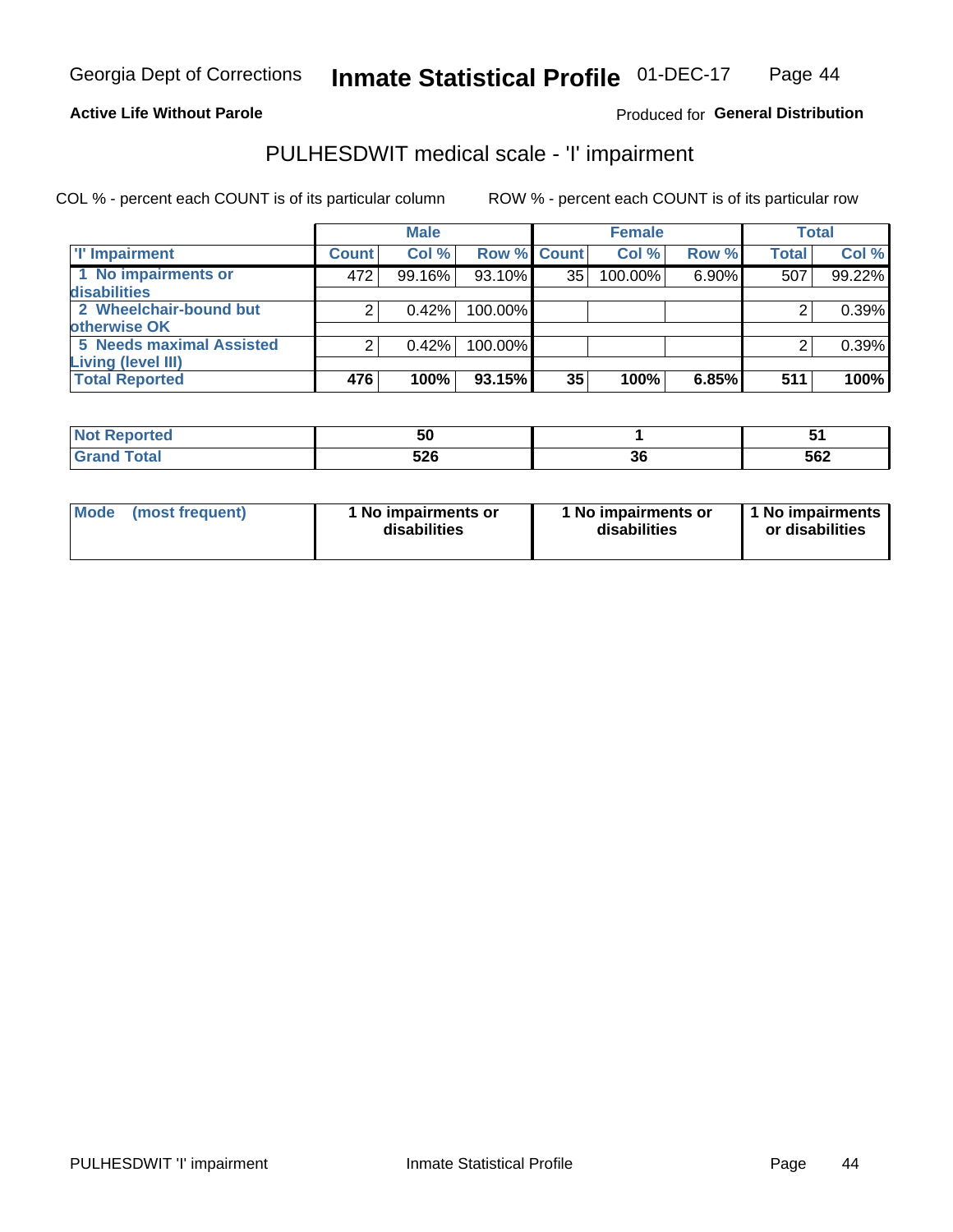Georgia Dept of Corrections **Inmate Statistical Profile** 01-DEC-17

**Active Life Without Parole**

Produced for **General Distribution**

## PULHESDWIT medical scale - 'I' impairment

COL % - percent each COUNT is of its particular column    ROW % - percent each COUNT is of its particular row

| | Male | | | Female | | | Total | |
|---|---|---|---|---|---|---|---|---|
| 'I' Impairment | Count | Col % | Row % | Count | Col % | Row % | Total | Col % |
| 1 No impairments or disabilities | 472 | 99.16% | 93.10% | 35 | 100.00% | 6.90% | 507 | 99.22% |
| 2 Wheelchair-bound but otherwise OK | 2 | 0.42% | 100.00% | | | | 2 | 0.39% |
| 5 Needs maximal Assisted Living (level III) | 2 | 0.42% | 100.00% | | | | 2 | 0.39% |
| **Total Reported** | **476** | **100%** | **93.15%** | **35** | **100%** | **6.85%** | **511** | **100%** |

| | Male | Female | Total |
|---|---|---|---|
| Not Reported | 50 | 1 | 51 |
| Grand Total | 526 | 36 | 562 |

| | Male | Female | Total |
|---|---|---|---|
| Mode (most frequent) | 1 No impairments or disabilities | 1 No impairments or disabilities | 1 No impairments or disabilities |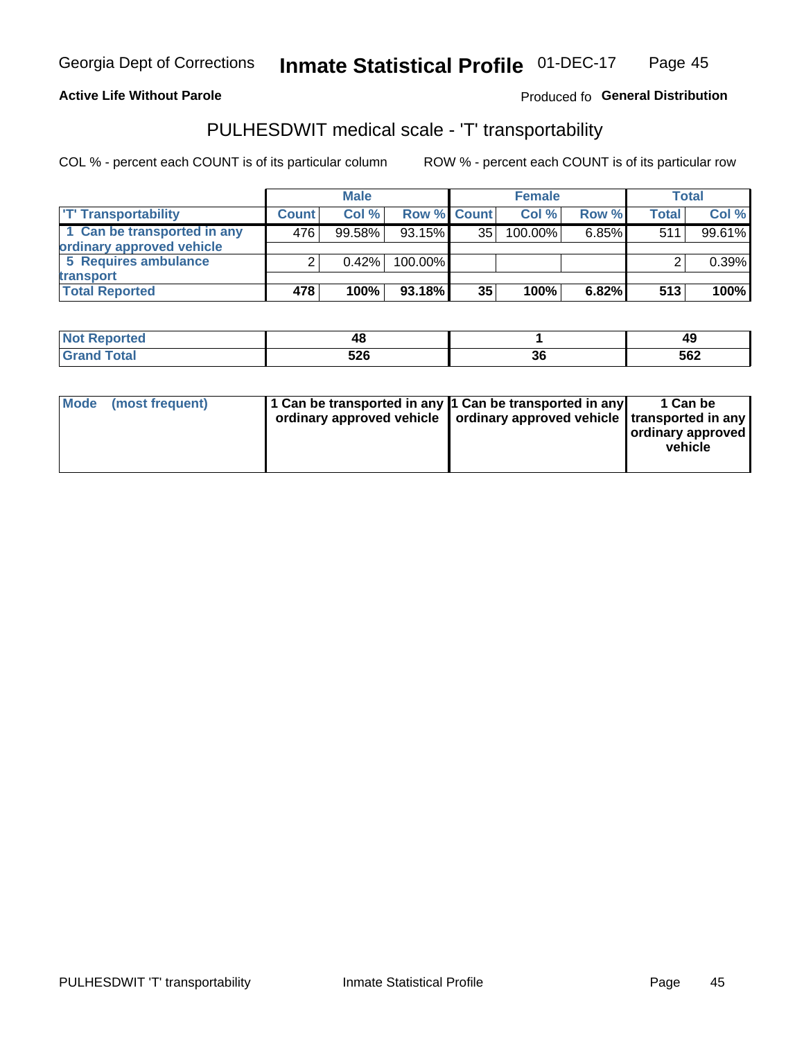Georgia Dept of Corrections **Inmate Statistical Profile** 01-DEC-17

**Active Life Without Parole**

Produced fo **General Distribution**

## PULHESDWIT medical scale - 'T' transportability

COL % - percent each COUNT is of its particular column ROW % - percent each COUNT is of its particular row

| | Male | | | Female | | | Total | |
|---|---|---|---|---|---|---|---|---|
| 'T' Transportability | Count | Col % | Row % | Count | Col % | Row % | Total | Col % |
| 1 Can be transported in any ordinary approved vehicle | 476 | 99.58% | 93.15% | 35 | 100.00% | 6.85% | 511 | 99.61% |
| 5 Requires ambulance transport | 2 | 0.42% | 100.00% | | | | 2 | 0.39% |
| **Total Reported** | **478** | **100%** | **93.18%** | **35** | **100%** | **6.82%** | **513** | **100%** |

| | Male | Female | Total |
|---|---|---|---|
| **Not Reported** | **48** | **1** | **49** |
| **Grand Total** | **526** | **36** | **562** |

| | Male | Female | Total |
|---|---|---|---|
| **Mode (most frequent)** | **1 Can be transported in any ordinary approved vehicle** | **1 Can be transported in any ordinary approved vehicle** | **1 Can be transported in any ordinary approved vehicle** |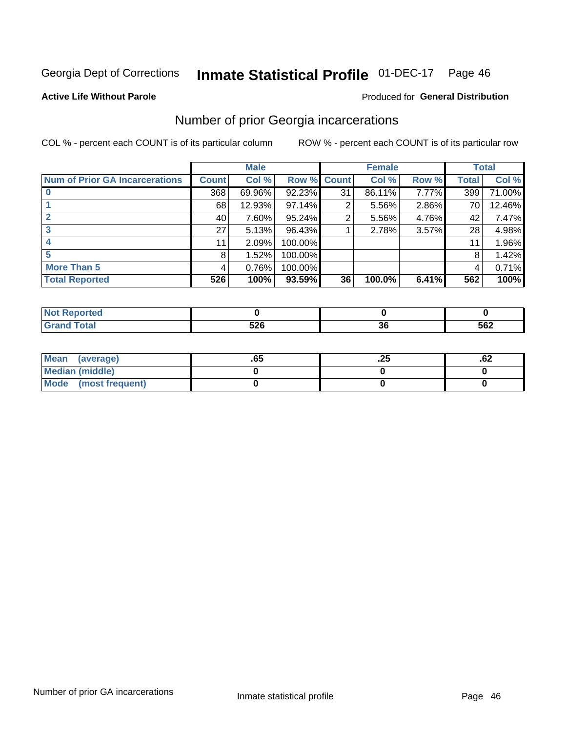Georgia Dept of Corrections **Inmate Statistical Profile** 01-DEC-17

**Active Life Without Parole**

Produced for **General Distribution**

## Number of prior Georgia incarcerations

COL % - percent each COUNT is of its particular column

ROW % - percent each COUNT is of its particular row

| | Male | | | Female | | | Total | |
|---|---|---|---|---|---|---|---|---|
| **Num of Prior GA Incarcerations** | **Count** | **Col %** | **Row %** | **Count** | **Col %** | **Row %** | **Total** | **Col %** |
| **0** | 368 | 69.96% | 92.23% | 31 | 86.11% | 7.77% | 399 | 71.00% |
| **1** | 68 | 12.93% | 97.14% | 2 | 5.56% | 2.86% | 70 | 12.46% |
| **2** | 40 | 7.60% | 95.24% | 2 | 5.56% | 4.76% | 42 | 7.47% |
| **3** | 27 | 5.13% | 96.43% | 1 | 2.78% | 3.57% | 28 | 4.98% |
| **4** | 11 | 2.09% | 100.00% | | | | 11 | 1.96% |
| **5** | 8 | 1.52% | 100.00% | | | | 8 | 1.42% |
| **More Than 5** | 4 | 0.76% | 100.00% | | | | 4 | 0.71% |
| **Total Reported** | **526** | **100%** | **93.59%** | **36** | **100.0%** | **6.41%** | **562** | **100%** |

| | Male | Female | Total |
|---|---|---|---|
| **Not Reported** | **0** | **0** | **0** |
| **Grand Total** | **526** | **36** | **562** |

| | Male | Female | Total |
|---|---|---|---|
| **Mean (average)** | **.65** | **.25** | **.62** |
| **Median (middle)** | **0** | **0** | **0** |
| **Mode (most frequent)** | **0** | **0** | **0** |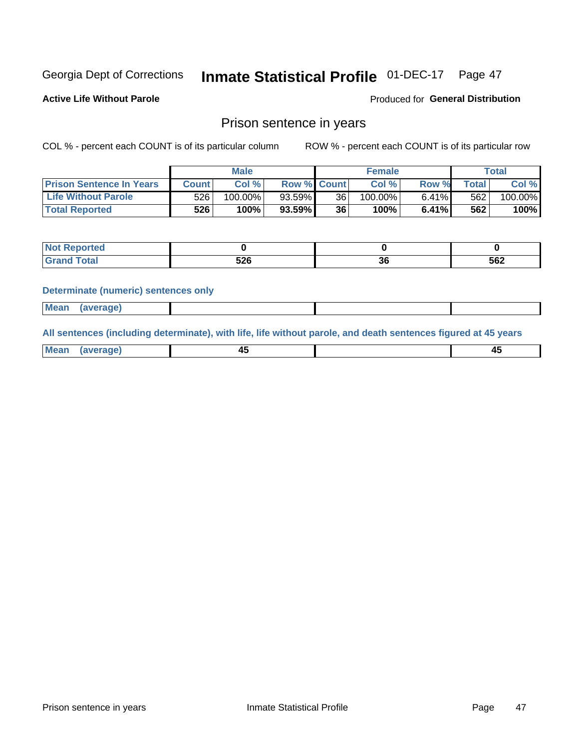Georgia Dept of Corrections **Inmate Statistical Profile** 01-DEC-17

**Active Life Without Parole**

Produced for **General Distribution**

## Prison sentence in years

COL % - percent each COUNT is of its particular column

ROW % - percent each COUNT is of its particular row

| | Male | | | Female | | | Total | |
|---|---|---|---|---|---|---|---|---|
| **Prison Sentence In Years** | **Count** | **Col %** | **Row %** | **Count** | **Col %** | **Row %** | **Total** | **Col %** |
| **Life Without Parole** | 526 | 100.00% | 93.59% | 36 | 100.00% | 6.41% | 562 | 100.00% |
| **Total Reported** | **526** | **100%** | **93.59%** | **36** | **100%** | **6.41%** | **562** | **100%** |

| | Male | Female | Total |
|---|---|---|---|
| **Not Reported** | **0** | **0** | **0** |
| **Grand Total** | **526** | **36** | **562** |

**Determinate (numeric) sentences only**

| | Male | Female | Total |
|---|---|---|---|
| **Mean (average)** | | | |

**All sentences (including determinate), with life, life without parole, and death sentences figured at 45 years**

| | Male | Female | Total |
|---|---|---|---|
| **Mean (average)** | **45** | | **45** |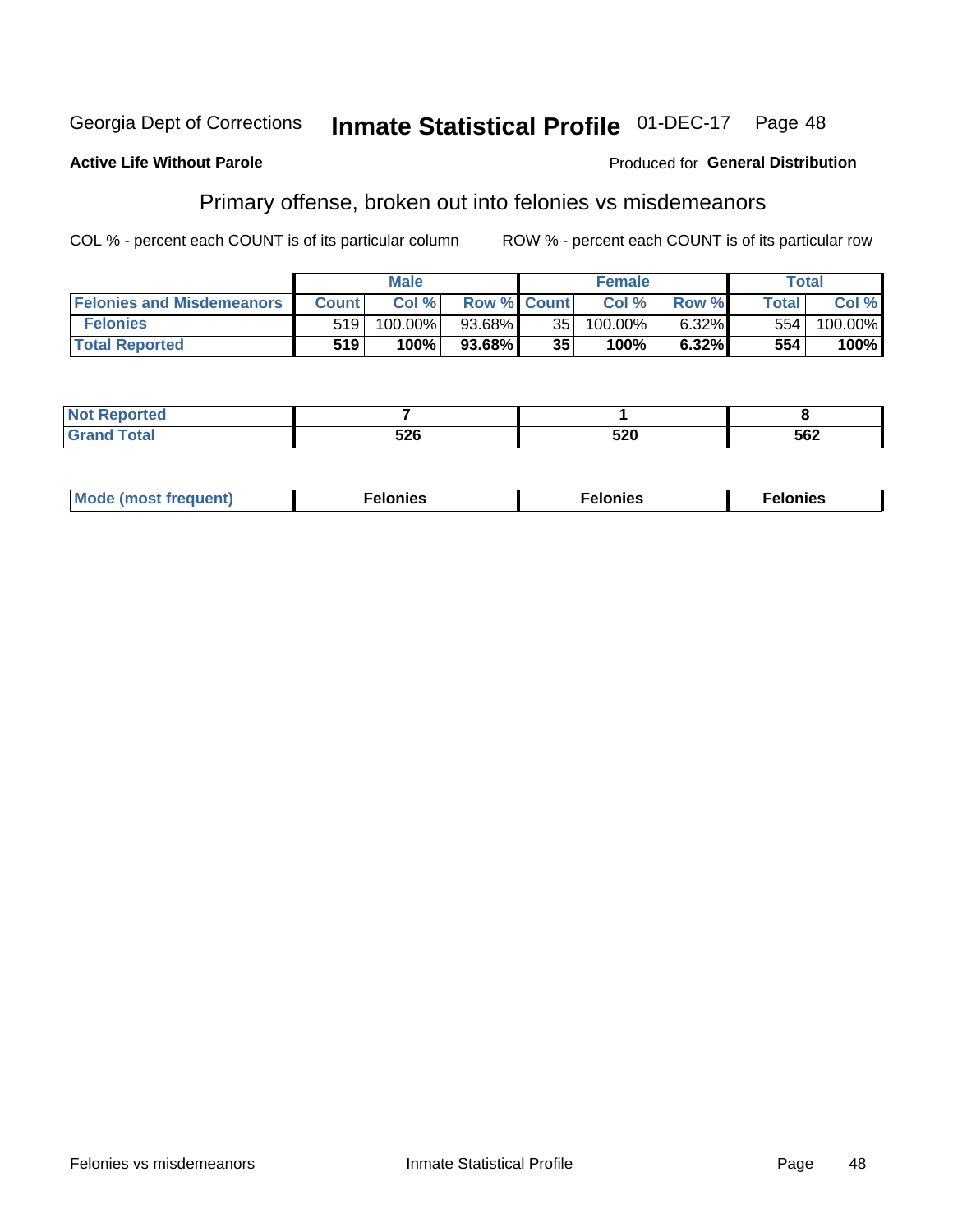Georgia Dept of Corrections **Inmate Statistical Profile** 01-DEC-17

**Active Life Without Parole**

Produced for **General Distribution**

## Primary offense, broken out into felonies vs misdemeanors

COL % - percent each COUNT is of its particular column

ROW % - percent each COUNT is of its particular row

| | Male | | | Female | | | Total | |
|---|---|---|---|---|---|---|---|---|
| **Felonies and Misdemeanors** | **Count** | **Col %** | **Row %** | **Count** | **Col %** | **Row %** | **Total** | **Col %** |
| **Felonies** | 519 | 100.00% | 93.68% | 35 | 100.00% | 6.32% | 554 | 100.00% |
| **Total Reported** | **519** | **100%** | **93.68%** | **35** | **100%** | **6.32%** | **554** | **100%** |

| | Male | Female | Total |
|---|---|---|---|
| **Not Reported** | **7** | **1** | **8** |
| **Grand Total** | **526** | **520** | **562** |

| | Male | Female | Total |
|---|---|---|---|
| **Mode (most frequent)** | **Felonies** | **Felonies** | **Felonies** |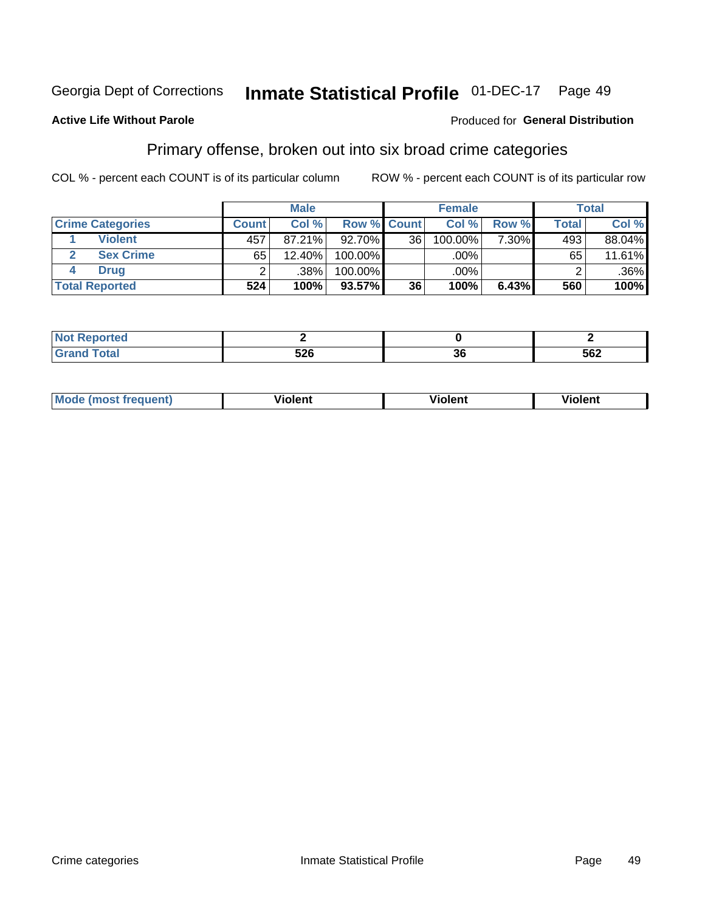Georgia Dept of Corrections **Inmate Statistical Profile** 01-DEC-17 Page 49

**Active Life Without Parole**

Produced for **General Distribution**

## Primary offense, broken out into six broad crime categories

COL % - percent each COUNT is of its particular column

ROW % - percent each COUNT is of its particular row

| | | Male | | | Female | | | Total | |
|---|---|---|---|---|---|---|---|---|---|
| **Crime Categories** | | **Count** | **Col %** | **Row %** | **Count** | **Col %** | **Row %** | **Total** | **Col %** |
| 1 | Violent | 457 | 87.21% | 92.70% | 36 | 100.00% | 7.30% | 493 | 88.04% |
| 2 | Sex Crime | 65 | 12.40% | 100.00% | | .00% | | 65 | 11.61% |
| 4 | Drug | 2 | .38% | 100.00% | | .00% | | 2 | .36% |
| **Total Reported** | | **524** | **100%** | **93.57%** | **36** | **100%** | **6.43%** | **560** | **100%** |

| | Male | Female | Total |
|---|---|---|---|
| **Not Reported** | **2** | **0** | **2** |
| **Grand Total** | **526** | **36** | **562** |

| | Male | Female | Total |
|---|---|---|---|
| **Mode (most frequent)** | **Violent** | **Violent** | **Violent** |

Crime categories Inmate Statistical Profile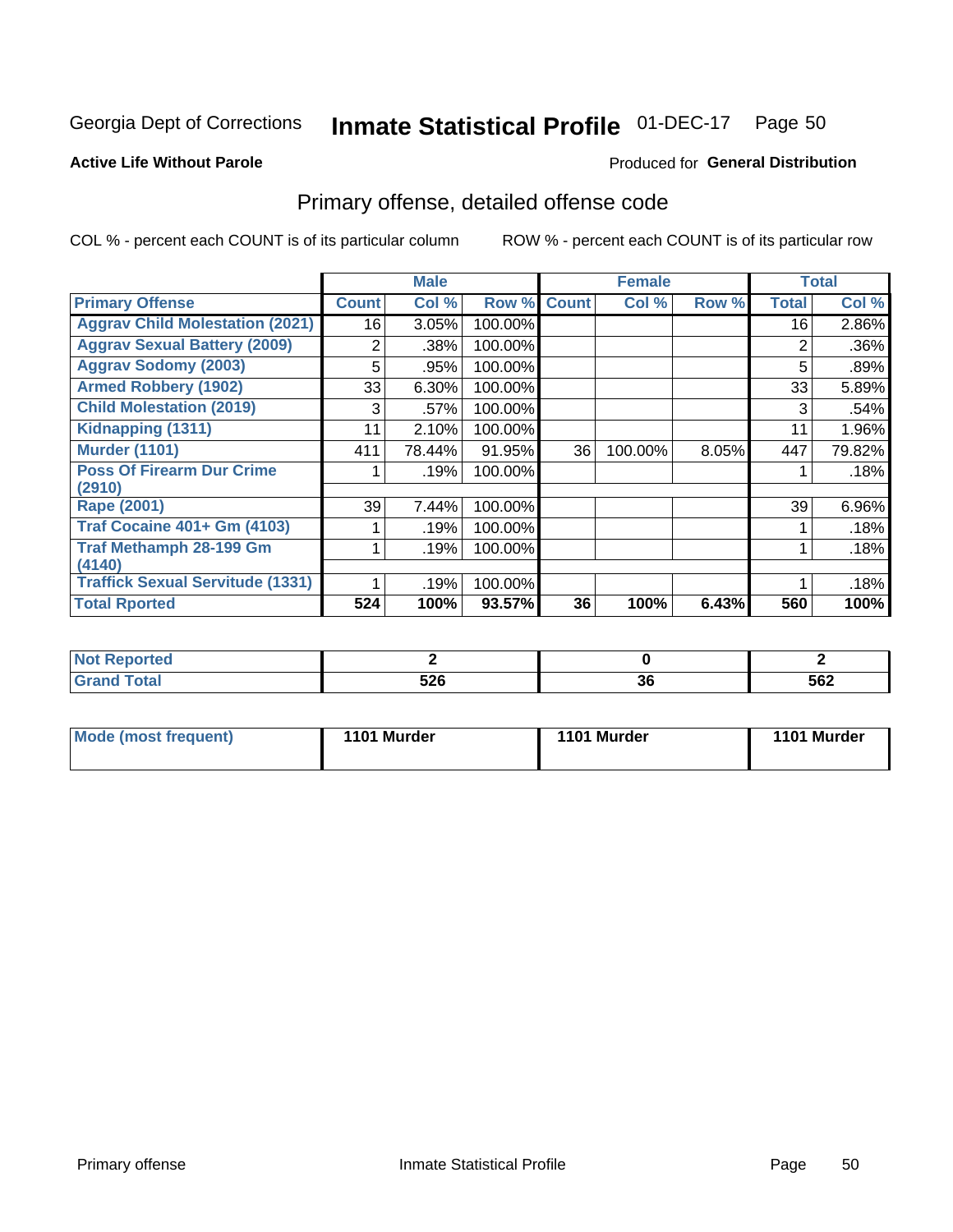Georgia Dept of Corrections **Inmate Statistical Profile** 01-DEC-17 Page 50

**Active Life Without Parole**

Produced for **General Distribution**

## Primary offense, detailed offense code

COL % - percent each COUNT is of its particular column

ROW % - percent each COUNT is of its particular row

| | Male | | | Female | | | Total | |
|---|---|---|---|---|---|---|---|---|
| **Primary Offense** | **Count** | **Col %** | **Row %** | **Count** | **Col %** | **Row %** | **Total** | **Col %** |
| Aggrav Child Molestation (2021) | 16 | 3.05% | 100.00% | | | | 16 | 2.86% |
| Aggrav Sexual Battery (2009) | 2 | .38% | 100.00% | | | | 2 | .36% |
| Aggrav Sodomy (2003) | 5 | .95% | 100.00% | | | | 5 | .89% |
| Armed Robbery (1902) | 33 | 6.30% | 100.00% | | | | 33 | 5.89% |
| Child Molestation (2019) | 3 | .57% | 100.00% | | | | 3 | .54% |
| Kidnapping (1311) | 11 | 2.10% | 100.00% | | | | 11 | 1.96% |
| Murder (1101) | 411 | 78.44% | 91.95% | 36 | 100.00% | 8.05% | 447 | 79.82% |
| Poss Of Firearm Dur Crime (2910) | 1 | .19% | 100.00% | | | | 1 | .18% |
| Rape (2001) | 39 | 7.44% | 100.00% | | | | 39 | 6.96% |
| Traf Cocaine 401+ Gm (4103) | 1 | .19% | 100.00% | | | | 1 | .18% |
| Traf Methamph 28-199 Gm (4140) | 1 | .19% | 100.00% | | | | 1 | .18% |
| Traffick Sexual Servitude (1331) | 1 | .19% | 100.00% | | | | 1 | .18% |
| **Total Rported** | **524** | **100%** | **93.57%** | **36** | **100%** | **6.43%** | **560** | **100%** |

| | Male | Female | Total |
|---|---|---|---|
| Not Reported | 2 | 0 | 2 |
| Grand Total | 526 | 36 | 562 |

| | Male | Female | Total |
|---|---|---|---|
| Mode (most frequent) | 1101 Murder | 1101 Murder | 1101 Murder |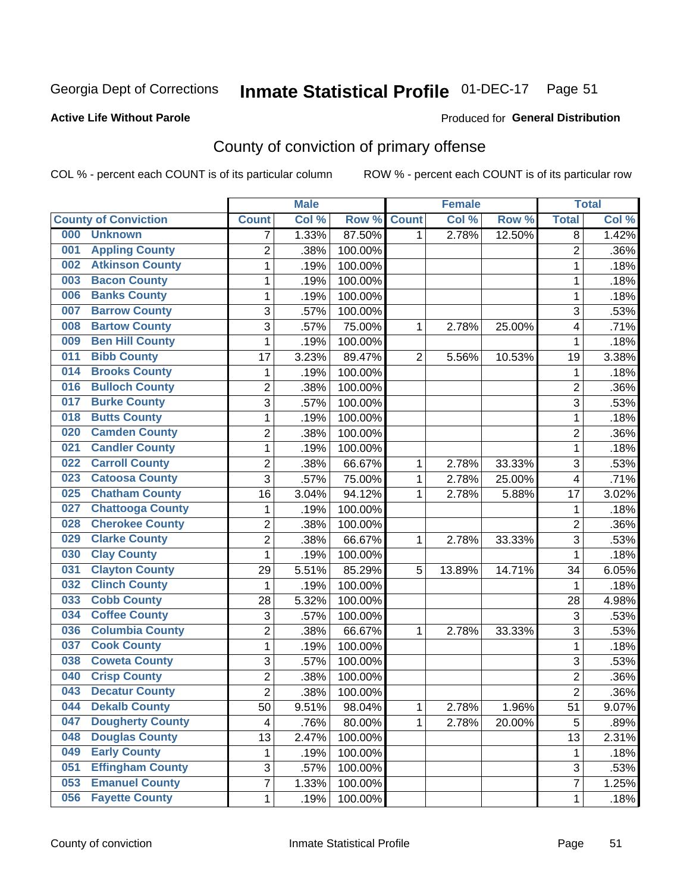Georgia Dept of Corrections **Inmate Statistical Profile** 01-DEC-17

**Active Life Without Parole**

Produced for **General Distribution**

## County of conviction of primary offense

COL % - percent each COUNT is of its particular column ROW % - percent each COUNT is of its particular row

| County of Conviction | Male | | | Female | | | Total | |
|---|---|---|---|---|---|---|---|---|
| | Count | Col % | Row % | Count | Col % | Row % | Total | Col % |
| 000 Unknown | 7 | 1.33% | 87.50% | 1 | 2.78% | 12.50% | 8 | 1.42% |
| 001 Appling County | 2 | .38% | 100.00% | | | | 2 | .36% |
| 002 Atkinson County | 1 | .19% | 100.00% | | | | 1 | .18% |
| 003 Bacon County | 1 | .19% | 100.00% | | | | 1 | .18% |
| 006 Banks County | 1 | .19% | 100.00% | | | | 1 | .18% |
| 007 Barrow County | 3 | .57% | 100.00% | | | | 3 | .53% |
| 008 Bartow County | 3 | .57% | 75.00% | 1 | 2.78% | 25.00% | 4 | .71% |
| 009 Ben Hill County | 1 | .19% | 100.00% | | | | 1 | .18% |
| 011 Bibb County | 17 | 3.23% | 89.47% | 2 | 5.56% | 10.53% | 19 | 3.38% |
| 014 Brooks County | 1 | .19% | 100.00% | | | | 1 | .18% |
| 016 Bulloch County | 2 | .38% | 100.00% | | | | 2 | .36% |
| 017 Burke County | 3 | .57% | 100.00% | | | | 3 | .53% |
| 018 Butts County | 1 | .19% | 100.00% | | | | 1 | .18% |
| 020 Camden County | 2 | .38% | 100.00% | | | | 2 | .36% |
| 021 Candler County | 1 | .19% | 100.00% | | | | 1 | .18% |
| 022 Carroll County | 2 | .38% | 66.67% | 1 | 2.78% | 33.33% | 3 | .53% |
| 023 Catoosa County | 3 | .57% | 75.00% | 1 | 2.78% | 25.00% | 4 | .71% |
| 025 Chatham County | 16 | 3.04% | 94.12% | 1 | 2.78% | 5.88% | 17 | 3.02% |
| 027 Chattooga County | 1 | .19% | 100.00% | | | | 1 | .18% |
| 028 Cherokee County | 2 | .38% | 100.00% | | | | 2 | .36% |
| 029 Clarke County | 2 | .38% | 66.67% | 1 | 2.78% | 33.33% | 3 | .53% |
| 030 Clay County | 1 | .19% | 100.00% | | | | 1 | .18% |
| 031 Clayton County | 29 | 5.51% | 85.29% | 5 | 13.89% | 14.71% | 34 | 6.05% |
| 032 Clinch County | 1 | .19% | 100.00% | | | | 1 | .18% |
| 033 Cobb County | 28 | 5.32% | 100.00% | | | | 28 | 4.98% |
| 034 Coffee County | 3 | .57% | 100.00% | | | | 3 | .53% |
| 036 Columbia County | 2 | .38% | 66.67% | 1 | 2.78% | 33.33% | 3 | .53% |
| 037 Cook County | 1 | .19% | 100.00% | | | | 1 | .18% |
| 038 Coweta County | 3 | .57% | 100.00% | | | | 3 | .53% |
| 040 Crisp County | 2 | .38% | 100.00% | | | | 2 | .36% |
| 043 Decatur County | 2 | .38% | 100.00% | | | | 2 | .36% |
| 044 Dekalb County | 50 | 9.51% | 98.04% | 1 | 2.78% | 1.96% | 51 | 9.07% |
| 047 Dougherty County | 4 | .76% | 80.00% | 1 | 2.78% | 20.00% | 5 | .89% |
| 048 Douglas County | 13 | 2.47% | 100.00% | | | | 13 | 2.31% |
| 049 Early County | 1 | .19% | 100.00% | | | | 1 | .18% |
| 051 Effingham County | 3 | .57% | 100.00% | | | | 3 | .53% |
| 053 Emanuel County | 7 | 1.33% | 100.00% | | | | 7 | 1.25% |
| 056 Fayette County | 1 | .19% | 100.00% | | | | 1 | .18% |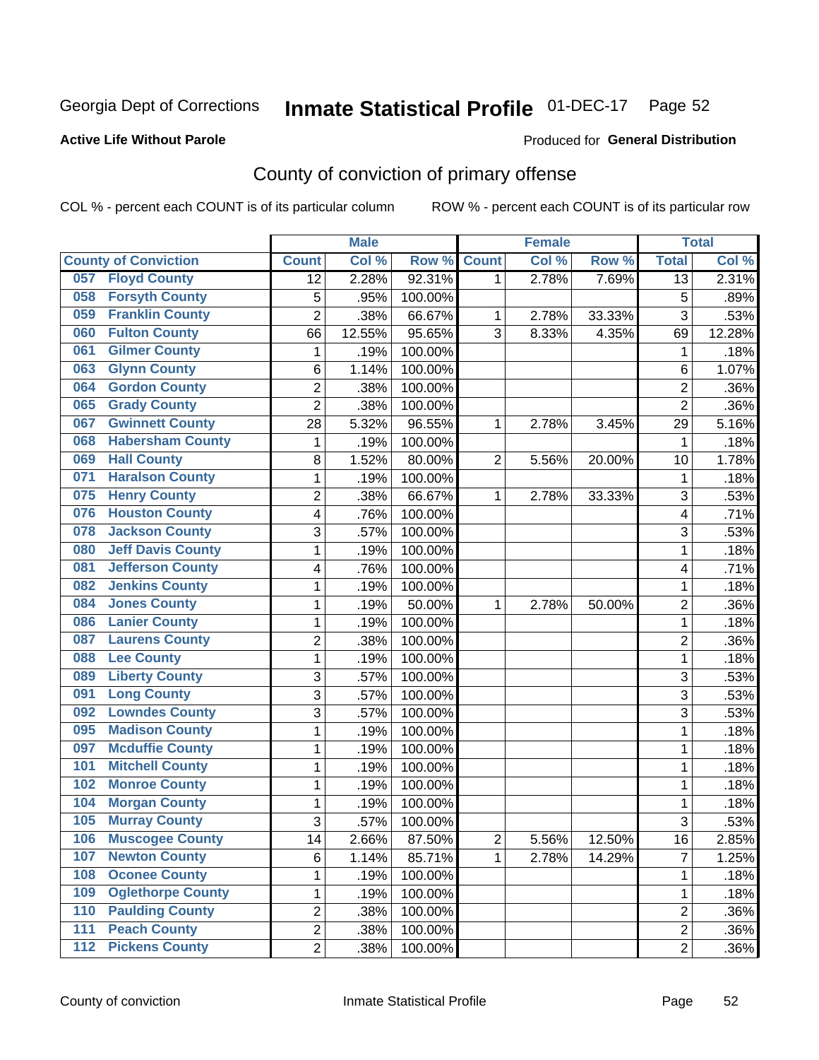Georgia Dept of Corrections **Inmate Statistical Profile** 01-DEC-17 Page 52

**Active Life Without Parole** Produced for **General Distribution**

## County of conviction of primary offense

COL % - percent each COUNT is of its particular column ROW % - percent each COUNT is of its particular row

| County of Conviction | Male | | | Female | | | Total | |
|---|---|---|---|---|---|---|---|---|
| | Count | Col % | Row % | Count | Col % | Row % | Total | Col % |
| 057 Floyd County | 12 | 2.28% | 92.31% | 1 | 2.78% | 7.69% | 13 | 2.31% |
| 058 Forsyth County | 5 | .95% | 100.00% | | | | 5 | .89% |
| 059 Franklin County | 2 | .38% | 66.67% | 1 | 2.78% | 33.33% | 3 | .53% |
| 060 Fulton County | 66 | 12.55% | 95.65% | 3 | 8.33% | 4.35% | 69 | 12.28% |
| 061 Gilmer County | 1 | .19% | 100.00% | | | | 1 | .18% |
| 063 Glynn County | 6 | 1.14% | 100.00% | | | | 6 | 1.07% |
| 064 Gordon County | 2 | .38% | 100.00% | | | | 2 | .36% |
| 065 Grady County | 2 | .38% | 100.00% | | | | 2 | .36% |
| 067 Gwinnett County | 28 | 5.32% | 96.55% | 1 | 2.78% | 3.45% | 29 | 5.16% |
| 068 Habersham County | 1 | .19% | 100.00% | | | | 1 | .18% |
| 069 Hall County | 8 | 1.52% | 80.00% | 2 | 5.56% | 20.00% | 10 | 1.78% |
| 071 Haralson County | 1 | .19% | 100.00% | | | | 1 | .18% |
| 075 Henry County | 2 | .38% | 66.67% | 1 | 2.78% | 33.33% | 3 | .53% |
| 076 Houston County | 4 | .76% | 100.00% | | | | 4 | .71% |
| 078 Jackson County | 3 | .57% | 100.00% | | | | 3 | .53% |
| 080 Jeff Davis County | 1 | .19% | 100.00% | | | | 1 | .18% |
| 081 Jefferson County | 4 | .76% | 100.00% | | | | 4 | .71% |
| 082 Jenkins County | 1 | .19% | 100.00% | | | | 1 | .18% |
| 084 Jones County | 1 | .19% | 50.00% | 1 | 2.78% | 50.00% | 2 | .36% |
| 086 Lanier County | 1 | .19% | 100.00% | | | | 1 | .18% |
| 087 Laurens County | 2 | .38% | 100.00% | | | | 2 | .36% |
| 088 Lee County | 1 | .19% | 100.00% | | | | 1 | .18% |
| 089 Liberty County | 3 | .57% | 100.00% | | | | 3 | .53% |
| 091 Long County | 3 | .57% | 100.00% | | | | 3 | .53% |
| 092 Lowndes County | 3 | .57% | 100.00% | | | | 3 | .53% |
| 095 Madison County | 1 | .19% | 100.00% | | | | 1 | .18% |
| 097 Mcduffie County | 1 | .19% | 100.00% | | | | 1 | .18% |
| 101 Mitchell County | 1 | .19% | 100.00% | | | | 1 | .18% |
| 102 Monroe County | 1 | .19% | 100.00% | | | | 1 | .18% |
| 104 Morgan County | 1 | .19% | 100.00% | | | | 1 | .18% |
| 105 Murray County | 3 | .57% | 100.00% | | | | 3 | .53% |
| 106 Muscogee County | 14 | 2.66% | 87.50% | 2 | 5.56% | 12.50% | 16 | 2.85% |
| 107 Newton County | 6 | 1.14% | 85.71% | 1 | 2.78% | 14.29% | 7 | 1.25% |
| 108 Oconee County | 1 | .19% | 100.00% | | | | 1 | .18% |
| 109 Oglethorpe County | 1 | .19% | 100.00% | | | | 1 | .18% |
| 110 Paulding County | 2 | .38% | 100.00% | | | | 2 | .36% |
| 111 Peach County | 2 | .38% | 100.00% | | | | 2 | .36% |
| 112 Pickens County | 2 | .38% | 100.00% | | | | 2 | .36% |

County of conviction Inmate Statistical Profile Page 52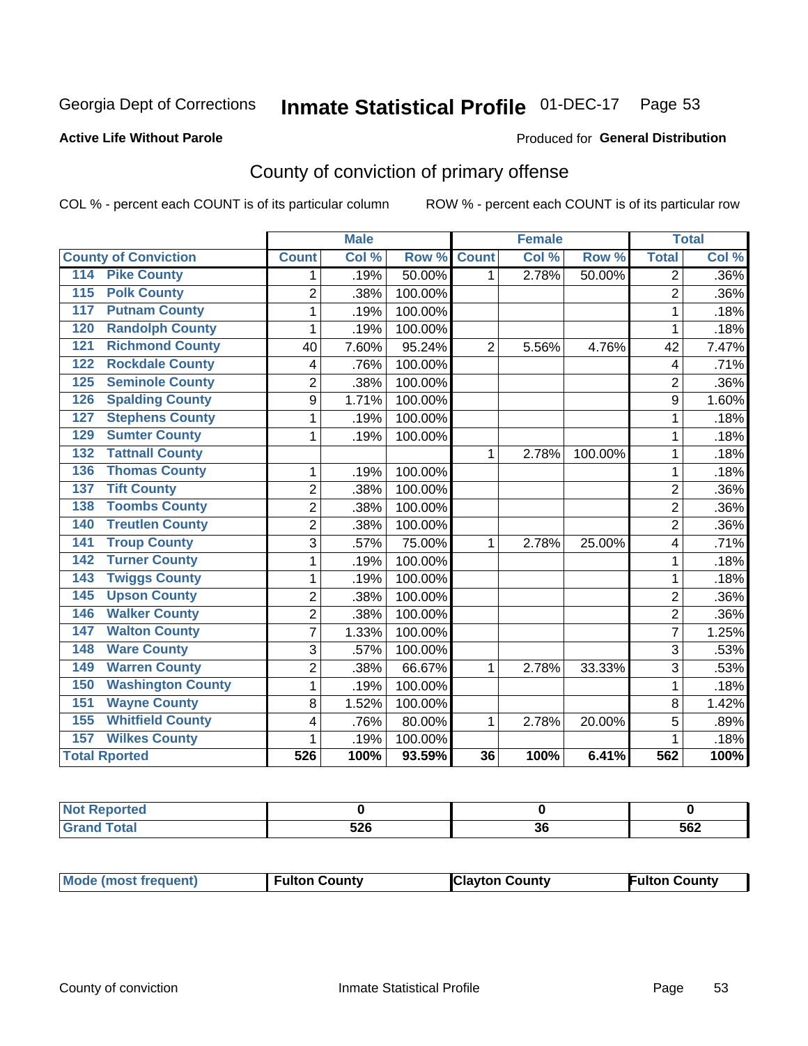Georgia Dept of Corrections **Inmate Statistical Profile** 01-DEC-17

**Active Life Without Parole**

Produced for **General Distribution**

## County of conviction of primary offense

COL % - percent each COUNT is of its particular column

ROW % - percent each COUNT is of its particular row

| County of Conviction | Male | | | Female | | | Total | |
|---|---|---|---|---|---|---|---|---|
| | Count | Col % | Row % | Count | Col % | Row % | Total | Col % |
| 114 Pike County | 1 | .19% | 50.00% | 1 | 2.78% | 50.00% | 2 | .36% |
| 115 Polk County | 2 | .38% | 100.00% | | | | 2 | .36% |
| 117 Putnam County | 1 | .19% | 100.00% | | | | 1 | .18% |
| 120 Randolph County | 1 | .19% | 100.00% | | | | 1 | .18% |
| 121 Richmond County | 40 | 7.60% | 95.24% | 2 | 5.56% | 4.76% | 42 | 7.47% |
| 122 Rockdale County | 4 | .76% | 100.00% | | | | 4 | .71% |
| 125 Seminole County | 2 | .38% | 100.00% | | | | 2 | .36% |
| 126 Spalding County | 9 | 1.71% | 100.00% | | | | 9 | 1.60% |
| 127 Stephens County | 1 | .19% | 100.00% | | | | 1 | .18% |
| 129 Sumter County | 1 | .19% | 100.00% | | | | 1 | .18% |
| 132 Tattnall County | | | | 1 | 2.78% | 100.00% | 1 | .18% |
| 136 Thomas County | 1 | .19% | 100.00% | | | | 1 | .18% |
| 137 Tift County | 2 | .38% | 100.00% | | | | 2 | .36% |
| 138 Toombs County | 2 | .38% | 100.00% | | | | 2 | .36% |
| 140 Treutlen County | 2 | .38% | 100.00% | | | | 2 | .36% |
| 141 Troup County | 3 | .57% | 75.00% | 1 | 2.78% | 25.00% | 4 | .71% |
| 142 Turner County | 1 | .19% | 100.00% | | | | 1 | .18% |
| 143 Twiggs County | 1 | .19% | 100.00% | | | | 1 | .18% |
| 145 Upson County | 2 | .38% | 100.00% | | | | 2 | .36% |
| 146 Walker County | 2 | .38% | 100.00% | | | | 2 | .36% |
| 147 Walton County | 7 | 1.33% | 100.00% | | | | 7 | 1.25% |
| 148 Ware County | 3 | .57% | 100.00% | | | | 3 | .53% |
| 149 Warren County | 2 | .38% | 66.67% | 1 | 2.78% | 33.33% | 3 | .53% |
| 150 Washington County | 1 | .19% | 100.00% | | | | 1 | .18% |
| 151 Wayne County | 8 | 1.52% | 100.00% | | | | 8 | 1.42% |
| 155 Whitfield County | 4 | .76% | 80.00% | 1 | 2.78% | 20.00% | 5 | .89% |
| 157 Wilkes County | 1 | .19% | 100.00% | | | | 1 | .18% |
| **Total Rported** | **526** | **100%** | **93.59%** | **36** | **100%** | **6.41%** | **562** | **100%** |

| | Male | Female | Total |
|---|---|---|---|
| Not Reported | 0 | 0 | 0 |
| Grand Total | 526 | 36 | 562 |

| | Male | Female | Total |
|---|---|---|---|
| Mode (most frequent) | Fulton County | Clayton County | Fulton County |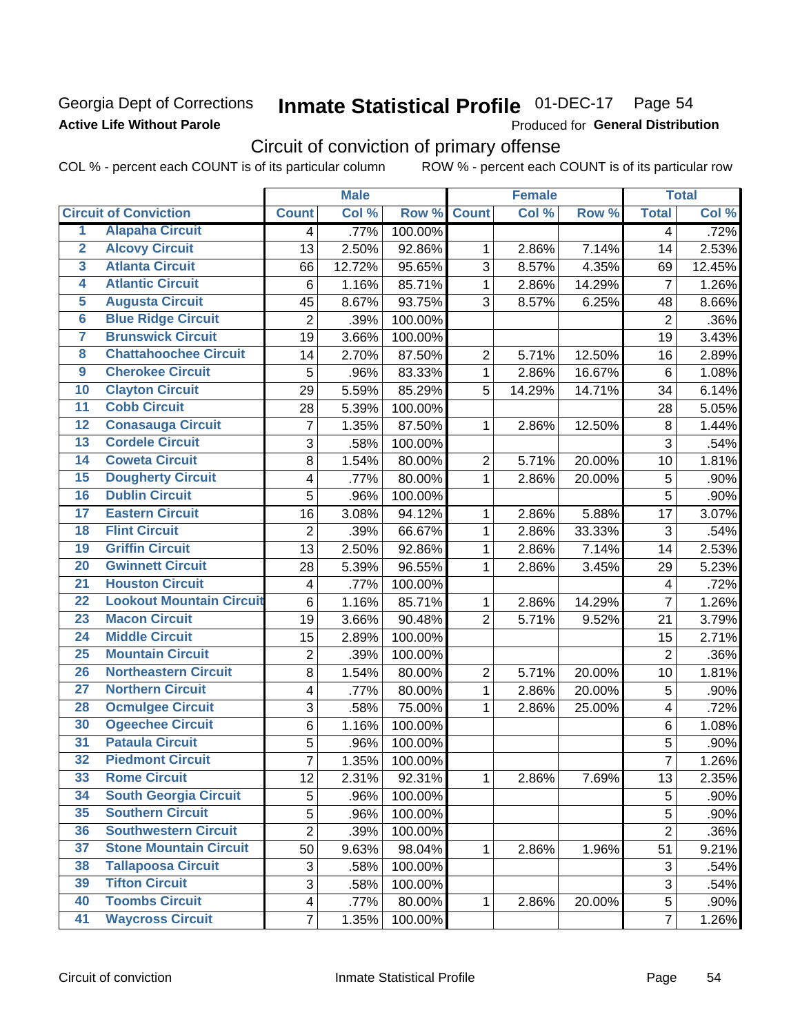Georgia Dept of Corrections
**Active Life Without Parole**

# Inmate Statistical Profile 01-DEC-17 Page 54

Produced for **General Distribution**

## Circuit of conviction of primary offense

COL % - percent each COUNT is of its particular column ROW % - percent each COUNT is of its particular row

| | | Male | | | Female | | | Total | |
|---|---|---|---|---|---|---|---|---|---|
| Circuit of Conviction | | Count | Col % | Row % | Count | Col % | Row % | Total | Col % |
| 1 | Alapaha Circuit | 4 | .77% | 100.00% | | | | 4 | .72% |
| 2 | Alcovy Circuit | 13 | 2.50% | 92.86% | 1 | 2.86% | 7.14% | 14 | 2.53% |
| 3 | Atlanta Circuit | 66 | 12.72% | 95.65% | 3 | 8.57% | 4.35% | 69 | 12.45% |
| 4 | Atlantic Circuit | 6 | 1.16% | 85.71% | 1 | 2.86% | 14.29% | 7 | 1.26% |
| 5 | Augusta Circuit | 45 | 8.67% | 93.75% | 3 | 8.57% | 6.25% | 48 | 8.66% |
| 6 | Blue Ridge Circuit | 2 | .39% | 100.00% | | | | 2 | .36% |
| 7 | Brunswick Circuit | 19 | 3.66% | 100.00% | | | | 19 | 3.43% |
| 8 | Chattahoochee Circuit | 14 | 2.70% | 87.50% | 2 | 5.71% | 12.50% | 16 | 2.89% |
| 9 | Cherokee Circuit | 5 | .96% | 83.33% | 1 | 2.86% | 16.67% | 6 | 1.08% |
| 10 | Clayton Circuit | 29 | 5.59% | 85.29% | 5 | 14.29% | 14.71% | 34 | 6.14% |
| 11 | Cobb Circuit | 28 | 5.39% | 100.00% | | | | 28 | 5.05% |
| 12 | Conasauga Circuit | 7 | 1.35% | 87.50% | 1 | 2.86% | 12.50% | 8 | 1.44% |
| 13 | Cordele Circuit | 3 | .58% | 100.00% | | | | 3 | .54% |
| 14 | Coweta Circuit | 8 | 1.54% | 80.00% | 2 | 5.71% | 20.00% | 10 | 1.81% |
| 15 | Dougherty Circuit | 4 | .77% | 80.00% | 1 | 2.86% | 20.00% | 5 | .90% |
| 16 | Dublin Circuit | 5 | .96% | 100.00% | | | | 5 | .90% |
| 17 | Eastern Circuit | 16 | 3.08% | 94.12% | 1 | 2.86% | 5.88% | 17 | 3.07% |
| 18 | Flint Circuit | 2 | .39% | 66.67% | 1 | 2.86% | 33.33% | 3 | .54% |
| 19 | Griffin Circuit | 13 | 2.50% | 92.86% | 1 | 2.86% | 7.14% | 14 | 2.53% |
| 20 | Gwinnett Circuit | 28 | 5.39% | 96.55% | 1 | 2.86% | 3.45% | 29 | 5.23% |
| 21 | Houston Circuit | 4 | .77% | 100.00% | | | | 4 | .72% |
| 22 | Lookout Mountain Circuit | 6 | 1.16% | 85.71% | 1 | 2.86% | 14.29% | 7 | 1.26% |
| 23 | Macon Circuit | 19 | 3.66% | 90.48% | 2 | 5.71% | 9.52% | 21 | 3.79% |
| 24 | Middle Circuit | 15 | 2.89% | 100.00% | | | | 15 | 2.71% |
| 25 | Mountain Circuit | 2 | .39% | 100.00% | | | | 2 | .36% |
| 26 | Northeastern Circuit | 8 | 1.54% | 80.00% | 2 | 5.71% | 20.00% | 10 | 1.81% |
| 27 | Northern Circuit | 4 | .77% | 80.00% | 1 | 2.86% | 20.00% | 5 | .90% |
| 28 | Ocmulgee Circuit | 3 | .58% | 75.00% | 1 | 2.86% | 25.00% | 4 | .72% |
| 30 | Ogeechee Circuit | 6 | 1.16% | 100.00% | | | | 6 | 1.08% |
| 31 | Pataula Circuit | 5 | .96% | 100.00% | | | | 5 | .90% |
| 32 | Piedmont Circuit | 7 | 1.35% | 100.00% | | | | 7 | 1.26% |
| 33 | Rome Circuit | 12 | 2.31% | 92.31% | 1 | 2.86% | 7.69% | 13 | 2.35% |
| 34 | South Georgia Circuit | 5 | .96% | 100.00% | | | | 5 | .90% |
| 35 | Southern Circuit | 5 | .96% | 100.00% | | | | 5 | .90% |
| 36 | Southwestern Circuit | 2 | .39% | 100.00% | | | | 2 | .36% |
| 37 | Stone Mountain Circuit | 50 | 9.63% | 98.04% | 1 | 2.86% | 1.96% | 51 | 9.21% |
| 38 | Tallapoosa Circuit | 3 | .58% | 100.00% | | | | 3 | .54% |
| 39 | Tifton Circuit | 3 | .58% | 100.00% | | | | 3 | .54% |
| 40 | Toombs Circuit | 4 | .77% | 80.00% | 1 | 2.86% | 20.00% | 5 | .90% |
| 41 | Waycross Circuit | 7 | 1.35% | 100.00% | | | | 7 | 1.26% |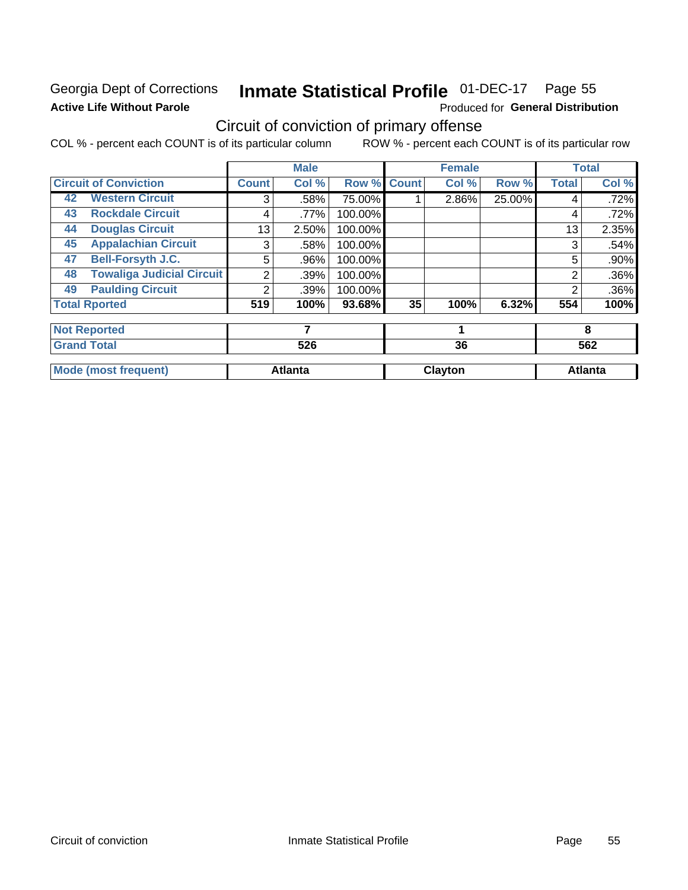Georgia Dept of Corrections
**Active Life Without Parole**

# Inmate Statistical Profile 01-DEC-17 Page 55

Produced for **General Distribution**

## Circuit of conviction of primary offense

COL % - percent each COUNT is of its particular column ROW % - percent each COUNT is of its particular row

| Circuit of Conviction | | Male | | | Female | | | Total | |
|---|---|---|---|---|---|---|---|---|---|
| | | Count | Col % | Row % | Count | Col % | Row % | Total | Col % |
| 42 | Western Circuit | 3 | .58% | 75.00% | 1 | 2.86% | 25.00% | 4 | .72% |
| 43 | Rockdale Circuit | 4 | .77% | 100.00% | | | | 4 | .72% |
| 44 | Douglas Circuit | 13 | 2.50% | 100.00% | | | | 13 | 2.35% |
| 45 | Appalachian Circuit | 3 | .58% | 100.00% | | | | 3 | .54% |
| 47 | Bell-Forsyth J.C. | 5 | .96% | 100.00% | | | | 5 | .90% |
| 48 | Towaliga Judicial Circuit | 2 | .39% | 100.00% | | | | 2 | .36% |
| 49 | Paulding Circuit | 2 | .39% | 100.00% | | | | 2 | .36% |
| **Total Rported** | | **519** | **100%** | **93.68%** | **35** | **100%** | **6.32%** | **554** | **100%** |
| **Not Reported** | | **7** | | | **1** | | | **8** | |
| **Grand Total** | | **526** | | | **36** | | | **562** | |
| **Mode (most frequent)** | | **Atlanta** | | | **Clayton** | | | **Atlanta** | |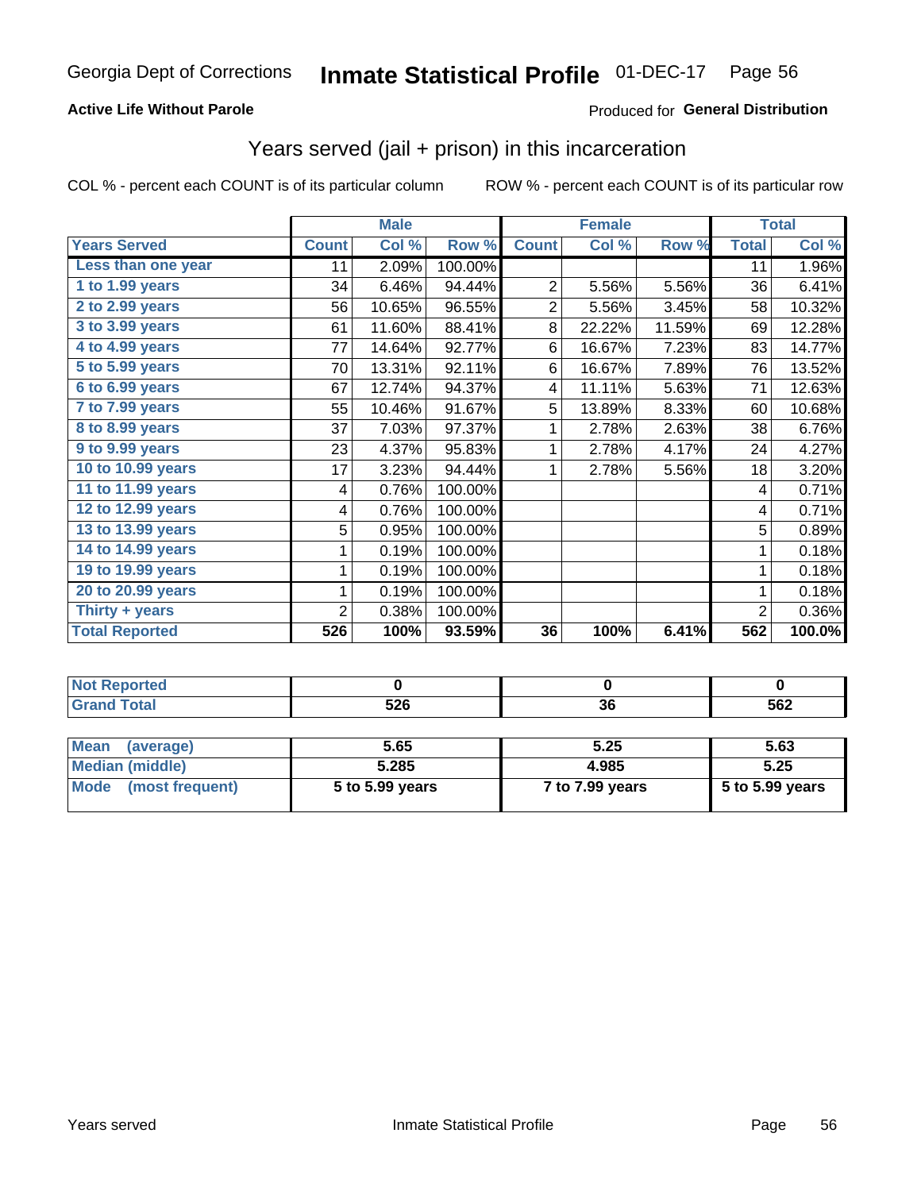Georgia Dept of Corrections **Inmate Statistical Profile** 01-DEC-17

**Active Life Without Parole**

Produced for **General Distribution**

## Years served (jail + prison) in this incarceration

COL % - percent each COUNT is of its particular column

ROW % - percent each COUNT is of its particular row

| | Male | | | Female | | | Total | |
|---|---|---|---|---|---|---|---|---|
| **Years Served** | **Count** | **Col %** | **Row %** | **Count** | **Col %** | **Row %** | **Total** | **Col %** |
| Less than one year | 11 | 2.09% | 100.00% | | | | 11 | 1.96% |
| 1 to 1.99 years | 34 | 6.46% | 94.44% | 2 | 5.56% | 5.56% | 36 | 6.41% |
| 2 to 2.99 years | 56 | 10.65% | 96.55% | 2 | 5.56% | 3.45% | 58 | 10.32% |
| 3 to 3.99 years | 61 | 11.60% | 88.41% | 8 | 22.22% | 11.59% | 69 | 12.28% |
| 4 to 4.99 years | 77 | 14.64% | 92.77% | 6 | 16.67% | 7.23% | 83 | 14.77% |
| 5 to 5.99 years | 70 | 13.31% | 92.11% | 6 | 16.67% | 7.89% | 76 | 13.52% |
| 6 to 6.99 years | 67 | 12.74% | 94.37% | 4 | 11.11% | 5.63% | 71 | 12.63% |
| 7 to 7.99 years | 55 | 10.46% | 91.67% | 5 | 13.89% | 8.33% | 60 | 10.68% |
| 8 to 8.99 years | 37 | 7.03% | 97.37% | 1 | 2.78% | 2.63% | 38 | 6.76% |
| 9 to 9.99 years | 23 | 4.37% | 95.83% | 1 | 2.78% | 4.17% | 24 | 4.27% |
| 10 to 10.99 years | 17 | 3.23% | 94.44% | 1 | 2.78% | 5.56% | 18 | 3.20% |
| 11 to 11.99 years | 4 | 0.76% | 100.00% | | | | 4 | 0.71% |
| 12 to 12.99 years | 4 | 0.76% | 100.00% | | | | 4 | 0.71% |
| 13 to 13.99 years | 5 | 0.95% | 100.00% | | | | 5 | 0.89% |
| 14 to 14.99 years | 1 | 0.19% | 100.00% | | | | 1 | 0.18% |
| 19 to 19.99 years | 1 | 0.19% | 100.00% | | | | 1 | 0.18% |
| 20 to 20.99 years | 1 | 0.19% | 100.00% | | | | 1 | 0.18% |
| Thirty + years | 2 | 0.38% | 100.00% | | | | 2 | 0.36% |
| **Total Reported** | **526** | **100%** | **93.59%** | **36** | **100%** | **6.41%** | **562** | **100.0%** |

| | Male | Female | Total |
|---|---|---|---|
| **Not Reported** | **0** | **0** | **0** |
| **Grand Total** | **526** | **36** | **562** |

| | Male | Female | Total |
|---|---|---|---|
| **Mean (average)** | **5.65** | **5.25** | **5.63** |
| **Median (middle)** | **5.285** | **4.985** | **5.25** |
| **Mode (most frequent)** | **5 to 5.99 years** | **7 to 7.99 years** | **5 to 5.99 years** |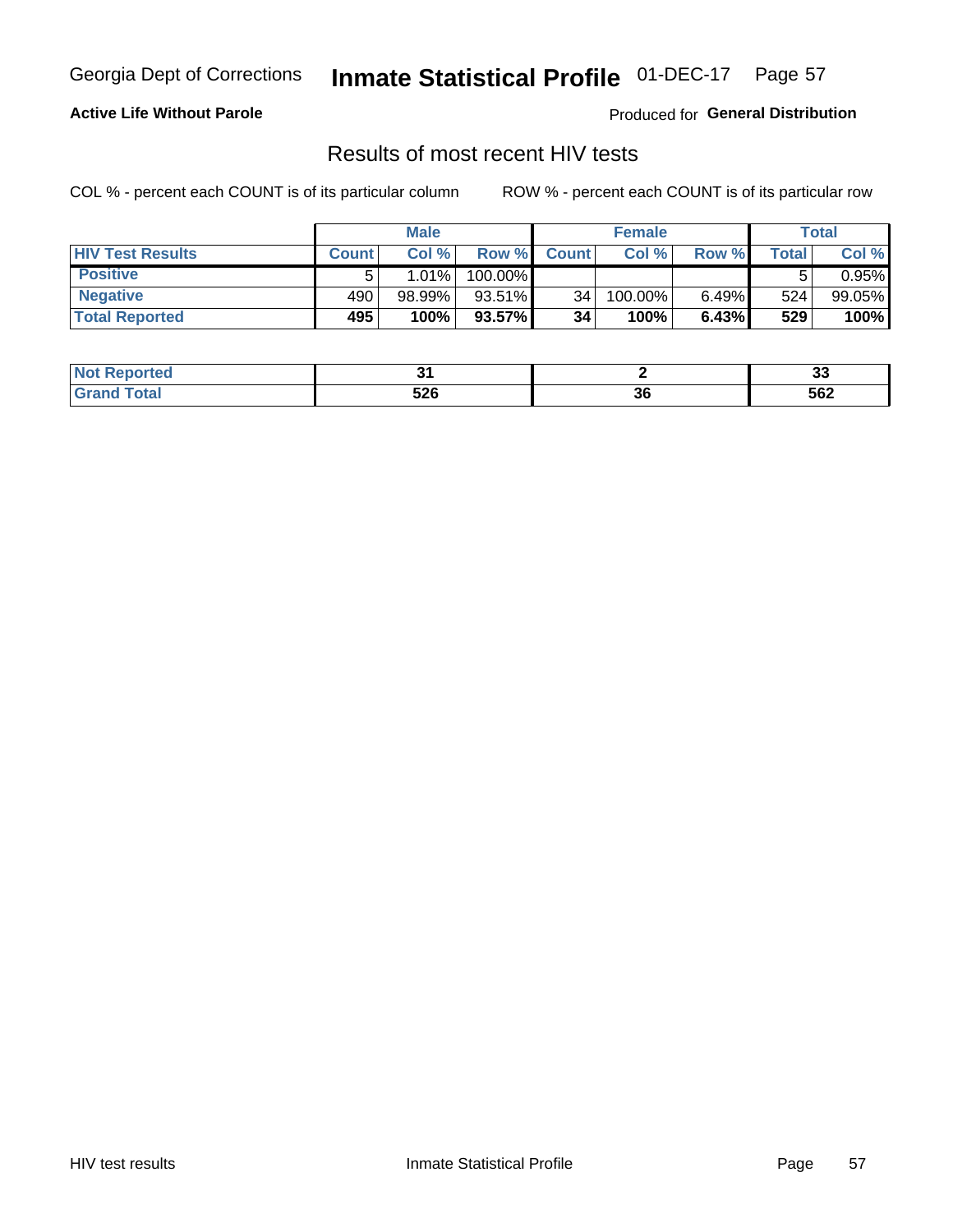Georgia Dept of Corrections **Inmate Statistical Profile** 01-DEC-17

**Active Life Without Parole**

Produced for **General Distribution**

## Results of most recent HIV tests

COL % - percent each COUNT is of its particular column ROW % - percent each COUNT is of its particular row

| | Male | | | Female | | | Total | |
|---|---|---|---|---|---|---|---|---|
| HIV Test Results | Count | Col % | Row % | Count | Col % | Row % | Total | Col % |
| Positive | 5 | 1.01% | 100.00% | | | | 5 | 0.95% |
| Negative | 490 | 98.99% | 93.51% | 34 | 100.00% | 6.49% | 524 | 99.05% |
| **Total Reported** | **495** | **100%** | **93.57%** | **34** | **100%** | **6.43%** | **529** | **100%** |

| | Male | Female | Total |
|---|---|---|---|
| Not Reported | **31** | **2** | **33** |
| Grand Total | **526** | **36** | **562** |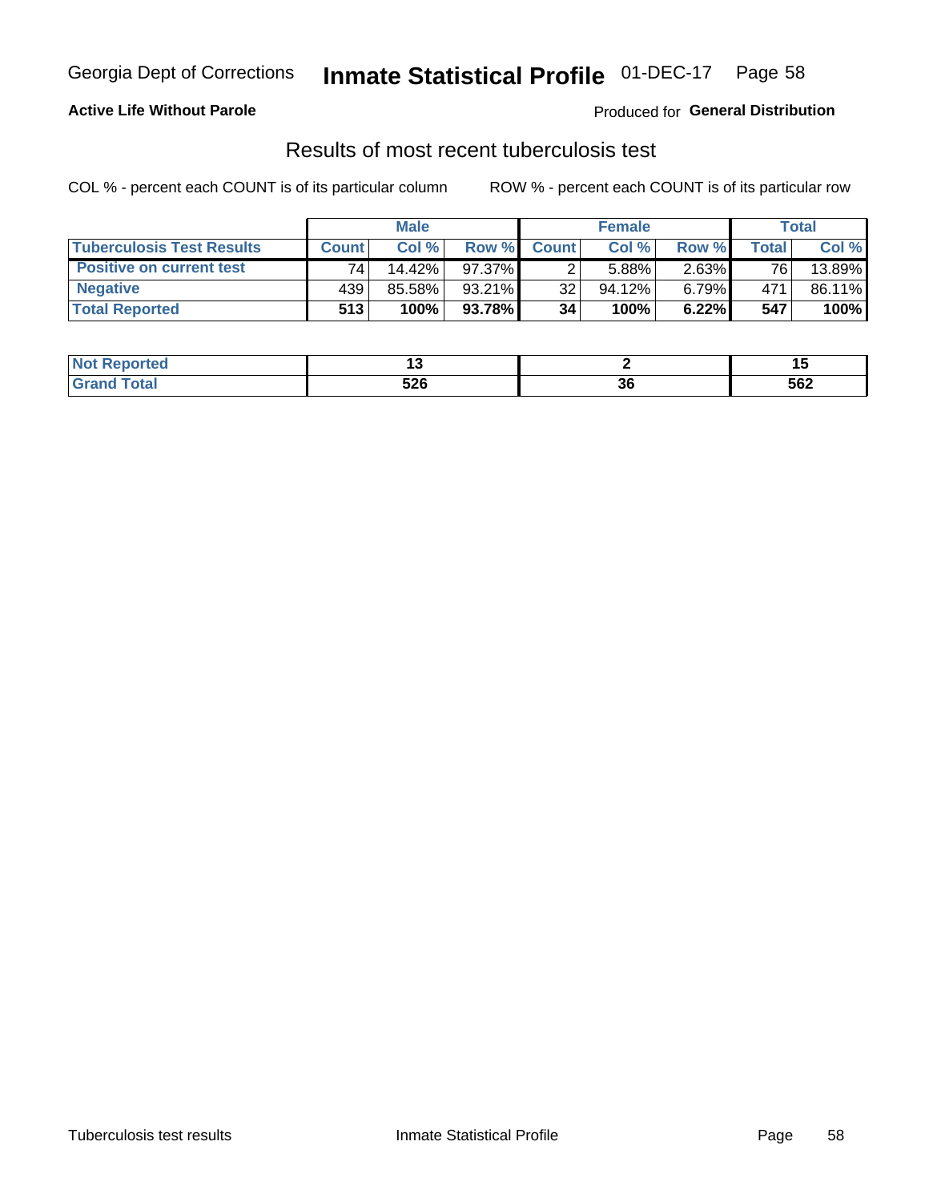Georgia Dept of Corrections **Inmate Statistical Profile** 01-DEC-17

**Active Life Without Parole**

Produced for **General Distribution**

## Results of most recent tuberculosis test

COL % - percent each COUNT is of its particular column        ROW % - percent each COUNT is of its particular row

| | Male | | | Female | | | Total | |
|---|---|---|---|---|---|---|---|---|
| **Tuberculosis Test Results** | **Count** | **Col %** | **Row %** | **Count** | **Col %** | **Row %** | **Total** | **Col %** |
| **Positive on current test** | 74 | 14.42% | 97.37% | 2 | 5.88% | 2.63% | 76 | 13.89% |
| **Negative** | 439 | 85.58% | 93.21% | 32 | 94.12% | 6.79% | 471 | 86.11% |
| **Total Reported** | **513** | **100%** | **93.78%** | **34** | **100%** | **6.22%** | **547** | **100%** |

| | Male | Female | Total |
|---|---|---|---|
| **Not Reported** | **13** | **2** | **15** |
| **Grand Total** | **526** | **36** | **562** |

Tuberculosis test results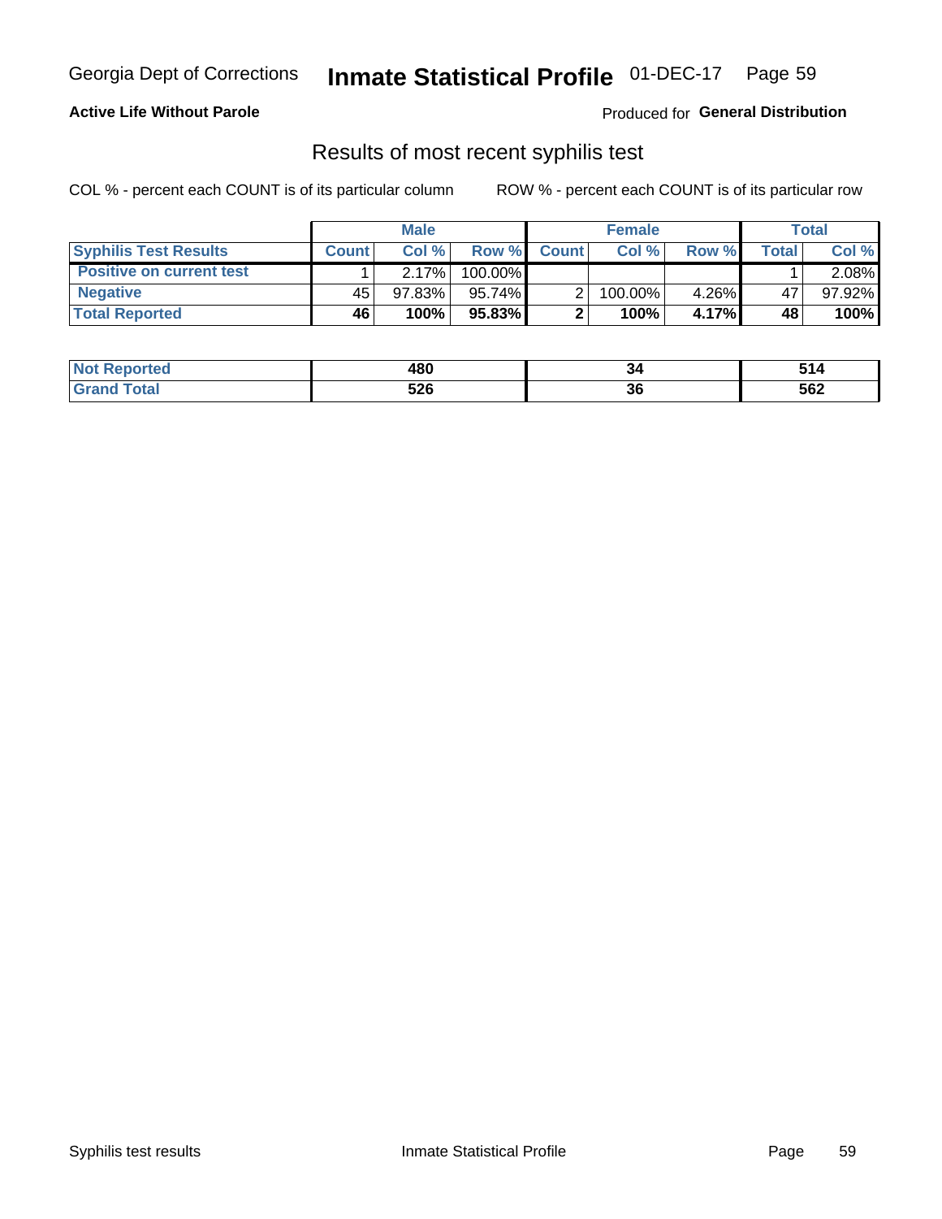Georgia Dept of Corrections **Inmate Statistical Profile** 01-DEC-17 Page 59

**Active Life Without Parole**

Produced for **General Distribution**

## Results of most recent syphilis test

COL % - percent each COUNT is of its particular column ROW % - percent each COUNT is of its particular row

| | Male | | | Female | | | Total | |
|---|---|---|---|---|---|---|---|---|
| **Syphilis Test Results** | **Count** | **Col %** | **Row %** | **Count** | **Col %** | **Row %** | **Total** | **Col %** |
| **Positive on current test** | 1 | 2.17% | 100.00% | | | | 1 | 2.08% |
| **Negative** | 45 | 97.83% | 95.74% | 2 | 100.00% | 4.26% | 47 | 97.92% |
| **Total Reported** | **46** | **100%** | **95.83%** | **2** | **100%** | **4.17%** | **48** | **100%** |

| | Male | Female | Total |
|---|---|---|---|
| **Not Reported** | **480** | **34** | **514** |
| **Grand Total** | **526** | **36** | **562** |

Syphilis test results Inmate Statistical Profile Page 59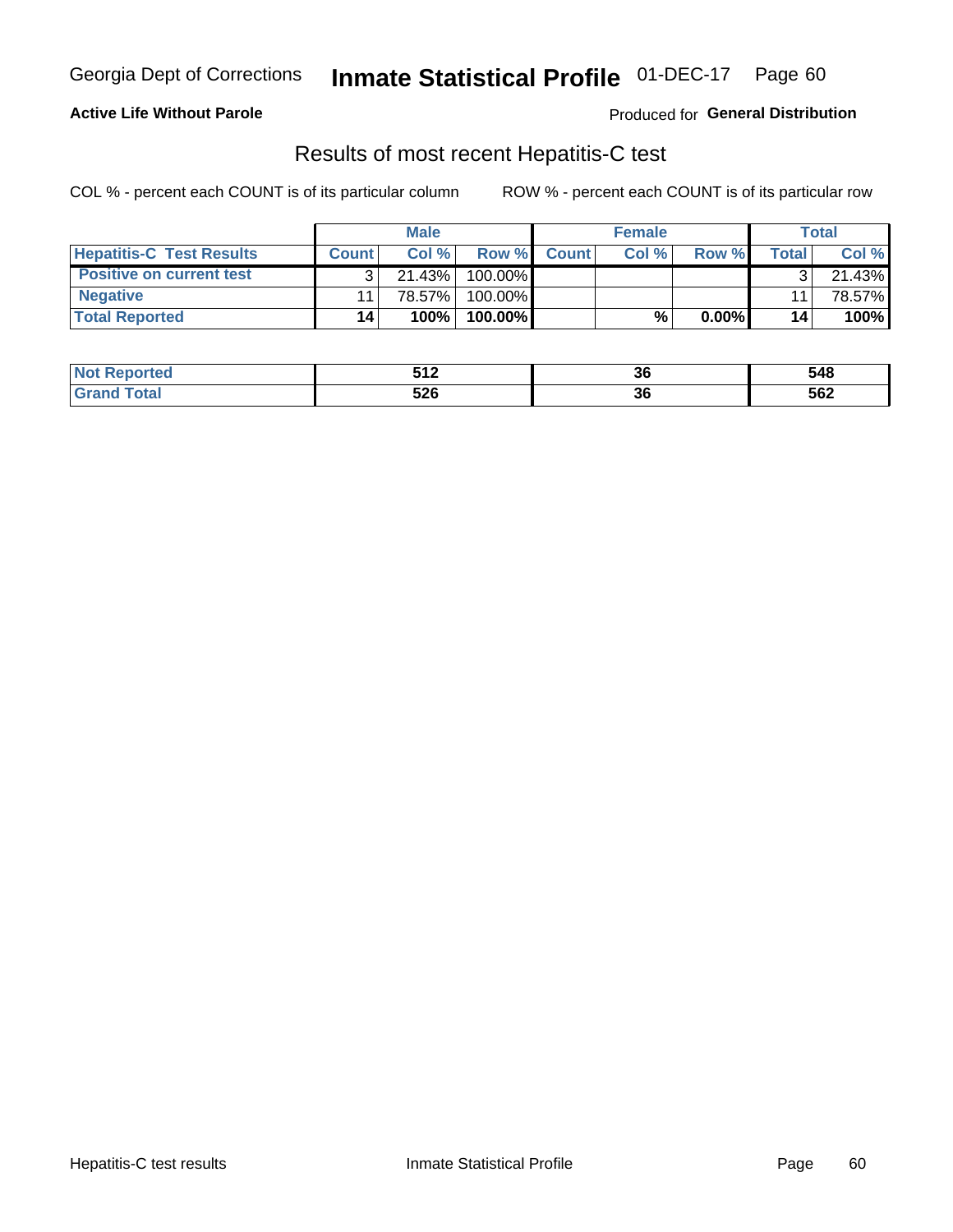Georgia Dept of Corrections **Inmate Statistical Profile** 01-DEC-17 Page 60

**Active Life Without Parole**

Produced for **General Distribution**

## Results of most recent Hepatitis-C test

COL % - percent each COUNT is of its particular column

ROW % - percent each COUNT is of its particular row

| | Male | | | Female | | | Total | |
|---|---|---|---|---|---|---|---|---|
| **Hepatitis-C Test Results** | **Count** | **Col %** | **Row %** | **Count** | **Col %** | **Row %** | **Total** | **Col %** |
| **Positive on current test** | 3 | 21.43% | 100.00% | | | | 3 | 21.43% |
| **Negative** | 11 | 78.57% | 100.00% | | | | 11 | 78.57% |
| **Total Reported** | **14** | **100%** | **100.00%** | | **%** | **0.00%** | **14** | **100%** |

| | Male | Female | Total |
|---|---|---|---|
| **Not Reported** | **512** | **36** | **548** |
| **Grand Total** | **526** | **36** | **562** |

Hepatitis-C test results Inmate Statistical Profile